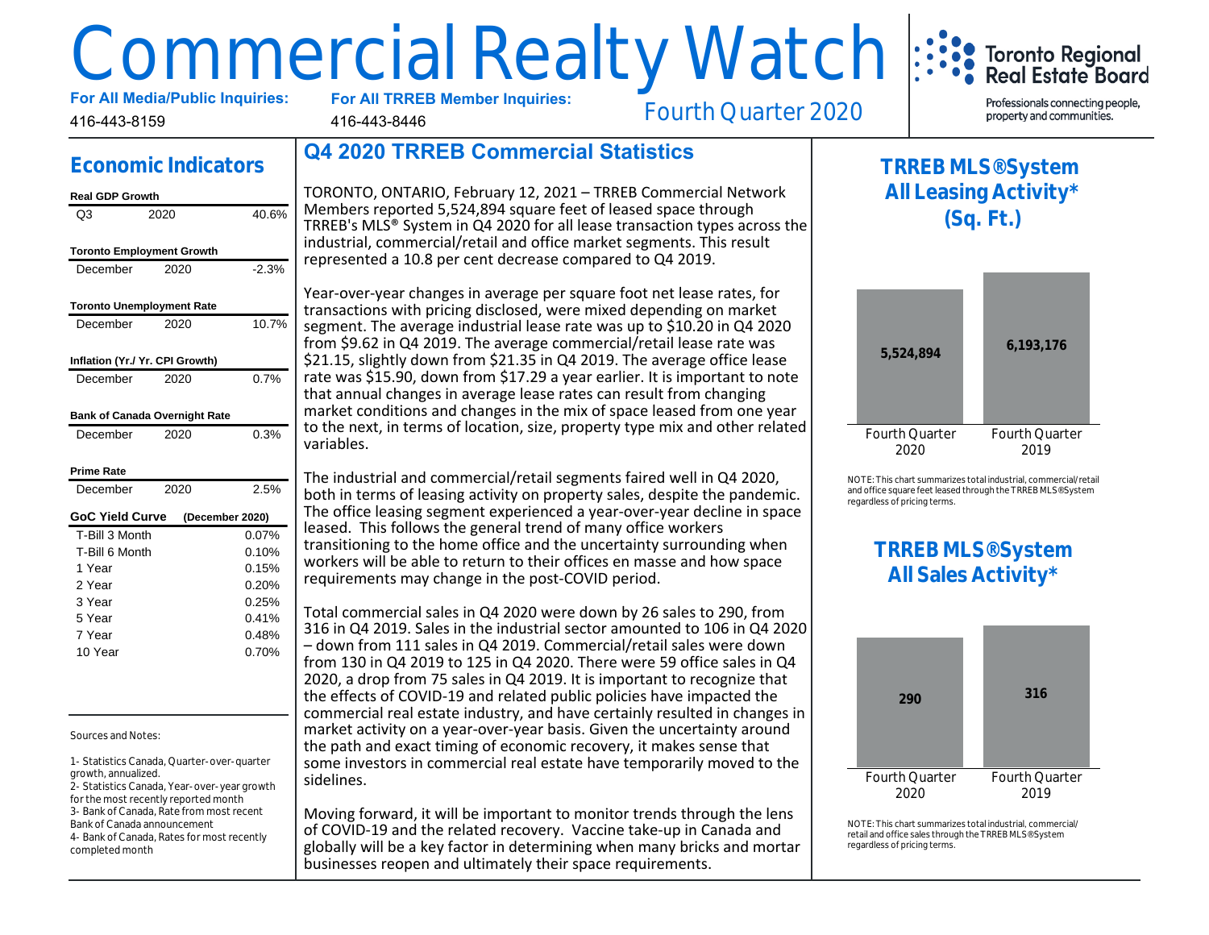# Commercial Realty Watch

**For All Media/Public Inquiries:** 416-443-8159

**For All TRREB Member Inquiries:** 416-443-8446

Fourth Quarter 2020

Toronto Regional Real Estate Board

Professionals connecting people, property and communities.

## Economic Indicators

**Real GDP Growth**

| | | |
|---|---|---|
| Q3 | 2020 | 40.6% |

**Toronto Employment Growth**

| | | |
|---|---|---|
| December | 2020 | -2.3% |

**Toronto Unemployment Rate**

| | | |
|---|---|---|
| December | 2020 | 10.7% |

**Inflation (Yr./ Yr. CPI Growth)**

| | | |
|---|---|---|
| December | 2020 | 0.7% |

**Bank of Canada Overnight Rate**

| | | |
|---|---|---|
| December | 2020 | 0.3% |

**Prime Rate**

| | | |
|---|---|---|
| December | 2020 | 2.5% |

**GoC Yield Curve** (December 2020)

| | |
|---|---|
| T-Bill 3 Month | 0.07% |
| T-Bill 6 Month | 0.10% |
| 1 Year | 0.15% |
| 2 Year | 0.20% |
| 3 Year | 0.25% |
| 5 Year | 0.41% |
| 7 Year | 0.48% |
| 10 Year | 0.70% |

Sources and Notes:

1- Statistics Canada, Quarter-over-quarter growth, annualized.
2- Statistics Canada, Year-over-year growth for the most recently reported month
3- Bank of Canada, Rate from most recent Bank of Canada announcement
4- Bank of Canada, Rates for most recently completed month

## Q4 2020 TRREB Commercial Statistics

TORONTO, ONTARIO, February 12, 2021 – TRREB Commercial Network Members reported 5,524,894 square feet of leased space through TRREB's MLS® System in Q4 2020 for all lease transaction types across the industrial, commercial/retail and office market segments. This result represented a 10.8 per cent decrease compared to Q4 2019.

Year-over-year changes in average per square foot net lease rates, for transactions with pricing disclosed, were mixed depending on market segment. The average industrial lease rate was up to $10.20 in Q4 2020 from $9.62 in Q4 2019. The average commercial/retail lease rate was $21.15, slightly down from $21.35 in Q4 2019. The average office lease rate was $15.90, down from $17.29 a year earlier. It is important to note that annual changes in average lease rates can result from changing market conditions and changes in the mix of space leased from one year to the next, in terms of location, size, property type mix and other related variables.

The industrial and commercial/retail segments faired well in Q4 2020, both in terms of leasing activity on property sales, despite the pandemic. The office leasing segment experienced a year-over-year decline in space leased. This follows the general trend of many office workers transitioning to the home office and the uncertainty surrounding when workers will be able to return to their offices en masse and how space requirements may change in the post-COVID period.

Total commercial sales in Q4 2020 were down by 26 sales to 290, from 316 in Q4 2019. Sales in the industrial sector amounted to 106 in Q4 2020 – down from 111 sales in Q4 2019. Commercial/retail sales were down from 130 in Q4 2019 to 125 in Q4 2020. There were 59 office sales in Q4 2020, a drop from 75 sales in Q4 2019. It is important to recognize that the effects of COVID-19 and related public policies have impacted the commercial real estate industry, and have certainly resulted in changes in market activity on a year-over-year basis. Given the uncertainty around the path and exact timing of economic recovery, it makes sense that some investors in commercial real estate have temporarily moved to the sidelines.

Moving forward, it will be important to monitor trends through the lens of COVID-19 and the related recovery. Vaccine take-up in Canada and globally will be a key factor in determining when many bricks and mortar businesses reopen and ultimately their space requirements.

## TRREB MLS® System All Leasing Activity* (Sq. Ft.)

| Fourth Quarter 2020 | Fourth Quarter 2019 |
|---|---|
| 5,524,894 | 6,193,176 |

NOTE: This chart summarizes total industrial, commercial/retail and office square feet leased through the TRREB MLS® System regardless of pricing terms.

## TRREB MLS® System All Sales Activity*

| Fourth Quarter 2020 | Fourth Quarter 2019 |
|---|---|
| 290 | 316 |

NOTE: This chart summarizes total industrial, commercial/retail and office sales through the TRREB MLS® System regardless of pricing terms.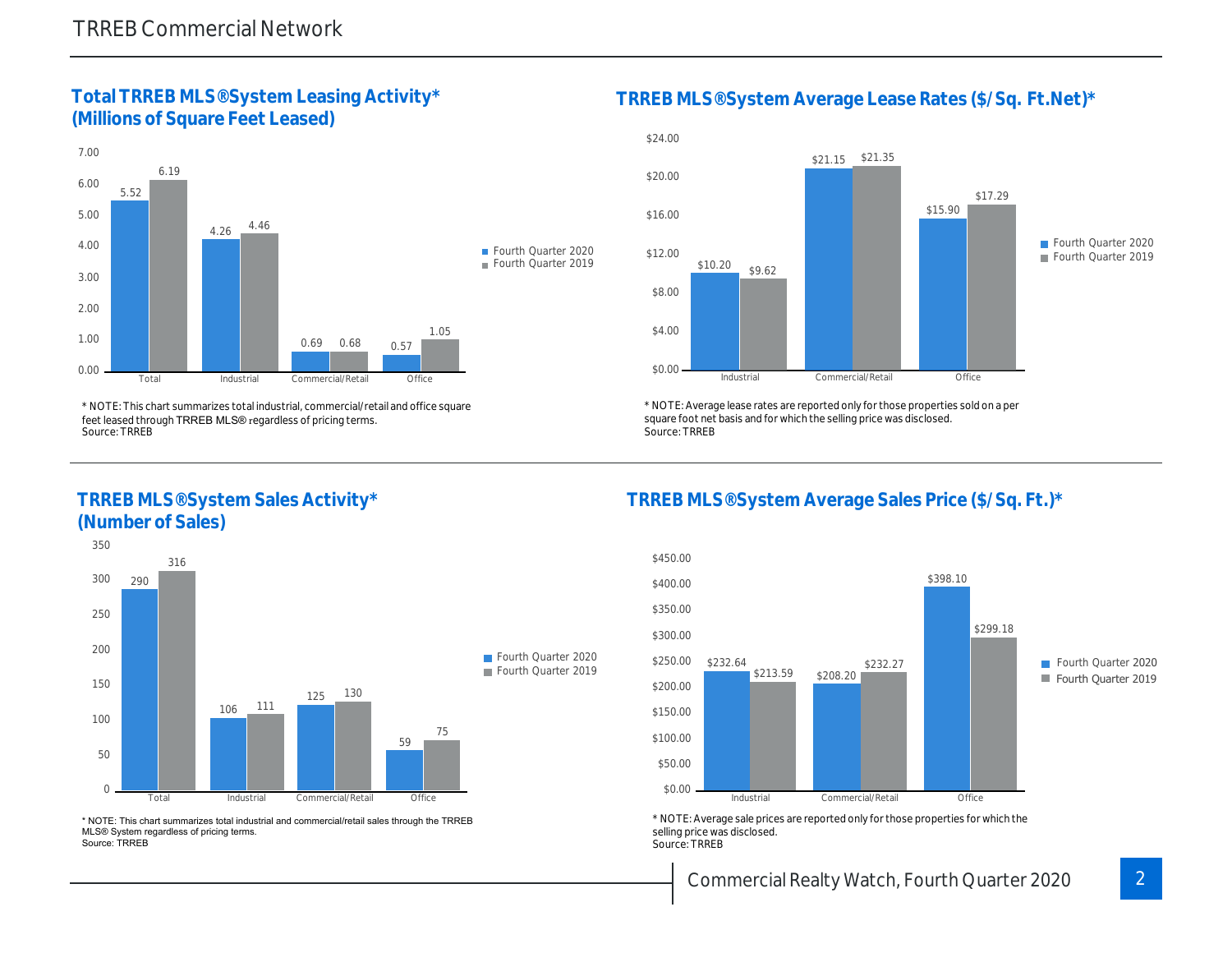## TRREB Commercial Network

### Total TRREB MLS®System Leasing Activity* (Millions of Square Feet Leased)

| | Fourth Quarter 2020 | Fourth Quarter 2019 |
|---|---|---|
| Total | 5.52 | 6.19 |
| Industrial | 4.26 | 4.46 |
| Commercial/Retail | 0.69 | 0.68 |
| Office | 0.57 | 1.05 |

\* NOTE: This chart summarizes total industrial, commercial/retail and office square feet leased through TRREB MLS® regardless of pricing terms.
Source: TRREB

### TRREB MLS®System Average Lease Rates ($/Sq. Ft.Net)*

| | Fourth Quarter 2020 | Fourth Quarter 2019 |
|---|---|---|
| Industrial | $10.20 | $9.62 |
| Commercial/Retail | $21.15 | $21.35 |
| Office | $15.90 | $17.29 |

\* NOTE: Average lease rates are reported only for those properties sold on a per square foot net basis and for which the selling price was disclosed.
Source: TRREB

### TRREB MLS®System Sales Activity* (Number of Sales)

| | Fourth Quarter 2020 | Fourth Quarter 2019 |
|---|---|---|
| Total | 290 | 316 |
| Industrial | 106 | 111 |
| Commercial/Retail | 125 | 130 |
| Office | 59 | 75 |

\* NOTE: This chart summarizes total industrial and commercial/retail sales through the TRREB MLS® System regardless of pricing terms.
Source: TRREB

### TRREB MLS®System Average Sales Price ($/Sq. Ft.)*

| | Fourth Quarter 2020 | Fourth Quarter 2019 |
|---|---|---|
| Industrial | $232.64 | $213.59 |
| Commercial/Retail | $208.20 | $232.27 |
| Office | $398.10 | $299.18 |

\* NOTE: Average sale prices are reported only for those properties for which the selling price was disclosed.
Source: TRREB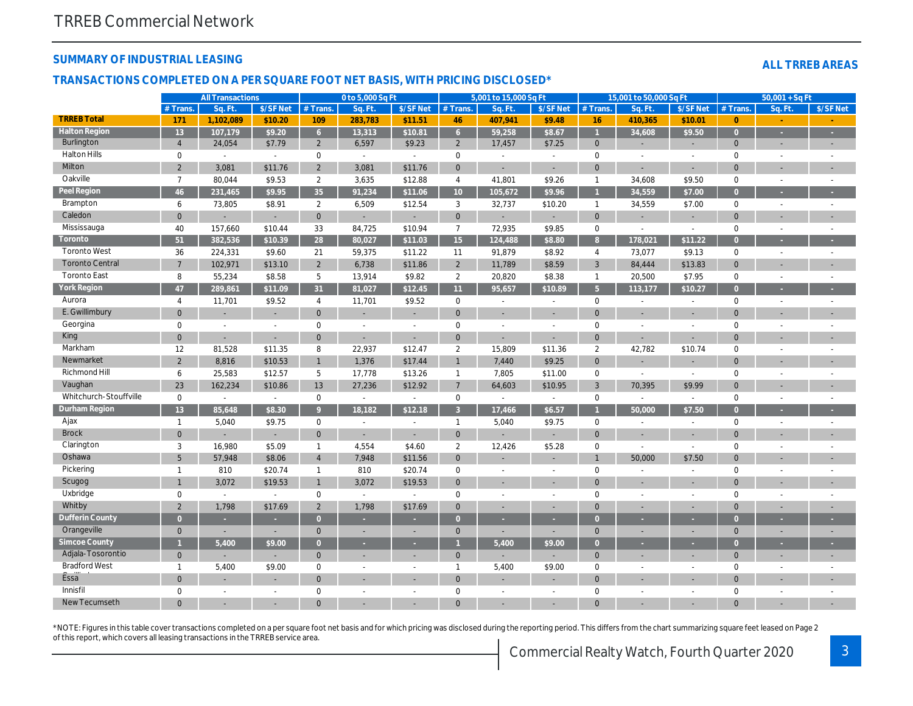## SUMMARY OF INDUSTRIAL LEASING

**ALL TRREB AREAS**

### TRANSACTIONS COMPLETED ON A PER SQUARE FOOT NET BASIS, WITH PRICING DISCLOSED*

| | All Transactions | | | 0 to 5,000 Sq Ft | | | 5,001 to 15,000 Sq Ft | | | 15,001 to 50,000 Sq Ft | | | 50,001 + Sq Ft | | |
|---|---|---|---|---|---|---|---|---|---|---|---|---|---|---|---|
| | # Trans. | Sq. Ft. | $/SF Net | # Trans. | Sq. Ft. | $/SF Net | # Trans. | Sq. Ft. | $/SF Net | # Trans. | Sq. Ft. | $/SF Net | # Trans. | Sq. Ft. | $/SF Net |
| **TRREB Total** | **171** | **1,102,089** | **$10.20** | **109** | **283,783** | **$11.51** | **46** | **407,941** | **$9.48** | **16** | **410,365** | **$10.01** | **0** | **-** | **-** |
| **Halton Region** | **13** | **107,179** | **$9.20** | **6** | **13,313** | **$10.81** | **6** | **59,258** | **$8.67** | **1** | **34,608** | **$9.50** | **0** | **-** | **-** |
| Burlington | 4 | 24,054 | $7.79 | 2 | 6,597 | $9.23 | 2 | 17,457 | $7.25 | 0 | - | - | 0 | - | - |
| Halton Hills | 0 | - | - | 0 | - | - | 0 | - | - | 0 | - | - | 0 | - | - |
| Milton | 2 | 3,081 | $11.76 | 2 | 3,081 | $11.76 | 0 | - | - | 0 | - | - | 0 | - | - |
| Oakville | 7 | 80,044 | $9.53 | 2 | 3,635 | $12.88 | 4 | 41,801 | $9.26 | 1 | 34,608 | $9.50 | 0 | - | - |
| **Peel Region** | **46** | **231,465** | **$9.95** | **35** | **91,234** | **$11.06** | **10** | **105,672** | **$9.96** | **1** | **34,559** | **$7.00** | **0** | **-** | **-** |
| Brampton | 6 | 73,805 | $8.91 | 2 | 6,509 | $12.54 | 3 | 32,737 | $10.20 | 1 | 34,559 | $7.00 | 0 | - | - |
| Caledon | 0 | - | - | 0 | - | - | 0 | - | - | 0 | - | - | 0 | - | - |
| Mississauga | 40 | 157,660 | $10.44 | 33 | 84,725 | $10.94 | 7 | 72,935 | $9.85 | 0 | - | - | 0 | - | - |
| **Toronto** | **51** | **382,536** | **$10.39** | **28** | **80,027** | **$11.03** | **15** | **124,488** | **$8.80** | **8** | **178,021** | **$11.22** | **0** | **-** | **-** |
| Toronto West | 36 | 224,331 | $9.60 | 21 | 59,375 | $11.22 | 11 | 91,879 | $8.92 | 4 | 73,077 | $9.13 | 0 | - | - |
| Toronto Central | 7 | 102,971 | $13.10 | 2 | 6,738 | $11.86 | 2 | 11,789 | $8.59 | 3 | 84,444 | $13.83 | 0 | - | - |
| Toronto East | 8 | 55,234 | $8.58 | 5 | 13,914 | $9.82 | 2 | 20,820 | $8.38 | 1 | 20,500 | $7.95 | 0 | - | - |
| **York Region** | **47** | **289,861** | **$11.09** | **31** | **81,027** | **$12.45** | **11** | **95,657** | **$10.89** | **5** | **113,177** | **$10.27** | **0** | **-** | **-** |
| Aurora | 4 | 11,701 | $9.52 | 4 | 11,701 | $9.52 | 0 | - | - | 0 | - | - | 0 | - | - |
| E. Gwillimbury | 0 | - | - | 0 | - | - | 0 | - | - | 0 | - | - | 0 | - | - |
| Georgina | 0 | - | - | 0 | - | - | 0 | - | - | 0 | - | - | 0 | - | - |
| King | 0 | - | - | 0 | - | - | 0 | - | - | 0 | - | - | 0 | - | - |
| Markham | 12 | 81,528 | $11.35 | 8 | 22,937 | $12.47 | 2 | 15,809 | $11.36 | 2 | 42,782 | $10.74 | 0 | - | - |
| Newmarket | 2 | 8,816 | $10.53 | 1 | 1,376 | $17.44 | 1 | 7,440 | $9.25 | 0 | - | - | 0 | - | - |
| Richmond Hill | 6 | 25,583 | $12.57 | 5 | 17,778 | $13.26 | 1 | 7,805 | $11.00 | 0 | - | - | 0 | - | - |
| Vaughan | 23 | 162,234 | $10.86 | 13 | 27,236 | $12.92 | 7 | 64,603 | $10.95 | 3 | 70,395 | $9.99 | 0 | - | - |
| Whitchurch-Stouffville | 0 | - | - | 0 | - | - | 0 | - | - | 0 | - | - | 0 | - | - |
| **Durham Region** | **13** | **85,648** | **$8.30** | **9** | **18,182** | **$12.18** | **3** | **17,466** | **$6.57** | **1** | **50,000** | **$7.50** | **0** | **-** | **-** |
| Ajax | 1 | 5,040 | $9.75 | 0 | - | - | 1 | 5,040 | $9.75 | 0 | - | - | 0 | - | - |
| Brock | 0 | - | - | 0 | - | - | 0 | - | - | 0 | - | - | 0 | - | - |
| Clarington | 3 | 16,980 | $5.09 | 1 | 4,554 | $4.60 | 2 | 12,426 | $5.28 | 0 | - | - | 0 | - | - |
| Oshawa | 5 | 57,948 | $8.06 | 4 | 7,948 | $11.56 | 0 | - | - | 1 | 50,000 | $7.50 | 0 | - | - |
| Pickering | 1 | 810 | $20.74 | 1 | 810 | $20.74 | 0 | - | - | 0 | - | - | 0 | - | - |
| Scugog | 1 | 3,072 | $19.53 | 1 | 3,072 | $19.53 | 0 | - | - | 0 | - | - | 0 | - | - |
| Uxbridge | 0 | - | - | 0 | - | - | 0 | - | - | 0 | - | - | 0 | - | - |
| Whitby | 2 | 1,798 | $17.69 | 2 | 1,798 | $17.69 | 0 | - | - | 0 | - | - | 0 | - | - |
| **Dufferin County** | **0** | **-** | **-** | **0** | **-** | **-** | **0** | **-** | **-** | **0** | **-** | **-** | **0** | **-** | **-** |
| Orangeville | 0 | - | - | 0 | - | - | 0 | - | - | 0 | - | - | 0 | - | - |
| **Simcoe County** | **1** | **5,400** | **$9.00** | **0** | **-** | **-** | **1** | **5,400** | **$9.00** | **0** | **-** | **-** | **0** | **-** | **-** |
| Adjala-Tosorontio | 0 | - | - | 0 | - | - | 0 | - | - | 0 | - | - | 0 | - | - |
| Bradford West Gwillimbury | 1 | 5,400 | $9.00 | 0 | - | - | 1 | 5,400 | $9.00 | 0 | - | - | 0 | - | - |
| Essa | 0 | - | - | 0 | - | - | 0 | - | - | 0 | - | - | 0 | - | - |
| Innisfil | 0 | - | - | 0 | - | - | 0 | - | - | 0 | - | - | 0 | - | - |
| New Tecumseth | 0 | - | - | 0 | - | - | 0 | - | - | 0 | - | - | 0 | - | - |

*NOTE: Figures in this table cover transactions completed on a per square foot net basis and for which pricing was disclosed during the reporting period. This differs from the chart summarizing square feet leased on Page 2 of this report, which covers all leasing transactions in the TRREB service area.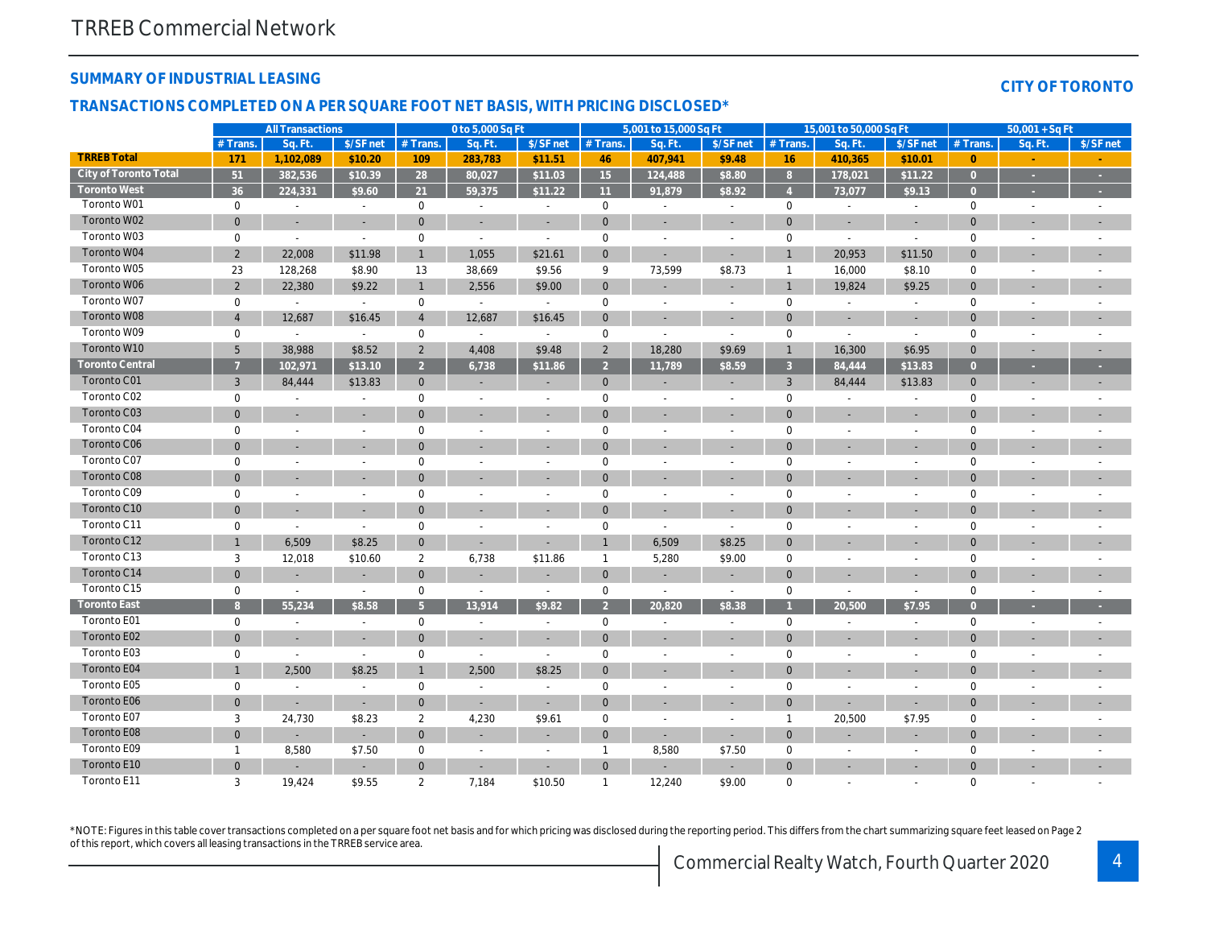## SUMMARY OF INDUSTRIAL LEASING

## CITY OF TORONTO

### TRANSACTIONS COMPLETED ON A PER SQUARE FOOT NET BASIS, WITH PRICING DISCLOSED*

| | All Transactions | | | 0 to 5,000 Sq Ft | | | 5,001 to 15,000 Sq Ft | | | 15,001 to 50,000 Sq Ft | | | 50,001 + Sq Ft | | |
|---|---|---|---|---|---|---|---|---|---|---|---|---|---|---|---|
| | # Trans. | Sq. Ft. | $/SF net | # Trans. | Sq. Ft. | $/SF net | # Trans. | Sq. Ft. | $/SF net | # Trans. | Sq. Ft. | $/SF net | # Trans. | Sq. Ft. | $/SF net |
| **TRREB Total** | **171** | **1,102,089** | **$10.20** | **109** | **283,783** | **$11.51** | **46** | **407,941** | **$9.48** | **16** | **410,365** | **$10.01** | **0** | **-** | **-** |
| **City of Toronto Total** | **51** | **382,536** | **$10.39** | **28** | **80,027** | **$11.03** | **15** | **124,488** | **$8.80** | **8** | **178,021** | **$11.22** | **0** | **-** | **-** |
| **Toronto West** | **36** | **224,331** | **$9.60** | **21** | **59,375** | **$11.22** | **11** | **91,879** | **$8.92** | **4** | **73,077** | **$9.13** | **0** | **-** | **-** |
| Toronto W01 | 0 | - | - | 0 | - | - | 0 | - | - | 0 | - | - | 0 | - | - |
| Toronto W02 | 0 | - | - | 0 | - | - | 0 | - | - | 0 | - | - | 0 | - | - |
| Toronto W03 | 0 | - | - | 0 | - | - | 0 | - | - | 0 | - | - | 0 | - | - |
| Toronto W04 | 2 | 22,008 | $11.98 | 1 | 1,055 | $21.61 | 0 | - | - | 1 | 20,953 | $11.50 | 0 | - | - |
| Toronto W05 | 23 | 128,268 | $8.90 | 13 | 38,669 | $9.56 | 9 | 73,599 | $8.73 | 1 | 16,000 | $8.10 | 0 | - | - |
| Toronto W06 | 2 | 22,380 | $9.22 | 1 | 2,556 | $9.00 | 0 | - | - | 1 | 19,824 | $9.25 | 0 | - | - |
| Toronto W07 | 0 | - | - | 0 | - | - | 0 | - | - | 0 | - | - | 0 | - | - |
| Toronto W08 | 4 | 12,687 | $16.45 | 4 | 12,687 | $16.45 | 0 | - | - | 0 | - | - | 0 | - | - |
| Toronto W09 | 0 | - | - | 0 | - | - | 0 | - | - | 0 | - | - | 0 | - | - |
| Toronto W10 | 5 | 38,988 | $8.52 | 2 | 4,408 | $9.48 | 2 | 18,280 | $9.69 | 1 | 16,300 | $6.95 | 0 | - | - |
| **Toronto Central** | **7** | **102,971** | **$13.10** | **2** | **6,738** | **$11.86** | **2** | **11,789** | **$8.59** | **3** | **84,444** | **$13.83** | **0** | **-** | **-** |
| Toronto C01 | 3 | 84,444 | $13.83 | 0 | - | - | 0 | - | - | 3 | 84,444 | $13.83 | 0 | - | - |
| Toronto C02 | 0 | - | - | 0 | - | - | 0 | - | - | 0 | - | - | 0 | - | - |
| Toronto C03 | 0 | - | - | 0 | - | - | 0 | - | - | 0 | - | - | 0 | - | - |
| Toronto C04 | 0 | - | - | 0 | - | - | 0 | - | - | 0 | - | - | 0 | - | - |
| Toronto C06 | 0 | - | - | 0 | - | - | 0 | - | - | 0 | - | - | 0 | - | - |
| Toronto C07 | 0 | - | - | 0 | - | - | 0 | - | - | 0 | - | - | 0 | - | - |
| Toronto C08 | 0 | - | - | 0 | - | - | 0 | - | - | 0 | - | - | 0 | - | - |
| Toronto C09 | 0 | - | - | 0 | - | - | 0 | - | - | 0 | - | - | 0 | - | - |
| Toronto C10 | 0 | - | - | 0 | - | - | 0 | - | - | 0 | - | - | 0 | - | - |
| Toronto C11 | 0 | - | - | 0 | - | - | 0 | - | - | 0 | - | - | 0 | - | - |
| Toronto C12 | 1 | 6,509 | $8.25 | 0 | - | - | 1 | 6,509 | $8.25 | 0 | - | - | 0 | - | - |
| Toronto C13 | 3 | 12,018 | $10.60 | 2 | 6,738 | $11.86 | 1 | 5,280 | $9.00 | 0 | - | - | 0 | - | - |
| Toronto C14 | 0 | - | - | 0 | - | - | 0 | - | - | 0 | - | - | 0 | - | - |
| Toronto C15 | 0 | - | - | 0 | - | - | 0 | - | - | 0 | - | - | 0 | - | - |
| **Toronto East** | **8** | **55,234** | **$8.58** | **5** | **13,914** | **$9.82** | **2** | **20,820** | **$8.38** | **1** | **20,500** | **$7.95** | **0** | **-** | **-** |
| Toronto E01 | 0 | - | - | 0 | - | - | 0 | - | - | 0 | - | - | 0 | - | - |
| Toronto E02 | 0 | - | - | 0 | - | - | 0 | - | - | 0 | - | - | 0 | - | - |
| Toronto E03 | 0 | - | - | 0 | - | - | 0 | - | - | 0 | - | - | 0 | - | - |
| Toronto E04 | 1 | 2,500 | $8.25 | 1 | 2,500 | $8.25 | 0 | - | - | 0 | - | - | 0 | - | - |
| Toronto E05 | 0 | - | - | 0 | - | - | 0 | - | - | 0 | - | - | 0 | - | - |
| Toronto E06 | 0 | - | - | 0 | - | - | 0 | - | - | 0 | - | - | 0 | - | - |
| Toronto E07 | 3 | 24,730 | $8.23 | 2 | 4,230 | $9.61 | 0 | - | - | 1 | 20,500 | $7.95 | 0 | - | - |
| Toronto E08 | 0 | - | - | 0 | - | - | 0 | - | - | 0 | - | - | 0 | - | - |
| Toronto E09 | 1 | 8,580 | $7.50 | 0 | - | - | 1 | 8,580 | $7.50 | 0 | - | - | 0 | - | - |
| Toronto E10 | 0 | - | - | 0 | - | - | 0 | - | - | 0 | - | - | 0 | - | - |
| Toronto E11 | 3 | 19,424 | $9.55 | 2 | 7,184 | $10.50 | 1 | 12,240 | $9.00 | 0 | - | - | 0 | - | - |

*NOTE: Figures in this table cover transactions completed on a per square foot net basis and for which pricing was disclosed during the reporting period. This differs from the chart summarizing square feet leased on Page 2 of this report, which covers all leasing transactions in the TRREB service area.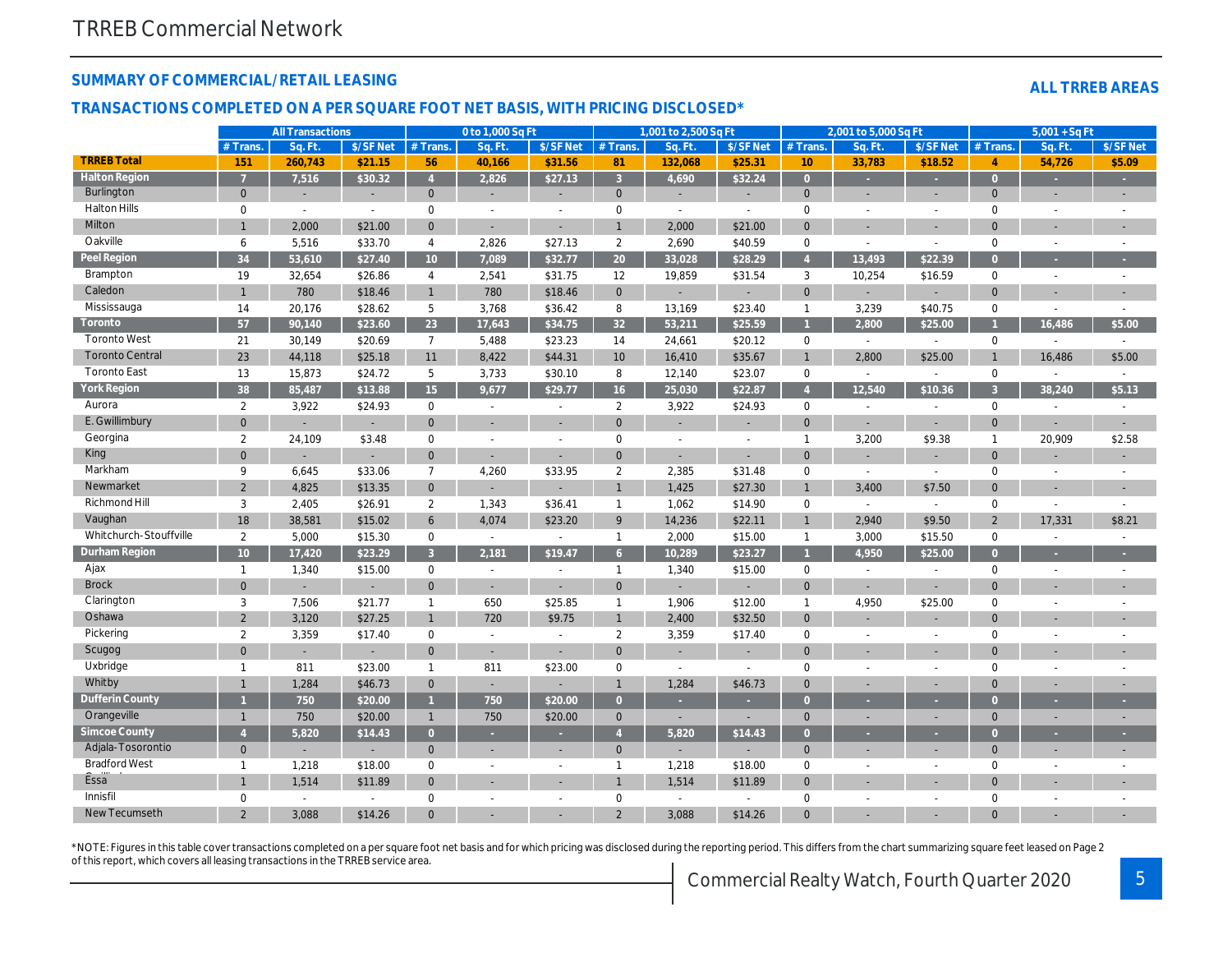TRREB Commercial Network

## SUMMARY OF COMMERCIAL/RETAIL LEASING

### ALL TRREB AREAS

### TRANSACTIONS COMPLETED ON A PER SQUARE FOOT NET BASIS, WITH PRICING DISCLOSED*

| | All Transactions | | | 0 to 1,000 Sq Ft | | | 1,001 to 2,500 Sq Ft | | | 2,001 to 5,000 Sq Ft | | | 5,001 + Sq Ft | | |
|---|---|---|---|---|---|---|---|---|---|---|---|---|---|---|---|
| | # Trans. | Sq. Ft. | $/SF Net | # Trans. | Sq. Ft. | $/SF Net | # Trans. | Sq. Ft. | $/SF Net | # Trans. | Sq. Ft. | $/SF Net | # Trans. | Sq. Ft. | $/SF Net |
| **TRREB Total** | 151 | 260,743 | $21.15 | 56 | 40,166 | $31.56 | 81 | 132,068 | $25.31 | 10 | 33,783 | $18.52 | 4 | 54,726 | $5.09 |
| **Halton Region** | 7 | 7,516 | $30.32 | 4 | 2,826 | $27.13 | 3 | 4,690 | $32.24 | 0 | - | - | 0 | - | - |
| Burlington | 0 | - | - | 0 | - | - | 0 | - | - | 0 | - | - | 0 | - | - |
| Halton Hills | 0 | - | - | 0 | - | - | 0 | - | - | 0 | - | - | 0 | - | - |
| Milton | 1 | 2,000 | $21.00 | 0 | - | - | 1 | 2,000 | $21.00 | 0 | - | - | 0 | - | - |
| Oakville | 6 | 5,516 | $33.70 | 4 | 2,826 | $27.13 | 2 | 2,690 | $40.59 | 0 | - | - | 0 | - | - |
| **Peel Region** | 34 | 53,610 | $27.40 | 10 | 7,089 | $32.77 | 20 | 33,028 | $28.29 | 4 | 13,493 | $22.39 | 0 | - | - |
| Brampton | 19 | 32,654 | $26.86 | 4 | 2,541 | $31.75 | 12 | 19,859 | $31.54 | 3 | 10,254 | $16.59 | 0 | - | - |
| Caledon | 1 | 780 | $18.46 | 1 | 780 | $18.46 | 0 | - | - | 0 | - | - | 0 | - | - |
| Mississauga | 14 | 20,176 | $28.62 | 5 | 3,768 | $36.42 | 8 | 13,169 | $23.40 | 1 | 3,239 | $40.75 | 0 | - | - |
| **Toronto** | 57 | 90,140 | $23.60 | 23 | 17,643 | $34.75 | 32 | 53,211 | $25.59 | 1 | 2,800 | $25.00 | 1 | 16,486 | $5.00 |
| Toronto West | 21 | 30,149 | $20.69 | 7 | 5,488 | $23.23 | 14 | 24,661 | $20.12 | 0 | - | - | 0 | - | - |
| Toronto Central | 23 | 44,118 | $25.18 | 11 | 8,422 | $44.31 | 10 | 16,410 | $35.67 | 1 | 2,800 | $25.00 | 1 | 16,486 | $5.00 |
| Toronto East | 13 | 15,873 | $24.72 | 5 | 3,733 | $30.10 | 8 | 12,140 | $23.07 | 0 | - | - | 0 | - | - |
| **York Region** | 38 | 85,487 | $13.88 | 15 | 9,677 | $29.77 | 16 | 25,030 | $22.87 | 4 | 12,540 | $10.36 | 3 | 38,240 | $5.13 |
| Aurora | 2 | 3,922 | $24.93 | 0 | - | - | 2 | 3,922 | $24.93 | 0 | - | - | 0 | - | - |
| E. Gwillimbury | 0 | - | - | 0 | - | - | 0 | - | - | 0 | - | - | 0 | - | - |
| Georgina | 2 | 24,109 | $3.48 | 0 | - | - | 0 | - | - | 1 | 3,200 | $9.38 | 1 | 20,909 | $2.58 |
| King | 0 | - | - | 0 | - | - | 0 | - | - | 0 | - | - | 0 | - | - |
| Markham | 9 | 6,645 | $33.06 | 7 | 4,260 | $33.95 | 2 | 2,385 | $31.48 | 0 | - | - | 0 | - | - |
| Newmarket | 2 | 4,825 | $13.35 | 0 | - | - | 1 | 1,425 | $27.30 | 1 | 3,400 | $7.50 | 0 | - | - |
| Richmond Hill | 3 | 2,405 | $26.91 | 2 | 1,343 | $36.41 | 1 | 1,062 | $14.90 | 0 | - | - | 0 | - | - |
| Vaughan | 18 | 38,581 | $15.02 | 6 | 4,074 | $23.20 | 9 | 14,236 | $22.11 | 1 | 2,940 | $9.50 | 2 | 17,331 | $8.21 |
| Whitchurch-Stouffville | 2 | 5,000 | $15.30 | 0 | - | - | 1 | 2,000 | $15.00 | 1 | 3,000 | $15.50 | 0 | - | - |
| **Durham Region** | 10 | 17,420 | $23.29 | 3 | 2,181 | $19.47 | 6 | 10,289 | $23.27 | 1 | 4,950 | $25.00 | 0 | - | - |
| Ajax | 1 | 1,340 | $15.00 | 0 | - | - | 1 | 1,340 | $15.00 | 0 | - | - | 0 | - | - |
| Brock | 0 | - | - | 0 | - | - | 0 | - | - | 0 | - | - | 0 | - | - |
| Clarington | 3 | 7,506 | $21.77 | 1 | 650 | $25.85 | 1 | 1,906 | $12.00 | 1 | 4,950 | $25.00 | 0 | - | - |
| Oshawa | 2 | 3,120 | $27.25 | 1 | 720 | $9.75 | 1 | 2,400 | $32.50 | 0 | - | - | 0 | - | - |
| Pickering | 2 | 3,359 | $17.40 | 0 | - | - | 2 | 3,359 | $17.40 | 0 | - | - | 0 | - | - |
| Scugog | 0 | - | - | 0 | - | - | 0 | - | - | 0 | - | - | 0 | - | - |
| Uxbridge | 1 | 811 | $23.00 | 1 | 811 | $23.00 | 0 | - | - | 0 | - | - | 0 | - | - |
| Whitby | 1 | 1,284 | $46.73 | 0 | - | - | 1 | 1,284 | $46.73 | 0 | - | - | 0 | - | - |
| **Dufferin County** | 1 | 750 | $20.00 | 1 | 750 | $20.00 | 0 | - | - | 0 | - | - | 0 | - | - |
| Orangeville | 1 | 750 | $20.00 | 1 | 750 | $20.00 | 0 | - | - | 0 | - | - | 0 | - | - |
| **Simcoe County** | 4 | 5,820 | $14.43 | 0 | - | - | 4 | 5,820 | $14.43 | 0 | - | - | 0 | - | - |
| Adjala-Tosorontio | 0 | - | - | 0 | - | - | 0 | - | - | 0 | - | - | 0 | - | - |
| Bradford West Gwillimbury | 1 | 1,218 | $18.00 | 0 | - | - | 1 | 1,218 | $18.00 | 0 | - | - | 0 | - | - |
| Essa | 1 | 1,514 | $11.89 | 0 | - | - | 1 | 1,514 | $11.89 | 0 | - | - | 0 | - | - |
| Innisfil | 0 | - | - | 0 | - | - | 0 | - | - | 0 | - | - | 0 | - | - |
| New Tecumseth | 2 | 3,088 | $14.26 | 0 | - | - | 2 | 3,088 | $14.26 | 0 | - | - | 0 | - | - |

*NOTE: Figures in this table cover transactions completed on a per square foot net basis and for which pricing was disclosed during the reporting period. This differs from the chart summarizing square feet leased on Page 2 of this report, which covers all leasing transactions in the TRREB service area.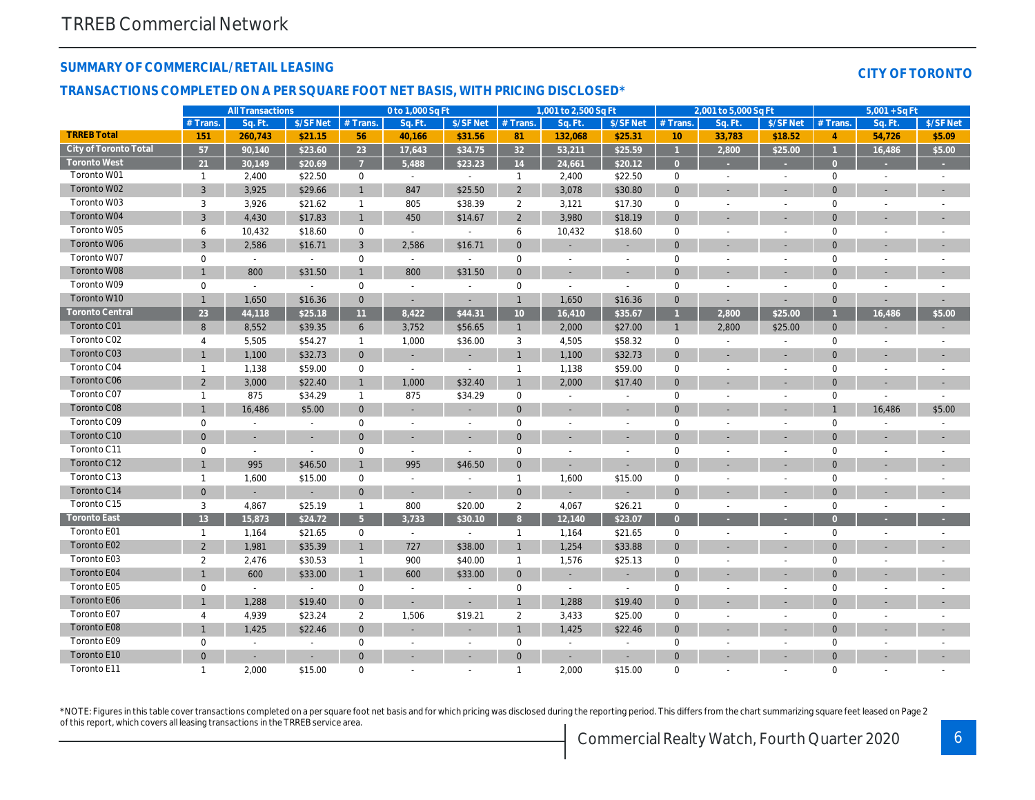# TRREB Commercial Network

## SUMMARY OF COMMERCIAL/RETAIL LEASING

**CITY OF TORONTO**

### TRANSACTIONS COMPLETED ON A PER SQUARE FOOT NET BASIS, WITH PRICING DISCLOSED*

| | All Transactions | | | 0 to 1,000 Sq Ft | | | 1,001 to 2,500 Sq Ft | | | 2,001 to 5,000 Sq Ft | | | 5,001 + Sq Ft | | |
|---|---|---|---|---|---|---|---|---|---|---|---|---|---|---|---|
| | # Trans. | Sq. Ft. | $/SF Net | # Trans. | Sq. Ft. | $/SF Net | # Trans. | Sq. Ft. | $/SF Net | # Trans. | Sq. Ft. | $/SF Net | # Trans. | Sq. Ft. | $/SF Net |
| **TRREB Total** | 151 | 260,743 | $21.15 | 56 | 40,166 | $31.56 | 81 | 132,068 | $25.31 | 10 | 33,783 | $18.52 | 4 | 54,726 | $5.09 |
| **City of Toronto Total** | 57 | 90,140 | $23.60 | 23 | 17,643 | $34.75 | 32 | 53,211 | $25.59 | 1 | 2,800 | $25.00 | 1 | 16,486 | $5.00 |
| **Toronto West** | 21 | 30,149 | $20.69 | 7 | 5,488 | $23.23 | 14 | 24,661 | $20.12 | 0 | - | - | 0 | - | - |
| Toronto W01 | 1 | 2,400 | $22.50 | 0 | - | - | 1 | 2,400 | $22.50 | 0 | - | - | 0 | - | - |
| Toronto W02 | 3 | 3,925 | $29.66 | 1 | 847 | $25.50 | 2 | 3,078 | $30.80 | 0 | - | - | 0 | - | - |
| Toronto W03 | 3 | 3,926 | $21.62 | 1 | 805 | $38.39 | 2 | 3,121 | $17.30 | 0 | - | - | 0 | - | - |
| Toronto W04 | 3 | 4,430 | $17.83 | 1 | 450 | $14.67 | 2 | 3,980 | $18.19 | 0 | - | - | 0 | - | - |
| Toronto W05 | 6 | 10,432 | $18.60 | 0 | - | - | 6 | 10,432 | $18.60 | 0 | - | - | 0 | - | - |
| Toronto W06 | 3 | 2,586 | $16.71 | 3 | 2,586 | $16.71 | 0 | - | - | 0 | - | - | 0 | - | - |
| Toronto W07 | 0 | - | - | 0 | - | - | 0 | - | - | 0 | - | - | 0 | - | - |
| Toronto W08 | 1 | 800 | $31.50 | 1 | 800 | $31.50 | 0 | - | - | 0 | - | - | 0 | - | - |
| Toronto W09 | 0 | - | - | 0 | - | - | 0 | - | - | 0 | - | - | 0 | - | - |
| Toronto W10 | 1 | 1,650 | $16.36 | 0 | - | - | 1 | 1,650 | $16.36 | 0 | - | - | 0 | - | - |
| **Toronto Central** | 23 | 44,118 | $25.18 | 11 | 8,422 | $44.31 | 10 | 16,410 | $35.67 | 1 | 2,800 | $25.00 | 1 | 16,486 | $5.00 |
| Toronto C01 | 8 | 8,552 | $39.35 | 6 | 3,752 | $56.65 | 1 | 2,000 | $27.00 | 1 | 2,800 | $25.00 | 0 | - | - |
| Toronto C02 | 4 | 5,505 | $54.27 | 1 | 1,000 | $36.00 | 3 | 4,505 | $58.32 | 0 | - | - | 0 | - | - |
| Toronto C03 | 1 | 1,100 | $32.73 | 0 | - | - | 1 | 1,100 | $32.73 | 0 | - | - | 0 | - | - |
| Toronto C04 | 1 | 1,138 | $59.00 | 0 | - | - | 1 | 1,138 | $59.00 | 0 | - | - | 0 | - | - |
| Toronto C06 | 2 | 3,000 | $22.40 | 1 | 1,000 | $32.40 | 1 | 2,000 | $17.40 | 0 | - | - | 0 | - | - |
| Toronto C07 | 1 | 875 | $34.29 | 1 | 875 | $34.29 | 0 | - | - | 0 | - | - | 0 | - | - |
| Toronto C08 | 1 | 16,486 | $5.00 | 0 | - | - | 0 | - | - | 0 | - | - | 1 | 16,486 | $5.00 |
| Toronto C09 | 0 | - | - | 0 | - | - | 0 | - | - | 0 | - | - | 0 | - | - |
| Toronto C10 | 0 | - | - | 0 | - | - | 0 | - | - | 0 | - | - | 0 | - | - |
| Toronto C11 | 0 | - | - | 0 | - | - | 0 | - | - | 0 | - | - | 0 | - | - |
| Toronto C12 | 1 | 995 | $46.50 | 1 | 995 | $46.50 | 0 | - | - | 0 | - | - | 0 | - | - |
| Toronto C13 | 1 | 1,600 | $15.00 | 0 | - | - | 1 | 1,600 | $15.00 | 0 | - | - | 0 | - | - |
| Toronto C14 | 0 | - | - | 0 | - | - | 0 | - | - | 0 | - | - | 0 | - | - |
| Toronto C15 | 3 | 4,867 | $25.19 | 1 | 800 | $20.00 | 2 | 4,067 | $26.21 | 0 | - | - | 0 | - | - |
| **Toronto East** | 13 | 15,873 | $24.72 | 5 | 3,733 | $30.10 | 8 | 12,140 | $23.07 | 0 | - | - | 0 | - | - |
| Toronto E01 | 1 | 1,164 | $21.65 | 0 | - | - | 1 | 1,164 | $21.65 | 0 | - | - | 0 | - | - |
| Toronto E02 | 2 | 1,981 | $35.39 | 1 | 727 | $38.00 | 1 | 1,254 | $33.88 | 0 | - | - | 0 | - | - |
| Toronto E03 | 2 | 2,476 | $30.53 | 1 | 900 | $40.00 | 1 | 1,576 | $25.13 | 0 | - | - | 0 | - | - |
| Toronto E04 | 1 | 600 | $33.00 | 1 | 600 | $33.00 | 0 | - | - | 0 | - | - | 0 | - | - |
| Toronto E05 | 0 | - | - | 0 | - | - | 0 | - | - | 0 | - | - | 0 | - | - |
| Toronto E06 | 1 | 1,288 | $19.40 | 0 | - | - | 1 | 1,288 | $19.40 | 0 | - | - | 0 | - | - |
| Toronto E07 | 4 | 4,939 | $23.24 | 2 | 1,506 | $19.21 | 2 | 3,433 | $25.00 | 0 | - | - | 0 | - | - |
| Toronto E08 | 1 | 1,425 | $22.46 | 0 | - | - | 1 | 1,425 | $22.46 | 0 | - | - | 0 | - | - |
| Toronto E09 | 0 | - | - | 0 | - | - | 0 | - | - | 0 | - | - | 0 | - | - |
| Toronto E10 | 0 | - | - | 0 | - | - | 0 | - | - | 0 | - | - | 0 | - | - |
| Toronto E11 | 1 | 2,000 | $15.00 | 0 | - | - | 1 | 2,000 | $15.00 | 0 | - | - | 0 | - | - |

*NOTE: Figures in this table cover transactions completed on a per square foot net basis and for which pricing was disclosed during the reporting period. This differs from the chart summarizing square feet leased on Page 2 of this report, which covers all leasing transactions in the TRREB service area.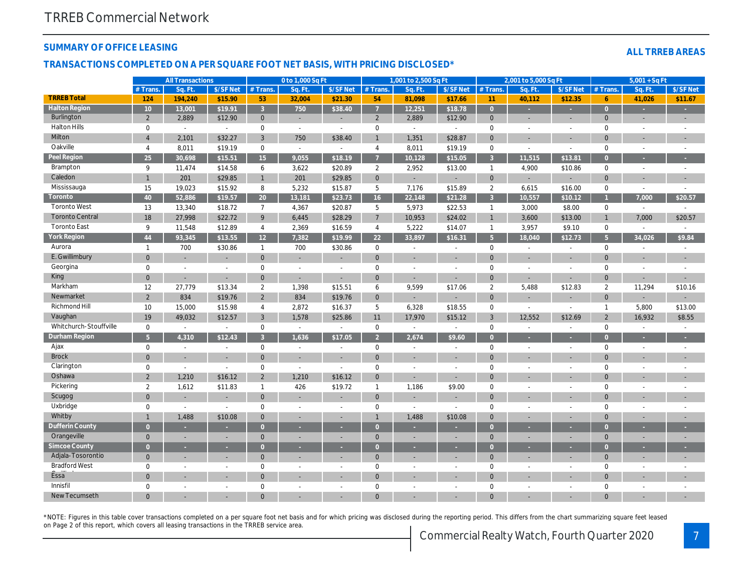TRREB Commercial Network

## SUMMARY OF OFFICE LEASING

**ALL TRREB AREAS**

## TRANSACTIONS COMPLETED ON A PER SQUARE FOOT NET BASIS, WITH PRICING DISCLOSED*

| | All Transactions | | | 0 to 1,000 Sq Ft | | | 1,001 to 2,500 Sq Ft | | | 2,001 to 5,000 Sq Ft | | | 5,001 + Sq Ft | | |
|---|---|---|---|---|---|---|---|---|---|---|---|---|---|---|---|
| | # Trans. | Sq. Ft. | $/SF Net | # Trans. | Sq. Ft. | $/SF Net | # Trans. | Sq. Ft. | $/SF Net | # Trans. | Sq. Ft. | $/SF Net | # Trans. | Sq. Ft. | $/SF Net |
| **TRREB Total** | 124 | 194,240 | $15.90 | 53 | 32,004 | $21.30 | 54 | 81,098 | $17.66 | 11 | 40,112 | $12.35 | 6 | 41,026 | $11.67 |
| **Halton Region** | 10 | 13,001 | $19.91 | 3 | 750 | $38.40 | 7 | 12,251 | $18.78 | 0 | - | - | 0 | - | - |
| Burlington | 2 | 2,889 | $12.90 | 0 | - | - | 2 | 2,889 | $12.90 | 0 | - | - | 0 | - | - |
| Halton Hills | 0 | - | - | 0 | - | - | 0 | - | - | 0 | - | - | 0 | - | - |
| Milton | 4 | 2,101 | $32.27 | 3 | 750 | $38.40 | 1 | 1,351 | $28.87 | 0 | - | - | 0 | - | - |
| Oakville | 4 | 8,011 | $19.19 | 0 | - | - | 4 | 8,011 | $19.19 | 0 | - | - | 0 | - | - |
| **Peel Region** | 25 | 30,698 | $15.51 | 15 | 9,055 | $18.19 | 7 | 10,128 | $15.05 | 3 | 11,515 | $13.81 | 0 | - | - |
| Brampton | 9 | 11,474 | $14.58 | 6 | 3,622 | $20.89 | 2 | 2,952 | $13.00 | 1 | 4,900 | $10.86 | 0 | - | - |
| Caledon | 1 | 201 | $29.85 | 1 | 201 | $29.85 | 0 | - | - | 0 | - | - | 0 | - | - |
| Mississauga | 15 | 19,023 | $15.92 | 8 | 5,232 | $15.87 | 5 | 7,176 | $15.89 | 2 | 6,615 | $16.00 | 0 | - | - |
| **Toronto** | 40 | 52,886 | $19.57 | 20 | 13,181 | $23.73 | 16 | 22,148 | $21.28 | 3 | 10,557 | $10.12 | 1 | 7,000 | $20.57 |
| Toronto West | 13 | 13,340 | $18.72 | 7 | 4,367 | $20.87 | 5 | 5,973 | $22.53 | 1 | 3,000 | $8.00 | 0 | - | - |
| Toronto Central | 18 | 27,998 | $22.72 | 9 | 6,445 | $28.29 | 7 | 10,953 | $24.02 | 1 | 3,600 | $13.00 | 1 | 7,000 | $20.57 |
| Toronto East | 9 | 11,548 | $12.89 | 4 | 2,369 | $16.59 | 4 | 5,222 | $14.07 | 1 | 3,957 | $9.10 | 0 | - | - |
| **York Region** | 44 | 93,345 | $13.55 | 12 | 7,382 | $19.99 | 22 | 33,897 | $16.31 | 5 | 18,040 | $12.73 | 5 | 34,026 | $9.84 |
| Aurora | 1 | 700 | $30.86 | 1 | 700 | $30.86 | 0 | - | - | 0 | - | - | 0 | - | - |
| E. Gwillimbury | 0 | - | - | 0 | - | - | 0 | - | - | 0 | - | - | 0 | - | - |
| Georgina | 0 | - | - | 0 | - | - | 0 | - | - | 0 | - | - | 0 | - | - |
| King | 0 | - | - | 0 | - | - | 0 | - | - | 0 | - | - | 0 | - | - |
| Markham | 12 | 27,779 | $13.34 | 2 | 1,398 | $15.51 | 6 | 9,599 | $17.06 | 2 | 5,488 | $12.83 | 2 | 11,294 | $10.16 |
| Newmarket | 2 | 834 | $19.76 | 2 | 834 | $19.76 | 0 | - | - | 0 | - | - | 0 | - | - |
| Richmond Hill | 10 | 15,000 | $15.98 | 4 | 2,872 | $16.37 | 5 | 6,328 | $18.55 | 0 | - | - | 1 | 5,800 | $13.00 |
| Vaughan | 19 | 49,032 | $12.57 | 3 | 1,578 | $25.86 | 11 | 17,970 | $15.12 | 3 | 12,552 | $12.69 | 2 | 16,932 | $8.55 |
| Whitchurch-Stouffville | 0 | - | - | 0 | - | - | 0 | - | - | 0 | - | - | 0 | - | - |
| **Durham Region** | 5 | 4,310 | $12.43 | 3 | 1,636 | $17.05 | 2 | 2,674 | $9.60 | 0 | - | - | 0 | - | - |
| Ajax | 0 | - | - | 0 | - | - | 0 | - | - | 0 | - | - | 0 | - | - |
| Brock | 0 | - | - | 0 | - | - | 0 | - | - | 0 | - | - | 0 | - | - |
| Clarington | 0 | - | - | 0 | - | - | 0 | - | - | 0 | - | - | 0 | - | - |
| Oshawa | 2 | 1,210 | $16.12 | 2 | 1,210 | $16.12 | 0 | - | - | 0 | - | - | 0 | - | - |
| Pickering | 2 | 1,612 | $11.83 | 1 | 426 | $19.72 | 1 | 1,186 | $9.00 | 0 | - | - | 0 | - | - |
| Scugog | 0 | - | - | 0 | - | - | 0 | - | - | 0 | - | - | 0 | - | - |
| Uxbridge | 0 | - | - | 0 | - | - | 0 | - | - | 0 | - | - | 0 | - | - |
| Whitby | 1 | 1,488 | $10.08 | 0 | - | - | 1 | 1,488 | $10.08 | 0 | - | - | 0 | - | - |
| **Dufferin County** | 0 | - | - | 0 | - | - | 0 | - | - | 0 | - | - | 0 | - | - |
| Orangeville | 0 | - | - | 0 | - | - | 0 | - | - | 0 | - | - | 0 | - | - |
| **Simcoe County** | 0 | - | - | 0 | - | - | 0 | - | - | 0 | - | - | 0 | - | - |
| Adjala-Tosorontio | 0 | - | - | 0 | - | - | 0 | - | - | 0 | - | - | 0 | - | - |
| Bradford West Gwillimbury | 0 | - | - | 0 | - | - | 0 | - | - | 0 | - | - | 0 | - | - |
| Essa | 0 | - | - | 0 | - | - | 0 | - | - | 0 | - | - | 0 | - | - |
| Innisfil | 0 | - | - | 0 | - | - | 0 | - | - | 0 | - | - | 0 | - | - |
| New Tecumseth | 0 | - | - | 0 | - | - | 0 | - | - | 0 | - | - | 0 | - | - |

*NOTE: Figures in this table cover transactions completed on a per square foot net basis and for which pricing was disclosed during the reporting period. This differs from the chart summarizing square feet leased on Page 2 of this report, which covers all leasing transactions in the TRREB service area.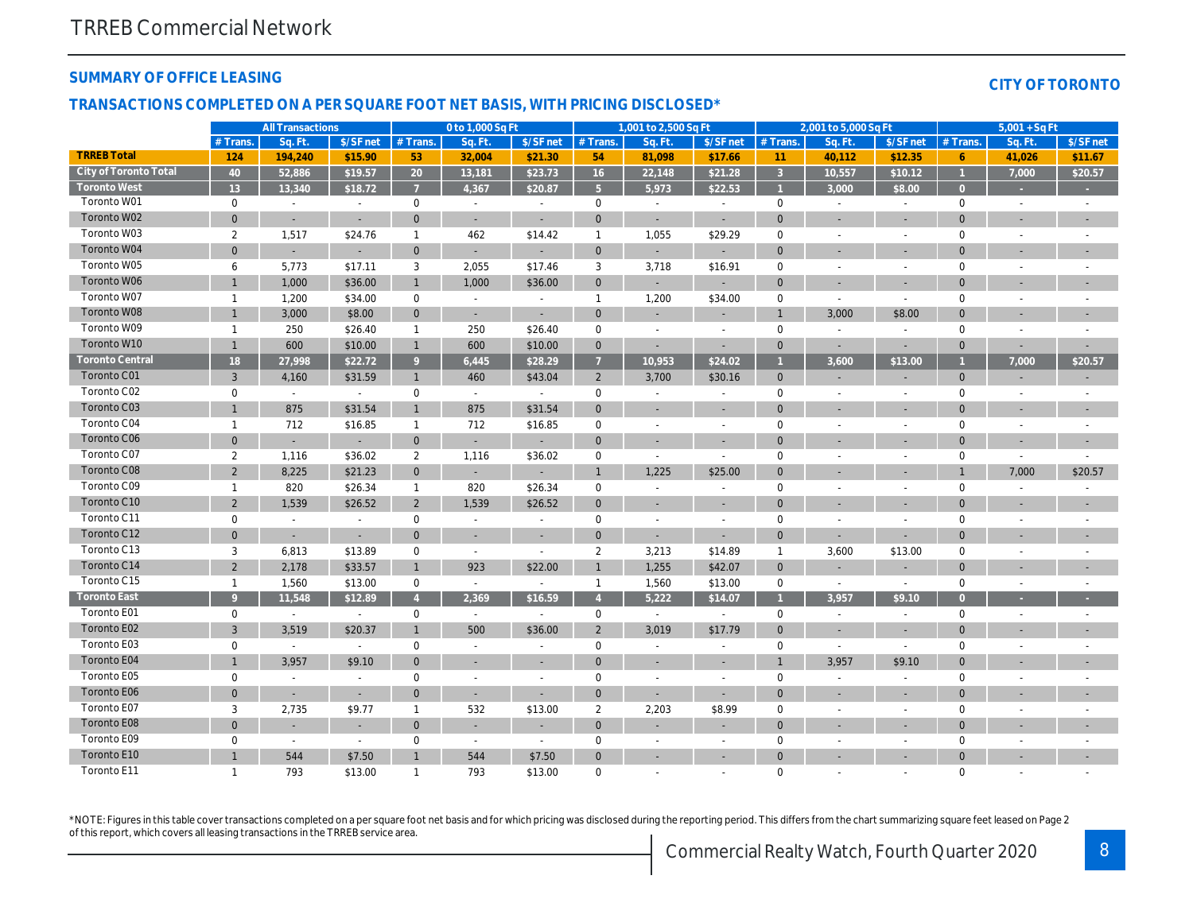## SUMMARY OF OFFICE LEASING

**CITY OF TORONTO**

### TRANSACTIONS COMPLETED ON A PER SQUARE FOOT NET BASIS, WITH PRICING DISCLOSED*

| | All Transactions | | | 0 to 1,000 Sq Ft | | | 1,001 to 2,500 Sq Ft | | | 2,001 to 5,000 Sq Ft | | | 5,001 + Sq Ft | | |
|---|---|---|---|---|---|---|---|---|---|---|---|---|---|---|---|
| | # Trans. | Sq. Ft. | $/SF net | # Trans. | Sq. Ft. | $/SF net | # Trans. | Sq. Ft. | $/SF net | # Trans. | Sq. Ft. | $/SF net | # Trans. | Sq. Ft. | $/SF net |
| **TRREB Total** | **124** | **194,240** | **$15.90** | **53** | **32,004** | **$21.30** | **54** | **81,098** | **$17.66** | **11** | **40,112** | **$12.35** | **6** | **41,026** | **$11.67** |
| **City of Toronto Total** | **40** | **52,886** | **$19.57** | **20** | **13,181** | **$23.73** | **16** | **22,148** | **$21.28** | **3** | **10,557** | **$10.12** | **1** | **7,000** | **$20.57** |
| **Toronto West** | **13** | **13,340** | **$18.72** | **7** | **4,367** | **$20.87** | **5** | **5,973** | **$22.53** | **1** | **3,000** | **$8.00** | **0** | **-** | **-** |
| Toronto W01 | 0 | - | - | 0 | - | - | 0 | - | - | 0 | - | - | 0 | - | - |
| Toronto W02 | 0 | - | - | 0 | - | - | 0 | - | - | 0 | - | - | 0 | - | - |
| Toronto W03 | 2 | 1,517 | $24.76 | 1 | 462 | $14.42 | 1 | 1,055 | $29.29 | 0 | - | - | 0 | - | - |
| Toronto W04 | 0 | - | - | 0 | - | - | 0 | - | - | 0 | - | - | 0 | - | - |
| Toronto W05 | 6 | 5,773 | $17.11 | 3 | 2,055 | $17.46 | 3 | 3,718 | $16.91 | 0 | - | - | 0 | - | - |
| Toronto W06 | 1 | 1,000 | $36.00 | 1 | 1,000 | $36.00 | 0 | - | - | 0 | - | - | 0 | - | - |
| Toronto W07 | 1 | 1,200 | $34.00 | 0 | - | - | 1 | 1,200 | $34.00 | 0 | - | - | 0 | - | - |
| Toronto W08 | 1 | 3,000 | $8.00 | 0 | - | - | 0 | - | - | 1 | 3,000 | $8.00 | 0 | - | - |
| Toronto W09 | 1 | 250 | $26.40 | 1 | 250 | $26.40 | 0 | - | - | 0 | - | - | 0 | - | - |
| Toronto W10 | 1 | 600 | $10.00 | 1 | 600 | $10.00 | 0 | - | - | 0 | - | - | 0 | - | - |
| **Toronto Central** | **18** | **27,998** | **$22.72** | **9** | **6,445** | **$28.29** | **7** | **10,953** | **$24.02** | **1** | **3,600** | **$13.00** | **1** | **7,000** | **$20.57** |
| Toronto C01 | 3 | 4,160 | $31.59 | 1 | 460 | $43.04 | 2 | 3,700 | $30.16 | 0 | - | - | 0 | - | - |
| Toronto C02 | 0 | - | - | 0 | - | - | 0 | - | - | 0 | - | - | 0 | - | - |
| Toronto C03 | 1 | 875 | $31.54 | 1 | 875 | $31.54 | 0 | - | - | 0 | - | - | 0 | - | - |
| Toronto C04 | 1 | 712 | $16.85 | 1 | 712 | $16.85 | 0 | - | - | 0 | - | - | 0 | - | - |
| Toronto C06 | 0 | - | - | 0 | - | - | 0 | - | - | 0 | - | - | 0 | - | - |
| Toronto C07 | 2 | 1,116 | $36.02 | 2 | 1,116 | $36.02 | 0 | - | - | 0 | - | - | 0 | - | - |
| Toronto C08 | 2 | 8,225 | $21.23 | 0 | - | - | 1 | 1,225 | $25.00 | 0 | - | - | 1 | 7,000 | $20.57 |
| Toronto C09 | 1 | 820 | $26.34 | 1 | 820 | $26.34 | 0 | - | - | 0 | - | - | 0 | - | - |
| Toronto C10 | 2 | 1,539 | $26.52 | 2 | 1,539 | $26.52 | 0 | - | - | 0 | - | - | 0 | - | - |
| Toronto C11 | 0 | - | - | 0 | - | - | 0 | - | - | 0 | - | - | 0 | - | - |
| Toronto C12 | 0 | - | - | 0 | - | - | 0 | - | - | 0 | - | - | 0 | - | - |
| Toronto C13 | 3 | 6,813 | $13.89 | 0 | - | - | 2 | 3,213 | $14.89 | 1 | 3,600 | $13.00 | 0 | - | - |
| Toronto C14 | 2 | 2,178 | $33.57 | 1 | 923 | $22.00 | 1 | 1,255 | $42.07 | 0 | - | - | 0 | - | - |
| Toronto C15 | 1 | 1,560 | $13.00 | 0 | - | - | 1 | 1,560 | $13.00 | 0 | - | - | 0 | - | - |
| **Toronto East** | **9** | **11,548** | **$12.89** | **4** | **2,369** | **$16.59** | **4** | **5,222** | **$14.07** | **1** | **3,957** | **$9.10** | **0** | **-** | **-** |
| Toronto E01 | 0 | - | - | 0 | - | - | 0 | - | - | 0 | - | - | 0 | - | - |
| Toronto E02 | 3 | 3,519 | $20.37 | 1 | 500 | $36.00 | 2 | 3,019 | $17.79 | 0 | - | - | 0 | - | - |
| Toronto E03 | 0 | - | - | 0 | - | - | 0 | - | - | 0 | - | - | 0 | - | - |
| Toronto E04 | 1 | 3,957 | $9.10 | 0 | - | - | 0 | - | - | 1 | 3,957 | $9.10 | 0 | - | - |
| Toronto E05 | 0 | - | - | 0 | - | - | 0 | - | - | 0 | - | - | 0 | - | - |
| Toronto E06 | 0 | - | - | 0 | - | - | 0 | - | - | 0 | - | - | 0 | - | - |
| Toronto E07 | 3 | 2,735 | $9.77 | 1 | 532 | $13.00 | 2 | 2,203 | $8.99 | 0 | - | - | 0 | - | - |
| Toronto E08 | 0 | - | - | 0 | - | - | 0 | - | - | 0 | - | - | 0 | - | - |
| Toronto E09 | 0 | - | - | 0 | - | - | 0 | - | - | 0 | - | - | 0 | - | - |
| Toronto E10 | 1 | 544 | $7.50 | 1 | 544 | $7.50 | 0 | - | - | 0 | - | - | 0 | - | - |
| Toronto E11 | 1 | 793 | $13.00 | 1 | 793 | $13.00 | 0 | - | - | 0 | - | - | 0 | - | - |

*NOTE: Figures in this table cover transactions completed on a per square foot net basis and for which pricing was disclosed during the reporting period. This differs from the chart summarizing square feet leased on Page 2 of this report, which covers all leasing transactions in the TRREB service area.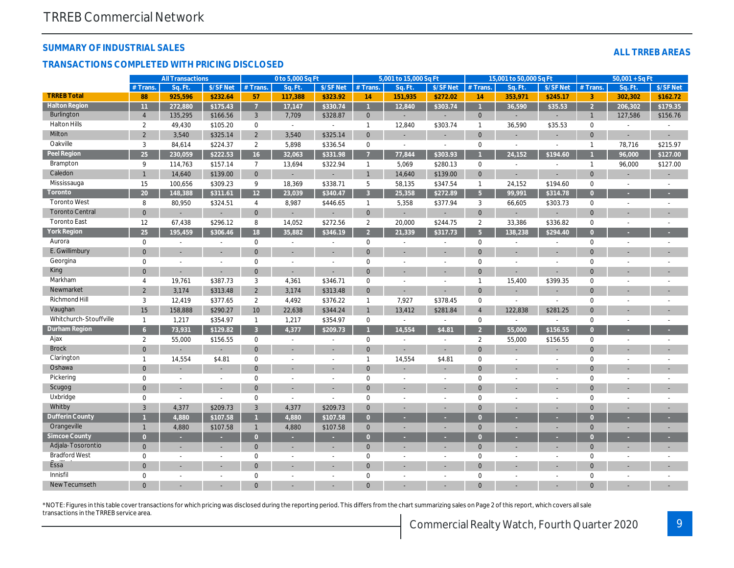# TRREB Commercial Network

## SUMMARY OF INDUSTRIAL SALES

## TRANSACTIONS COMPLETED WITH PRICING DISCLOSED

**ALL TRREB AREAS**

| | All Transactions | | | 0 to 5,000 Sq Ft | | | 5,001 to 15,000 Sq Ft | | | 15,001 to 50,000 Sq Ft | | | 50,001 + Sq Ft | | |
|---|---|---|---|---|---|---|---|---|---|---|---|---|---|---|---|
| | # Trans. | Sq. Ft. | $/SF Net | # Trans. | Sq. Ft. | $/SF Net | # Trans. | Sq. Ft. | $/SF Net | # Trans. | Sq. Ft. | $/SF Net | # Trans. | Sq. Ft. | $/SF Net |
| **TRREB Total** | 88 | 925,596 | $232.64 | 57 | 117,388 | $323.92 | 14 | 151,935 | $272.02 | 14 | 353,971 | $245.17 | 3 | 302,302 | $162.72 |
| **Halton Region** | 11 | 272,880 | $175.43 | 7 | 17,147 | $330.74 | 1 | 12,840 | $303.74 | 1 | 36,590 | $35.53 | 2 | 206,302 | $179.35 |
| Burlington | 4 | 135,295 | $166.56 | 3 | 7,709 | $328.87 | 0 | - | - | 0 | - | - | 1 | 127,586 | $156.76 |
| Halton Hills | 2 | 49,430 | $105.20 | 0 | - | - | 1 | 12,840 | $303.74 | 1 | 36,590 | $35.53 | 0 | - | - |
| Milton | 2 | 3,540 | $325.14 | 2 | 3,540 | $325.14 | 0 | - | - | 0 | - | - | 0 | - | - |
| Oakville | 3 | 84,614 | $224.37 | 2 | 5,898 | $336.54 | 0 | - | - | 0 | - | - | 1 | 78,716 | $215.97 |
| **Peel Region** | 25 | 230,059 | $222.53 | 16 | 32,063 | $331.98 | 7 | 77,844 | $303.93 | 1 | 24,152 | $194.60 | 1 | 96,000 | $127.00 |
| Brampton | 9 | 114,763 | $157.14 | 7 | 13,694 | $322.94 | 1 | 5,069 | $280.13 | 0 | - | - | 1 | 96,000 | $127.00 |
| Caledon | 1 | 14,640 | $139.00 | 0 | - | - | 1 | 14,640 | $139.00 | 0 | - | - | 0 | - | - |
| Mississauga | 15 | 100,656 | $309.23 | 9 | 18,369 | $338.71 | 5 | 58,135 | $347.54 | 1 | 24,152 | $194.60 | 0 | - | - |
| **Toronto** | 20 | 148,388 | $311.61 | 12 | 23,039 | $340.47 | 3 | 25,358 | $272.89 | 5 | 99,991 | $314.78 | 0 | - | - |
| Toronto West | 8 | 80,950 | $324.51 | 4 | 8,987 | $446.65 | 1 | 5,358 | $377.94 | 3 | 66,605 | $303.73 | 0 | - | - |
| Toronto Central | 0 | - | - | 0 | - | - | 0 | - | - | 0 | - | - | 0 | - | - |
| Toronto East | 12 | 67,438 | $296.12 | 8 | 14,052 | $272.56 | 2 | 20,000 | $244.75 | 2 | 33,386 | $336.82 | 0 | - | - |
| **York Region** | 25 | 195,459 | $306.46 | 18 | 35,882 | $346.19 | 2 | 21,339 | $317.73 | 5 | 138,238 | $294.40 | 0 | - | - |
| Aurora | 0 | - | - | 0 | - | - | 0 | - | - | 0 | - | - | 0 | - | - |
| E. Gwillimbury | 0 | - | - | 0 | - | - | 0 | - | - | 0 | - | - | 0 | - | - |
| Georgina | 0 | - | - | 0 | - | - | 0 | - | - | 0 | - | - | 0 | - | - |
| King | 0 | - | - | 0 | - | - | 0 | - | - | 0 | - | - | 0 | - | - |
| Markham | 4 | 19,761 | $387.73 | 3 | 4,361 | $346.71 | 0 | - | - | 1 | 15,400 | $399.35 | 0 | - | - |
| Newmarket | 2 | 3,174 | $313.48 | 2 | 3,174 | $313.48 | 0 | - | - | 0 | - | - | 0 | - | - |
| Richmond Hill | 3 | 12,419 | $377.65 | 2 | 4,492 | $376.22 | 1 | 7,927 | $378.45 | 0 | - | - | 0 | - | - |
| Vaughan | 15 | 158,888 | $290.27 | 10 | 22,638 | $344.24 | 1 | 13,412 | $281.84 | 4 | 122,838 | $281.25 | 0 | - | - |
| Whitchurch-Stouffville | 1 | 1,217 | $354.97 | 1 | 1,217 | $354.97 | 0 | - | - | 0 | - | - | 0 | - | - |
| **Durham Region** | 6 | 73,931 | $129.82 | 3 | 4,377 | $209.73 | 1 | 14,554 | $4.81 | 2 | 55,000 | $156.55 | 0 | - | - |
| Ajax | 2 | 55,000 | $156.55 | 0 | - | - | 0 | - | - | 2 | 55,000 | $156.55 | 0 | - | - |
| Brock | 0 | - | - | 0 | - | - | 0 | - | - | 0 | - | - | 0 | - | - |
| Clarington | 1 | 14,554 | $4.81 | 0 | - | - | 1 | 14,554 | $4.81 | 0 | - | - | 0 | - | - |
| Oshawa | 0 | - | - | 0 | - | - | 0 | - | - | 0 | - | - | 0 | - | - |
| Pickering | 0 | - | - | 0 | - | - | 0 | - | - | 0 | - | - | 0 | - | - |
| Scugog | 0 | - | - | 0 | - | - | 0 | - | - | 0 | - | - | 0 | - | - |
| Uxbridge | 0 | - | - | 0 | - | - | 0 | - | - | 0 | - | - | 0 | - | - |
| Whitby | 3 | 4,377 | $209.73 | 3 | 4,377 | $209.73 | 0 | - | - | 0 | - | - | 0 | - | - |
| **Dufferin County** | 1 | 4,880 | $107.58 | 1 | 4,880 | $107.58 | 0 | - | - | 0 | - | - | 0 | - | - |
| Orangeville | 1 | 4,880 | $107.58 | 1 | 4,880 | $107.58 | 0 | - | - | 0 | - | - | 0 | - | - |
| **Simcoe County** | 0 | - | - | 0 | - | - | 0 | - | - | 0 | - | - | 0 | - | - |
| Adjala-Tosorontio | 0 | - | - | 0 | - | - | 0 | - | - | 0 | - | - | 0 | - | - |
| Bradford West Gwillimbury | 0 | - | - | 0 | - | - | 0 | - | - | 0 | - | - | 0 | - | - |
| Essa | 0 | - | - | 0 | - | - | 0 | - | - | 0 | - | - | 0 | - | - |
| Innisfil | 0 | - | - | 0 | - | - | 0 | - | - | 0 | - | - | 0 | - | - |
| New Tecumseth | 0 | - | - | 0 | - | - | 0 | - | - | 0 | - | - | 0 | - | - |

*NOTE: Figures in this table cover transactions for which pricing was disclosed during the reporting period. This differs from the chart summarizing sales on Page 2 of this report, which covers all sale transactions in the TRREB service area.

Commercial Realty Watch, Fourth Quarter 2020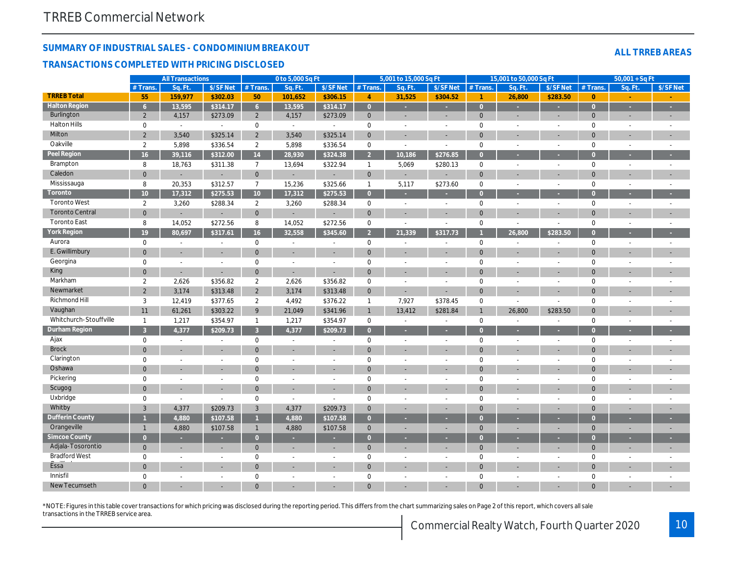## TRREB Commercial Network

### SUMMARY OF INDUSTRIAL SALES - CONDOMINIUM BREAKOUT

### TRANSACTIONS COMPLETED WITH PRICING DISCLOSED

**ALL TRREB AREAS**

| | All Transactions | | | 0 to 5,000 Sq Ft | | | 5,001 to 15,000 Sq Ft | | | 15,001 to 50,000 Sq Ft | | | 50,001 + Sq Ft | | |
|---|---|---|---|---|---|---|---|---|---|---|---|---|---|---|---|
| | # Trans. | Sq. Ft. | $/SF Net | # Trans. | Sq. Ft. | $/SF Net | # Trans. | Sq. Ft. | $/SF Net | # Trans. | Sq. Ft. | $/SF Net | # Trans. | Sq. Ft. | $/SF Net |
| **TRREB Total** | 55 | 159,977 | $302.03 | 50 | 101,652 | $306.15 | 4 | 31,525 | $304.52 | 1 | 26,800 | $283.50 | 0 | - | - |
| **Halton Region** | 6 | 13,595 | $314.17 | 6 | 13,595 | $314.17 | 0 | - | - | 0 | - | - | 0 | - | - |
| Burlington | 2 | 4,157 | $273.09 | 2 | 4,157 | $273.09 | 0 | - | - | 0 | - | - | 0 | - | - |
| Halton Hills | 0 | - | - | 0 | - | - | 0 | - | - | 0 | - | - | 0 | - | - |
| Milton | 2 | 3,540 | $325.14 | 2 | 3,540 | $325.14 | 0 | - | - | 0 | - | - | 0 | - | - |
| Oakville | 2 | 5,898 | $336.54 | 2 | 5,898 | $336.54 | 0 | - | - | 0 | - | - | 0 | - | - |
| **Peel Region** | 16 | 39,116 | $312.00 | 14 | 28,930 | $324.38 | 2 | 10,186 | $276.85 | 0 | - | - | 0 | - | - |
| Brampton | 8 | 18,763 | $311.38 | 7 | 13,694 | $322.94 | 1 | 5,069 | $280.13 | 0 | - | - | 0 | - | - |
| Caledon | 0 | - | - | 0 | - | - | 0 | - | - | 0 | - | - | 0 | - | - |
| Mississauga | 8 | 20,353 | $312.57 | 7 | 15,236 | $325.66 | 1 | 5,117 | $273.60 | 0 | - | - | 0 | - | - |
| **Toronto** | 10 | 17,312 | $275.53 | 10 | 17,312 | $275.53 | 0 | - | - | 0 | - | - | 0 | - | - |
| Toronto West | 2 | 3,260 | $288.34 | 2 | 3,260 | $288.34 | 0 | - | - | 0 | - | - | 0 | - | - |
| Toronto Central | 0 | - | - | 0 | - | - | 0 | - | - | 0 | - | - | 0 | - | - |
| Toronto East | 8 | 14,052 | $272.56 | 8 | 14,052 | $272.56 | 0 | - | - | 0 | - | - | 0 | - | - |
| **York Region** | 19 | 80,697 | $317.61 | 16 | 32,558 | $345.60 | 2 | 21,339 | $317.73 | 1 | 26,800 | $283.50 | 0 | - | - |
| Aurora | 0 | - | - | 0 | - | - | 0 | - | - | 0 | - | - | 0 | - | - |
| E. Gwillimbury | 0 | - | - | 0 | - | - | 0 | - | - | 0 | - | - | 0 | - | - |
| Georgina | 0 | - | - | 0 | - | - | 0 | - | - | 0 | - | - | 0 | - | - |
| King | 0 | - | - | 0 | - | - | 0 | - | - | 0 | - | - | 0 | - | - |
| Markham | 2 | 2,626 | $356.82 | 2 | 2,626 | $356.82 | 0 | - | - | 0 | - | - | 0 | - | - |
| Newmarket | 2 | 3,174 | $313.48 | 2 | 3,174 | $313.48 | 0 | - | - | 0 | - | - | 0 | - | - |
| Richmond Hill | 3 | 12,419 | $377.65 | 2 | 4,492 | $376.22 | 1 | 7,927 | $378.45 | 0 | - | - | 0 | - | - |
| Vaughan | 11 | 61,261 | $303.22 | 9 | 21,049 | $341.96 | 1 | 13,412 | $281.84 | 1 | 26,800 | $283.50 | 0 | - | - |
| Whitchurch-Stouffville | 1 | 1,217 | $354.97 | 1 | 1,217 | $354.97 | 0 | - | - | 0 | - | - | 0 | - | - |
| **Durham Region** | 3 | 4,377 | $209.73 | 3 | 4,377 | $209.73 | 0 | - | - | 0 | - | - | 0 | - | - |
| Ajax | 0 | - | - | 0 | - | - | 0 | - | - | 0 | - | - | 0 | - | - |
| Brock | 0 | - | - | 0 | - | - | 0 | - | - | 0 | - | - | 0 | - | - |
| Clarington | 0 | - | - | 0 | - | - | 0 | - | - | 0 | - | - | 0 | - | - |
| Oshawa | 0 | - | - | 0 | - | - | 0 | - | - | 0 | - | - | 0 | - | - |
| Pickering | 0 | - | - | 0 | - | - | 0 | - | - | 0 | - | - | 0 | - | - |
| Scugog | 0 | - | - | 0 | - | - | 0 | - | - | 0 | - | - | 0 | - | - |
| Uxbridge | 0 | - | - | 0 | - | - | 0 | - | - | 0 | - | - | 0 | - | - |
| Whitby | 3 | 4,377 | $209.73 | 3 | 4,377 | $209.73 | 0 | - | - | 0 | - | - | 0 | - | - |
| **Dufferin County** | 1 | 4,880 | $107.58 | 1 | 4,880 | $107.58 | 0 | - | - | 0 | - | - | 0 | - | - |
| Orangeville | 1 | 4,880 | $107.58 | 1 | 4,880 | $107.58 | 0 | - | - | 0 | - | - | 0 | - | - |
| **Simcoe County** | 0 | - | - | 0 | - | - | 0 | - | - | 0 | - | - | 0 | - | - |
| Adjala-Tosorontio | 0 | - | - | 0 | - | - | 0 | - | - | 0 | - | - | 0 | - | - |
| Bradford West Gwillimbury | 0 | - | - | 0 | - | - | 0 | - | - | 0 | - | - | 0 | - | - |
| Essa | 0 | - | - | 0 | - | - | 0 | - | - | 0 | - | - | 0 | - | - |
| Innisfil | 0 | - | - | 0 | - | - | 0 | - | - | 0 | - | - | 0 | - | - |
| New Tecumseth | 0 | - | - | 0 | - | - | 0 | - | - | 0 | - | - | 0 | - | - |

*NOTE: Figures in this table cover transactions for which pricing was disclosed during the reporting period. This differs from the chart summarizing sales on Page 2 of this report, which covers all sale transactions in the TRREB service area.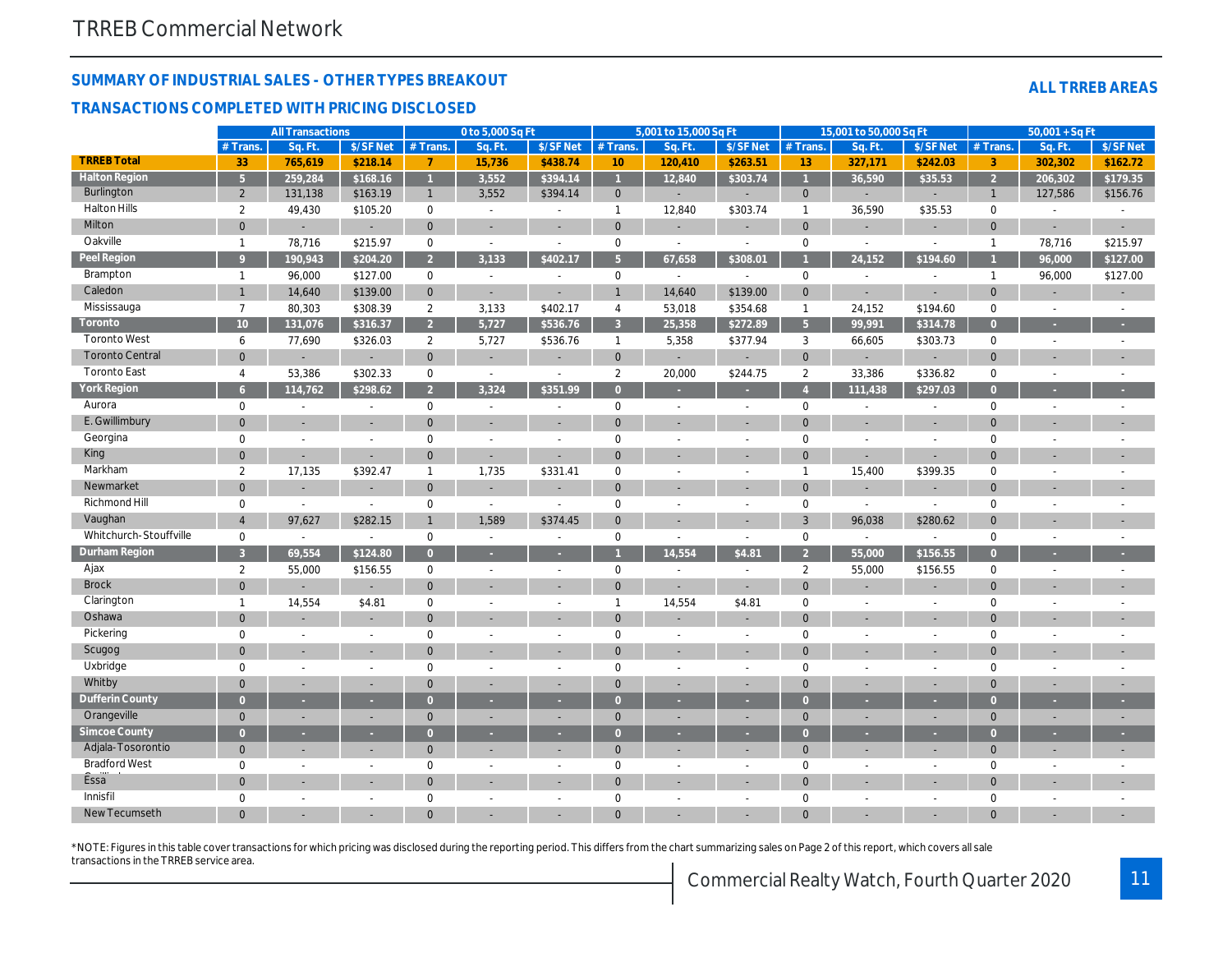## SUMMARY OF INDUSTRIAL SALES - OTHER TYPES BREAKOUT

## TRANSACTIONS COMPLETED WITH PRICING DISCLOSED

**ALL TRREB AREAS**

| | All Transactions | | | 0 to 5,000 Sq Ft | | | 5,001 to 15,000 Sq Ft | | | 15,001 to 50,000 Sq Ft | | | 50,001 + Sq Ft | | |
|---|---|---|---|---|---|---|---|---|---|---|---|---|---|---|---|
| | # Trans. | Sq. Ft. | $/SF Net | # Trans. | Sq. Ft. | $/SF Net | # Trans. | Sq. Ft. | $/SF Net | # Trans. | Sq. Ft. | $/SF Net | # Trans. | Sq. Ft. | $/SF Net |
| **TRREB Total** | 33 | 765,619 | $218.14 | 7 | 15,736 | $438.74 | 10 | 120,410 | $263.51 | 13 | 327,171 | $242.03 | 3 | 302,302 | $162.72 |
| **Halton Region** | 5 | 259,284 | $168.16 | 1 | 3,552 | $394.14 | 1 | 12,840 | $303.74 | 1 | 36,590 | $35.53 | 2 | 206,302 | $179.35 |
| Burlington | 2 | 131,138 | $163.19 | 1 | 3,552 | $394.14 | 0 | - | - | 0 | - | - | 1 | 127,586 | $156.76 |
| Halton Hills | 2 | 49,430 | $105.20 | 0 | - | - | 1 | 12,840 | $303.74 | 1 | 36,590 | $35.53 | 0 | - | - |
| Milton | 0 | - | - | 0 | - | - | 0 | - | - | 0 | - | - | 0 | - | - |
| Oakville | 1 | 78,716 | $215.97 | 0 | - | - | 0 | - | - | 0 | - | - | 1 | 78,716 | $215.97 |
| **Peel Region** | 9 | 190,943 | $204.20 | 2 | 3,133 | $402.17 | 5 | 67,658 | $308.01 | 1 | 24,152 | $194.60 | 1 | 96,000 | $127.00 |
| Brampton | 1 | 96,000 | $127.00 | 0 | - | - | 0 | - | - | 0 | - | - | 1 | 96,000 | $127.00 |
| Caledon | 1 | 14,640 | $139.00 | 0 | - | - | 1 | 14,640 | $139.00 | 0 | - | - | 0 | - | - |
| Mississauga | 7 | 80,303 | $308.39 | 2 | 3,133 | $402.17 | 4 | 53,018 | $354.68 | 1 | 24,152 | $194.60 | 0 | - | - |
| **Toronto** | 10 | 131,076 | $316.37 | 2 | 5,727 | $536.76 | 3 | 25,358 | $272.89 | 5 | 99,991 | $314.78 | 0 | - | - |
| Toronto West | 6 | 77,690 | $326.03 | 2 | 5,727 | $536.76 | 1 | 5,358 | $377.94 | 3 | 66,605 | $303.73 | 0 | - | - |
| Toronto Central | 0 | - | - | 0 | - | - | 0 | - | - | 0 | - | - | 0 | - | - |
| Toronto East | 4 | 53,386 | $302.33 | 0 | - | - | 2 | 20,000 | $244.75 | 2 | 33,386 | $336.82 | 0 | - | - |
| **York Region** | 6 | 114,762 | $298.62 | 2 | 3,324 | $351.99 | 0 | - | - | 4 | 111,438 | $297.03 | 0 | - | - |
| Aurora | 0 | - | - | 0 | - | - | 0 | - | - | 0 | - | - | 0 | - | - |
| E. Gwillimbury | 0 | - | - | 0 | - | - | 0 | - | - | 0 | - | - | 0 | - | - |
| Georgina | 0 | - | - | 0 | - | - | 0 | - | - | 0 | - | - | 0 | - | - |
| King | 0 | - | - | 0 | - | - | 0 | - | - | 0 | - | - | 0 | - | - |
| Markham | 2 | 17,135 | $392.47 | 1 | 1,735 | $331.41 | 0 | - | - | 1 | 15,400 | $399.35 | 0 | - | - |
| Newmarket | 0 | - | - | 0 | - | - | 0 | - | - | 0 | - | - | 0 | - | - |
| Richmond Hill | 0 | - | - | 0 | - | - | 0 | - | - | 0 | - | - | 0 | - | - |
| Vaughan | 4 | 97,627 | $282.15 | 1 | 1,589 | $374.45 | 0 | - | - | 3 | 96,038 | $280.62 | 0 | - | - |
| Whitchurch-Stouffville | 0 | - | - | 0 | - | - | 0 | - | - | 0 | - | - | 0 | - | - |
| **Durham Region** | 3 | 69,554 | $124.80 | 0 | - | - | 1 | 14,554 | $4.81 | 2 | 55,000 | $156.55 | 0 | - | - |
| Ajax | 2 | 55,000 | $156.55 | 0 | - | - | 0 | - | - | 2 | 55,000 | $156.55 | 0 | - | - |
| Brock | 0 | - | - | 0 | - | - | 0 | - | - | 0 | - | - | 0 | - | - |
| Clarington | 1 | 14,554 | $4.81 | 0 | - | - | 1 | 14,554 | $4.81 | 0 | - | - | 0 | - | - |
| Oshawa | 0 | - | - | 0 | - | - | 0 | - | - | 0 | - | - | 0 | - | - |
| Pickering | 0 | - | - | 0 | - | - | 0 | - | - | 0 | - | - | 0 | - | - |
| Scugog | 0 | - | - | 0 | - | - | 0 | - | - | 0 | - | - | 0 | - | - |
| Uxbridge | 0 | - | - | 0 | - | - | 0 | - | - | 0 | - | - | 0 | - | - |
| Whitby | 0 | - | - | 0 | - | - | 0 | - | - | 0 | - | - | 0 | - | - |
| **Dufferin County** | 0 | - | - | 0 | - | - | 0 | - | - | 0 | - | - | 0 | - | - |
| Orangeville | 0 | - | - | 0 | - | - | 0 | - | - | 0 | - | - | 0 | - | - |
| **Simcoe County** | 0 | - | - | 0 | - | - | 0 | - | - | 0 | - | - | 0 | - | - |
| Adjala-Tosorontio | 0 | - | - | 0 | - | - | 0 | - | - | 0 | - | - | 0 | - | - |
| Bradford West Gwillimbury | 0 | - | - | 0 | - | - | 0 | - | - | 0 | - | - | 0 | - | - |
| Essa | 0 | - | - | 0 | - | - | 0 | - | - | 0 | - | - | 0 | - | - |
| Innisfil | 0 | - | - | 0 | - | - | 0 | - | - | 0 | - | - | 0 | - | - |
| New Tecumseth | 0 | - | - | 0 | - | - | 0 | - | - | 0 | - | - | 0 | - | - |

*NOTE: Figures in this table cover transactions for which pricing was disclosed during the reporting period. This differs from the chart summarizing sales on Page 2 of this report, which covers all sale transactions in the TRREB service area.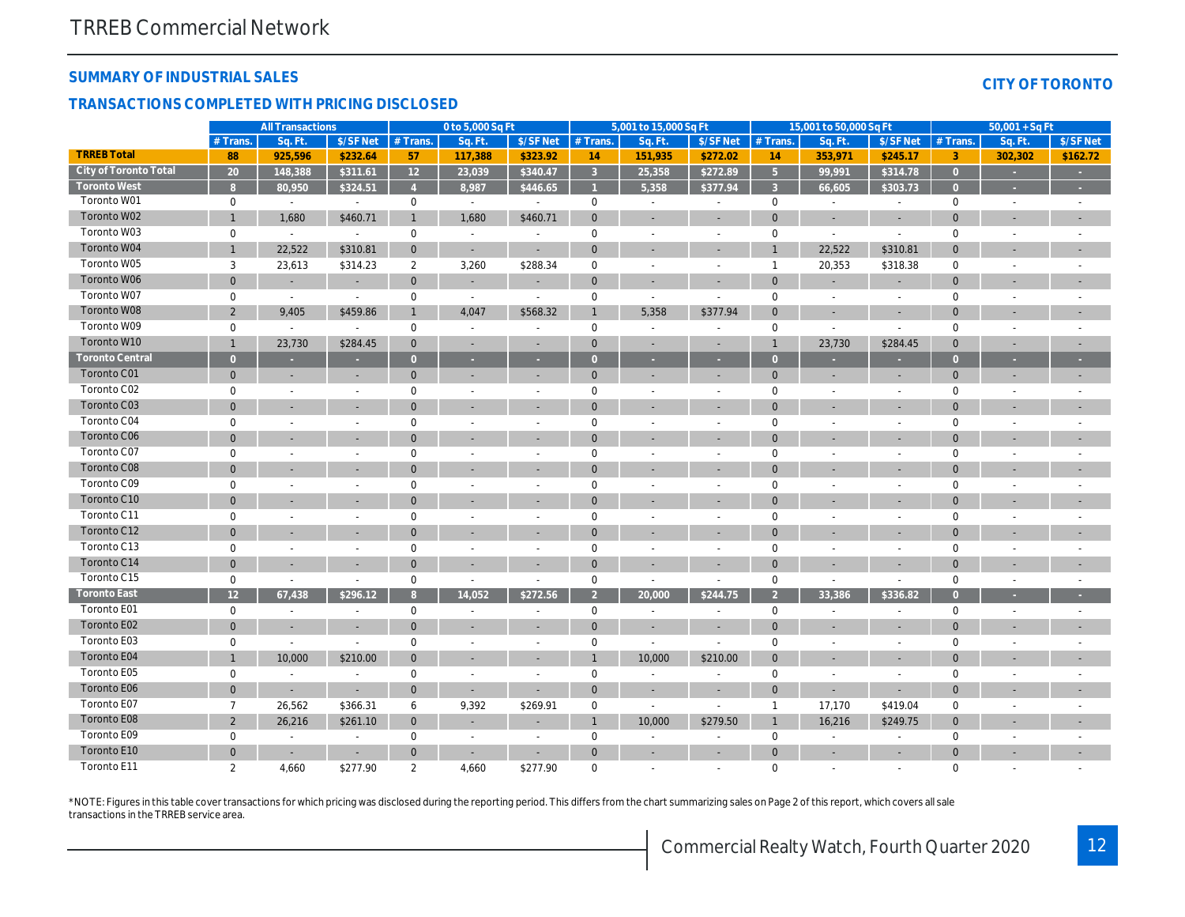## SUMMARY OF INDUSTRIAL SALES

### TRANSACTIONS COMPLETED WITH PRICING DISCLOSED

**CITY OF TORONTO**

| | All Transactions | | | 0 to 5,000 Sq Ft | | | 5,001 to 15,000 Sq Ft | | | 15,001 to 50,000 Sq Ft | | | 50,001 + Sq Ft | | |
|---|---|---|---|---|---|---|---|---|---|---|---|---|---|---|---|
| | # Trans. | Sq. Ft. | $/SF Net | # Trans. | Sq. Ft. | $/SF Net | # Trans. | Sq. Ft. | $/SF Net | # Trans. | Sq. Ft. | $/SF Net | # Trans. | Sq. Ft. | $/SF Net |
| **TRREB Total** | 88 | 925,596 | $232.64 | 57 | 117,388 | $323.92 | 14 | 151,935 | $272.02 | 14 | 353,971 | $245.17 | 3 | 302,302 | $162.72 |
| **City of Toronto Total** | 20 | 148,388 | $311.61 | 12 | 23,039 | $340.47 | 3 | 25,358 | $272.89 | 5 | 99,991 | $314.78 | 0 | - | - |
| **Toronto West** | 8 | 80,950 | $324.51 | 4 | 8,987 | $446.65 | 1 | 5,358 | $377.94 | 3 | 66,605 | $303.73 | 0 | - | - |
| Toronto W01 | 0 | - | - | 0 | - | - | 0 | - | - | 0 | - | - | 0 | - | - |
| Toronto W02 | 1 | 1,680 | $460.71 | 1 | 1,680 | $460.71 | 0 | - | - | 0 | - | - | 0 | - | - |
| Toronto W03 | 0 | - | - | 0 | - | - | 0 | - | - | 0 | - | - | 0 | - | - |
| Toronto W04 | 1 | 22,522 | $310.81 | 0 | - | - | 0 | - | - | 1 | 22,522 | $310.81 | 0 | - | - |
| Toronto W05 | 3 | 23,613 | $314.23 | 2 | 3,260 | $288.34 | 0 | - | - | 1 | 20,353 | $318.38 | 0 | - | - |
| Toronto W06 | 0 | - | - | 0 | - | - | 0 | - | - | 0 | - | - | 0 | - | - |
| Toronto W07 | 0 | - | - | 0 | - | - | 0 | - | - | 0 | - | - | 0 | - | - |
| Toronto W08 | 2 | 9,405 | $459.86 | 1 | 4,047 | $568.32 | 1 | 5,358 | $377.94 | 0 | - | - | 0 | - | - |
| Toronto W09 | 0 | - | - | 0 | - | - | 0 | - | - | 0 | - | - | 0 | - | - |
| Toronto W10 | 1 | 23,730 | $284.45 | 0 | - | - | 0 | - | - | 1 | 23,730 | $284.45 | 0 | - | - |
| **Toronto Central** | 0 | - | - | 0 | - | - | 0 | - | - | 0 | - | - | 0 | - | - |
| Toronto C01 | 0 | - | - | 0 | - | - | 0 | - | - | 0 | - | - | 0 | - | - |
| Toronto C02 | 0 | - | - | 0 | - | - | 0 | - | - | 0 | - | - | 0 | - | - |
| Toronto C03 | 0 | - | - | 0 | - | - | 0 | - | - | 0 | - | - | 0 | - | - |
| Toronto C04 | 0 | - | - | 0 | - | - | 0 | - | - | 0 | - | - | 0 | - | - |
| Toronto C06 | 0 | - | - | 0 | - | - | 0 | - | - | 0 | - | - | 0 | - | - |
| Toronto C07 | 0 | - | - | 0 | - | - | 0 | - | - | 0 | - | - | 0 | - | - |
| Toronto C08 | 0 | - | - | 0 | - | - | 0 | - | - | 0 | - | - | 0 | - | - |
| Toronto C09 | 0 | - | - | 0 | - | - | 0 | - | - | 0 | - | - | 0 | - | - |
| Toronto C10 | 0 | - | - | 0 | - | - | 0 | - | - | 0 | - | - | 0 | - | - |
| Toronto C11 | 0 | - | - | 0 | - | - | 0 | - | - | 0 | - | - | 0 | - | - |
| Toronto C12 | 0 | - | - | 0 | - | - | 0 | - | - | 0 | - | - | 0 | - | - |
| Toronto C13 | 0 | - | - | 0 | - | - | 0 | - | - | 0 | - | - | 0 | - | - |
| Toronto C14 | 0 | - | - | 0 | - | - | 0 | - | - | 0 | - | - | 0 | - | - |
| Toronto C15 | 0 | - | - | 0 | - | - | 0 | - | - | 0 | - | - | 0 | - | - |
| **Toronto East** | 12 | 67,438 | $296.12 | 8 | 14,052 | $272.56 | 2 | 20,000 | $244.75 | 2 | 33,386 | $336.82 | 0 | - | - |
| Toronto E01 | 0 | - | - | 0 | - | - | 0 | - | - | 0 | - | - | 0 | - | - |
| Toronto E02 | 0 | - | - | 0 | - | - | 0 | - | - | 0 | - | - | 0 | - | - |
| Toronto E03 | 0 | - | - | 0 | - | - | 0 | - | - | 0 | - | - | 0 | - | - |
| Toronto E04 | 1 | 10,000 | $210.00 | 0 | - | - | 1 | 10,000 | $210.00 | 0 | - | - | 0 | - | - |
| Toronto E05 | 0 | - | - | 0 | - | - | 0 | - | - | 0 | - | - | 0 | - | - |
| Toronto E06 | 0 | - | - | 0 | - | - | 0 | - | - | 0 | - | - | 0 | - | - |
| Toronto E07 | 7 | 26,562 | $366.31 | 6 | 9,392 | $269.91 | 0 | - | - | 1 | 17,170 | $419.04 | 0 | - | - |
| Toronto E08 | 2 | 26,216 | $261.10 | 0 | - | - | 1 | 10,000 | $279.50 | 1 | 16,216 | $249.75 | 0 | - | - |
| Toronto E09 | 0 | - | - | 0 | - | - | 0 | - | - | 0 | - | - | 0 | - | - |
| Toronto E10 | 0 | - | - | 0 | - | - | 0 | - | - | 0 | - | - | 0 | - | - |
| Toronto E11 | 2 | 4,660 | $277.90 | 2 | 4,660 | $277.90 | 0 | - | - | 0 | - | - | 0 | - | - |

*NOTE: Figures in this table cover transactions for which pricing was disclosed during the reporting period. This differs from the chart summarizing sales on Page 2 of this report, which covers all sale transactions in the TRREB service area.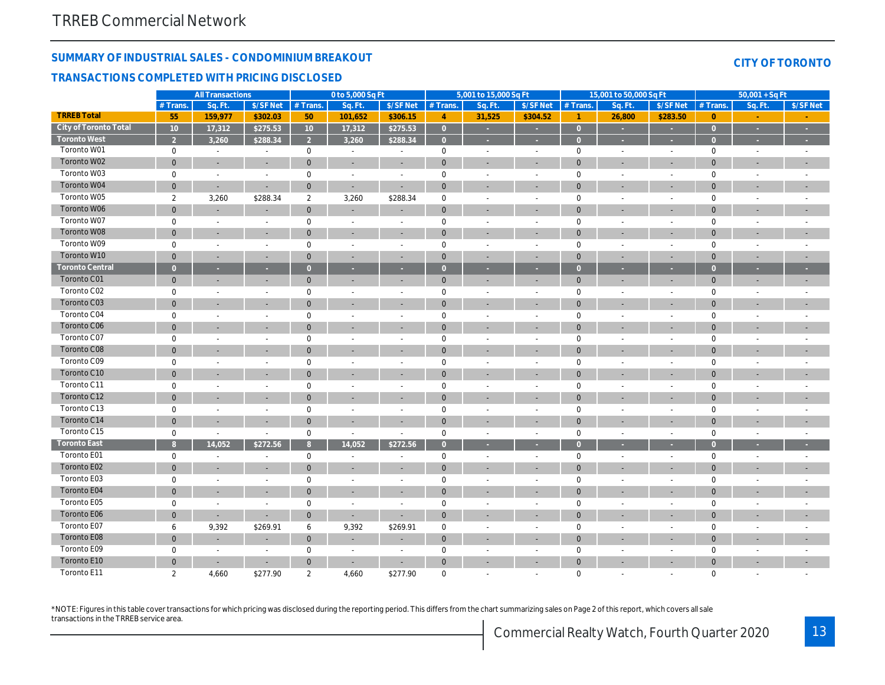TRREB Commercial Network

## SUMMARY OF INDUSTRIAL SALES - CONDOMINIUM BREAKOUT

## TRANSACTIONS COMPLETED WITH PRICING DISCLOSED

**CITY OF TORONTO**

| | All Transactions | | | 0 to 5,000 Sq Ft | | | 5,001 to 15,000 Sq Ft | | | 15,001 to 50,000 Sq Ft | | | 50,001 + Sq Ft | | |
|---|---|---|---|---|---|---|---|---|---|---|---|---|---|---|---|
| | # Trans. | Sq. Ft. | $/SF Net | # Trans. | Sq. Ft. | $/SF Net | # Trans. | Sq. Ft. | $/SF Net | # Trans. | Sq. Ft. | $/SF Net | # Trans. | Sq. Ft. | $/SF Net |
| **TRREB Total** | 55 | 159,977 | $302.03 | 50 | 101,652 | $306.15 | 4 | 31,525 | $304.52 | 1 | 26,800 | $283.50 | 0 | - | - |
| **City of Toronto Total** | 10 | 17,312 | $275.53 | 10 | 17,312 | $275.53 | 0 | - | - | 0 | - | - | 0 | - | - |
| **Toronto West** | 2 | 3,260 | $288.34 | 2 | 3,260 | $288.34 | 0 | - | - | 0 | - | - | 0 | - | - |
| Toronto W01 | 0 | - | - | 0 | - | - | 0 | - | - | 0 | - | - | 0 | - | - |
| Toronto W02 | 0 | - | - | 0 | - | - | 0 | - | - | 0 | - | - | 0 | - | - |
| Toronto W03 | 0 | - | - | 0 | - | - | 0 | - | - | 0 | - | - | 0 | - | - |
| Toronto W04 | 0 | - | - | 0 | - | - | 0 | - | - | 0 | - | - | 0 | - | - |
| Toronto W05 | 2 | 3,260 | $288.34 | 2 | 3,260 | $288.34 | 0 | - | - | 0 | - | - | 0 | - | - |
| Toronto W06 | 0 | - | - | 0 | - | - | 0 | - | - | 0 | - | - | 0 | - | - |
| Toronto W07 | 0 | - | - | 0 | - | - | 0 | - | - | 0 | - | - | 0 | - | - |
| Toronto W08 | 0 | - | - | 0 | - | - | 0 | - | - | 0 | - | - | 0 | - | - |
| Toronto W09 | 0 | - | - | 0 | - | - | 0 | - | - | 0 | - | - | 0 | - | - |
| Toronto W10 | 0 | - | - | 0 | - | - | 0 | - | - | 0 | - | - | 0 | - | - |
| **Toronto Central** | 0 | - | - | 0 | - | - | 0 | - | - | 0 | - | - | 0 | - | - |
| Toronto C01 | 0 | - | - | 0 | - | - | 0 | - | - | 0 | - | - | 0 | - | - |
| Toronto C02 | 0 | - | - | 0 | - | - | 0 | - | - | 0 | - | - | 0 | - | - |
| Toronto C03 | 0 | - | - | 0 | - | - | 0 | - | - | 0 | - | - | 0 | - | - |
| Toronto C04 | 0 | - | - | 0 | - | - | 0 | - | - | 0 | - | - | 0 | - | - |
| Toronto C06 | 0 | - | - | 0 | - | - | 0 | - | - | 0 | - | - | 0 | - | - |
| Toronto C07 | 0 | - | - | 0 | - | - | 0 | - | - | 0 | - | - | 0 | - | - |
| Toronto C08 | 0 | - | - | 0 | - | - | 0 | - | - | 0 | - | - | 0 | - | - |
| Toronto C09 | 0 | - | - | 0 | - | - | 0 | - | - | 0 | - | - | 0 | - | - |
| Toronto C10 | 0 | - | - | 0 | - | - | 0 | - | - | 0 | - | - | 0 | - | - |
| Toronto C11 | 0 | - | - | 0 | - | - | 0 | - | - | 0 | - | - | 0 | - | - |
| Toronto C12 | 0 | - | - | 0 | - | - | 0 | - | - | 0 | - | - | 0 | - | - |
| Toronto C13 | 0 | - | - | 0 | - | - | 0 | - | - | 0 | - | - | 0 | - | - |
| Toronto C14 | 0 | - | - | 0 | - | - | 0 | - | - | 0 | - | - | 0 | - | - |
| Toronto C15 | 0 | - | - | 0 | - | - | 0 | - | - | 0 | - | - | 0 | - | - |
| **Toronto East** | 8 | 14,052 | $272.56 | 8 | 14,052 | $272.56 | 0 | - | - | 0 | - | - | 0 | - | - |
| Toronto E01 | 0 | - | - | 0 | - | - | 0 | - | - | 0 | - | - | 0 | - | - |
| Toronto E02 | 0 | - | - | 0 | - | - | 0 | - | - | 0 | - | - | 0 | - | - |
| Toronto E03 | 0 | - | - | 0 | - | - | 0 | - | - | 0 | - | - | 0 | - | - |
| Toronto E04 | 0 | - | - | 0 | - | - | 0 | - | - | 0 | - | - | 0 | - | - |
| Toronto E05 | 0 | - | - | 0 | - | - | 0 | - | - | 0 | - | - | 0 | - | - |
| Toronto E06 | 0 | - | - | 0 | - | - | 0 | - | - | 0 | - | - | 0 | - | - |
| Toronto E07 | 6 | 9,392 | $269.91 | 6 | 9,392 | $269.91 | 0 | - | - | 0 | - | - | 0 | - | - |
| Toronto E08 | 0 | - | - | 0 | - | - | 0 | - | - | 0 | - | - | 0 | - | - |
| Toronto E09 | 0 | - | - | 0 | - | - | 0 | - | - | 0 | - | - | 0 | - | - |
| Toronto E10 | 0 | - | - | 0 | - | - | 0 | - | - | 0 | - | - | 0 | - | - |
| Toronto E11 | 2 | 4,660 | $277.90 | 2 | 4,660 | $277.90 | 0 | - | - | 0 | - | - | 0 | - | - |

*NOTE: Figures in this table cover transactions for which pricing was disclosed during the reporting period. This differs from the chart summarizing sales on Page 2 of this report, which covers all sale transactions in the TRREB service area.

Commercial Realty Watch, Fourth Quarter 2020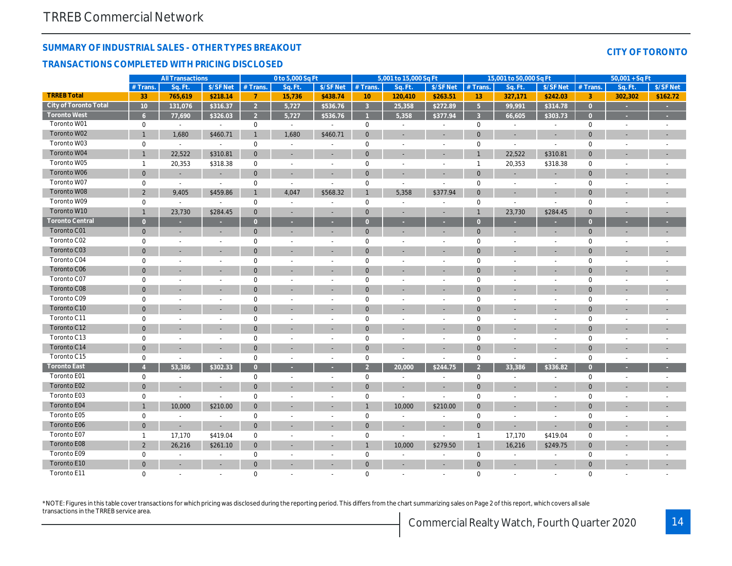TRREB Commercial Network

## SUMMARY OF INDUSTRIAL SALES - OTHER TYPES BREAKOUT

## TRANSACTIONS COMPLETED WITH PRICING DISCLOSED

**CITY OF TORONTO**

| | All Transactions | | | 0 to 5,000 Sq Ft | | | 5,001 to 15,000 Sq Ft | | | 15,001 to 50,000 Sq Ft | | | 50,001 + Sq Ft | | |
|---|---|---|---|---|---|---|---|---|---|---|---|---|---|---|---|
| | # Trans. | Sq. Ft. | $/SF Net | # Trans. | Sq. Ft. | $/SF Net | # Trans. | Sq. Ft. | $/SF Net | # Trans. | Sq. Ft. | $/SF Net | # Trans. | Sq. Ft. | $/SF Net |
| **TRREB Total** | 33 | 765,619 | $218.14 | 7 | 15,736 | $438.74 | 10 | 120,410 | $263.51 | 13 | 327,171 | $242.03 | 3 | 302,302 | $162.72 |
| **City of Toronto Total** | 10 | 131,076 | $316.37 | 2 | 5,727 | $536.76 | 3 | 25,358 | $272.89 | 5 | 99,991 | $314.78 | 0 | - | - |
| **Toronto West** | 6 | 77,690 | $326.03 | 2 | 5,727 | $536.76 | 1 | 5,358 | $377.94 | 3 | 66,605 | $303.73 | 0 | - | - |
| Toronto W01 | 0 | - | - | 0 | - | - | 0 | - | - | 0 | - | - | 0 | - | - |
| Toronto W02 | 1 | 1,680 | $460.71 | 1 | 1,680 | $460.71 | 0 | - | - | 0 | - | - | 0 | - | - |
| Toronto W03 | 0 | - | - | 0 | - | - | 0 | - | - | 0 | - | - | 0 | - | - |
| Toronto W04 | 1 | 22,522 | $310.81 | 0 | - | - | 0 | - | - | 1 | 22,522 | $310.81 | 0 | - | - |
| Toronto W05 | 1 | 20,353 | $318.38 | 0 | - | - | 0 | - | - | 1 | 20,353 | $318.38 | 0 | - | - |
| Toronto W06 | 0 | - | - | 0 | - | - | 0 | - | - | 0 | - | - | 0 | - | - |
| Toronto W07 | 0 | - | - | 0 | - | - | 0 | - | - | 0 | - | - | 0 | - | - |
| Toronto W08 | 2 | 9,405 | $459.86 | 1 | 4,047 | $568.32 | 1 | 5,358 | $377.94 | 0 | - | - | 0 | - | - |
| Toronto W09 | 0 | - | - | 0 | - | - | 0 | - | - | 0 | - | - | 0 | - | - |
| Toronto W10 | 1 | 23,730 | $284.45 | 0 | - | - | 0 | - | - | 1 | 23,730 | $284.45 | 0 | - | - |
| **Toronto Central** | 0 | - | - | 0 | - | - | 0 | - | - | 0 | - | - | 0 | - | - |
| Toronto C01 | 0 | - | - | 0 | - | - | 0 | - | - | 0 | - | - | 0 | - | - |
| Toronto C02 | 0 | - | - | 0 | - | - | 0 | - | - | 0 | - | - | 0 | - | - |
| Toronto C03 | 0 | - | - | 0 | - | - | 0 | - | - | 0 | - | - | 0 | - | - |
| Toronto C04 | 0 | - | - | 0 | - | - | 0 | - | - | 0 | - | - | 0 | - | - |
| Toronto C06 | 0 | - | - | 0 | - | - | 0 | - | - | 0 | - | - | 0 | - | - |
| Toronto C07 | 0 | - | - | 0 | - | - | 0 | - | - | 0 | - | - | 0 | - | - |
| Toronto C08 | 0 | - | - | 0 | - | - | 0 | - | - | 0 | - | - | 0 | - | - |
| Toronto C09 | 0 | - | - | 0 | - | - | 0 | - | - | 0 | - | - | 0 | - | - |
| Toronto C10 | 0 | - | - | 0 | - | - | 0 | - | - | 0 | - | - | 0 | - | - |
| Toronto C11 | 0 | - | - | 0 | - | - | 0 | - | - | 0 | - | - | 0 | - | - |
| Toronto C12 | 0 | - | - | 0 | - | - | 0 | - | - | 0 | - | - | 0 | - | - |
| Toronto C13 | 0 | - | - | 0 | - | - | 0 | - | - | 0 | - | - | 0 | - | - |
| Toronto C14 | 0 | - | - | 0 | - | - | 0 | - | - | 0 | - | - | 0 | - | - |
| Toronto C15 | 0 | - | - | 0 | - | - | 0 | - | - | 0 | - | - | 0 | - | - |
| **Toronto East** | 4 | 53,386 | $302.33 | 0 | - | - | 2 | 20,000 | $244.75 | 2 | 33,386 | $336.82 | 0 | - | - |
| Toronto E01 | 0 | - | - | 0 | - | - | 0 | - | - | 0 | - | - | 0 | - | - |
| Toronto E02 | 0 | - | - | 0 | - | - | 0 | - | - | 0 | - | - | 0 | - | - |
| Toronto E03 | 0 | - | - | 0 | - | - | 0 | - | - | 0 | - | - | 0 | - | - |
| Toronto E04 | 1 | 10,000 | $210.00 | 0 | - | - | 1 | 10,000 | $210.00 | 0 | - | - | 0 | - | - |
| Toronto E05 | 0 | - | - | 0 | - | - | 0 | - | - | 0 | - | - | 0 | - | - |
| Toronto E06 | 0 | - | - | 0 | - | - | 0 | - | - | 0 | - | - | 0 | - | - |
| Toronto E07 | 1 | 17,170 | $419.04 | 0 | - | - | 0 | - | - | 1 | 17,170 | $419.04 | 0 | - | - |
| Toronto E08 | 2 | 26,216 | $261.10 | 0 | - | - | 1 | 10,000 | $279.50 | 1 | 16,216 | $249.75 | 0 | - | - |
| Toronto E09 | 0 | - | - | 0 | - | - | 0 | - | - | 0 | - | - | 0 | - | - |
| Toronto E10 | 0 | - | - | 0 | - | - | 0 | - | - | 0 | - | - | 0 | - | - |
| Toronto E11 | 0 | - | - | 0 | - | - | 0 | - | - | 0 | - | - | 0 | - | - |

*NOTE: Figures in this table cover transactions for which pricing was disclosed during the reporting period. This differs from the chart summarizing sales on Page 2 of this report, which covers all sale transactions in the TRREB service area.

Commercial Realty Watch, Fourth Quarter 2020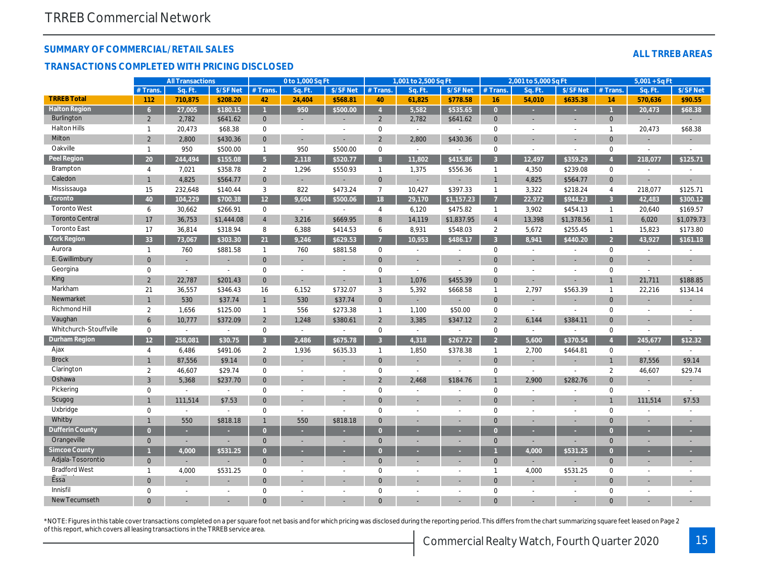TRREB Commercial Network

## SUMMARY OF COMMERCIAL/RETAIL SALES

### TRANSACTIONS COMPLETED WITH PRICING DISCLOSED

**ALL TRREB AREAS**

| | All Transactions | | | 0 to 1,000 Sq Ft | | | 1,001 to 2,500 Sq Ft | | | 2,001 to 5,000 Sq Ft | | | 5,001 + Sq Ft | | |
|---|---|---|---|---|---|---|---|---|---|---|---|---|---|---|---|
| | # Trans. | Sq. Ft. | $/SF Net | # Trans. | Sq. Ft. | $/SF Net | # Trans. | Sq. Ft. | $/SF Net | # Trans. | Sq. Ft. | $/SF Net | # Trans. | Sq. Ft. | $/SF Net |
| **TRREB Total** | 112 | 710,875 | $208.20 | 42 | 24,404 | $568.81 | 40 | 61,825 | $778.58 | 16 | 54,010 | $635.38 | 14 | 570,636 | $90.55 |
| **Halton Region** | 6 | 27,005 | $180.15 | 1 | 950 | $500.00 | 4 | 5,582 | $535.65 | 0 | - | - | 1 | 20,473 | $68.38 |
| Burlington | 2 | 2,782 | $641.62 | 0 | - | - | 2 | 2,782 | $641.62 | 0 | - | - | 0 | - | - |
| Halton Hills | 1 | 20,473 | $68.38 | 0 | - | - | 0 | - | - | 0 | - | - | 1 | 20,473 | $68.38 |
| Milton | 2 | 2,800 | $430.36 | 0 | - | - | 2 | 2,800 | $430.36 | 0 | - | - | 0 | - | - |
| Oakville | 1 | 950 | $500.00 | 1 | 950 | $500.00 | 0 | - | - | 0 | - | - | 0 | - | - |
| **Peel Region** | 20 | 244,494 | $155.08 | 5 | 2,118 | $520.77 | 8 | 11,802 | $415.86 | 3 | 12,497 | $359.29 | 4 | 218,077 | $125.71 |
| Brampton | 4 | 7,021 | $358.78 | 2 | 1,296 | $550.93 | 1 | 1,375 | $556.36 | 1 | 4,350 | $239.08 | 0 | - | - |
| Caledon | 1 | 4,825 | $564.77 | 0 | - | - | 0 | - | - | 1 | 4,825 | $564.77 | 0 | - | - |
| Mississauga | 15 | 232,648 | $140.44 | 3 | 822 | $473.24 | 7 | 10,427 | $397.33 | 1 | 3,322 | $218.24 | 4 | 218,077 | $125.71 |
| **Toronto** | 40 | 104,229 | $700.38 | 12 | 9,604 | $500.06 | 18 | 29,170 | $1,157.23 | 7 | 22,972 | $944.23 | 3 | 42,483 | $300.12 |
| Toronto West | 6 | 30,662 | $266.91 | 0 | - | - | 4 | 6,120 | $475.82 | 1 | 3,902 | $454.13 | 1 | 20,640 | $169.57 |
| Toronto Central | 17 | 36,753 | $1,444.08 | 4 | 3,216 | $669.95 | 8 | 14,119 | $1,837.95 | 4 | 13,398 | $1,378.56 | 1 | 6,020 | $1,079.73 |
| Toronto East | 17 | 36,814 | $318.94 | 8 | 6,388 | $414.53 | 6 | 8,931 | $548.03 | 2 | 5,672 | $255.45 | 1 | 15,823 | $173.80 |
| **York Region** | 33 | 73,067 | $303.30 | 21 | 9,246 | $629.53 | 7 | 10,953 | $486.17 | 3 | 8,941 | $440.20 | 2 | 43,927 | $161.18 |
| Aurora | 1 | 760 | $881.58 | 1 | 760 | $881.58 | 0 | - | - | 0 | - | - | 0 | - | - |
| E. Gwillimbury | 0 | - | - | 0 | - | - | 0 | - | - | 0 | - | - | 0 | - | - |
| Georgina | 0 | - | - | 0 | - | - | 0 | - | - | 0 | - | - | 0 | - | - |
| King | 2 | 22,787 | $201.43 | 0 | - | - | 1 | 1,076 | $455.39 | 0 | - | - | 1 | 21,711 | $188.85 |
| Markham | 21 | 36,557 | $346.43 | 16 | 6,152 | $732.07 | 3 | 5,392 | $668.58 | 1 | 2,797 | $563.39 | 1 | 22,216 | $134.14 |
| Newmarket | 1 | 530 | $37.74 | 1 | 530 | $37.74 | 0 | - | - | 0 | - | - | 0 | - | - |
| Richmond Hill | 2 | 1,656 | $125.00 | 1 | 556 | $273.38 | 1 | 1,100 | $50.00 | 0 | - | - | 0 | - | - |
| Vaughan | 6 | 10,777 | $372.09 | 2 | 1,248 | $380.61 | 2 | 3,385 | $347.12 | 2 | 6,144 | $384.11 | 0 | - | - |
| Whitchurch-Stouffville | 0 | - | - | 0 | - | - | 0 | - | - | 0 | - | - | 0 | - | - |
| **Durham Region** | 12 | 258,081 | $30.75 | 3 | 2,486 | $675.78 | 3 | 4,318 | $267.72 | 2 | 5,600 | $370.54 | 4 | 245,677 | $12.32 |
| Ajax | 4 | 6,486 | $491.06 | 2 | 1,936 | $635.33 | 1 | 1,850 | $378.38 | 1 | 2,700 | $464.81 | 0 | - | - |
| Brock | 1 | 87,556 | $9.14 | 0 | - | - | 0 | - | - | 0 | - | - | 1 | 87,556 | $9.14 |
| Clarington | 2 | 46,607 | $29.74 | 0 | - | - | 0 | - | - | 0 | - | - | 2 | 46,607 | $29.74 |
| Oshawa | 3 | 5,368 | $237.70 | 0 | - | - | 2 | 2,468 | $184.76 | 1 | 2,900 | $282.76 | 0 | - | - |
| Pickering | 0 | - | - | 0 | - | - | 0 | - | - | 0 | - | - | 0 | - | - |
| Scugog | 1 | 111,514 | $7.53 | 0 | - | - | 0 | - | - | 0 | - | - | 1 | 111,514 | $7.53 |
| Uxbridge | 0 | - | - | 0 | - | - | 0 | - | - | 0 | - | - | 0 | - | - |
| Whitby | 1 | 550 | $818.18 | 1 | 550 | $818.18 | 0 | - | - | 0 | - | - | 0 | - | - |
| **Dufferin County** | 0 | - | - | 0 | - | - | 0 | - | - | 0 | - | - | 0 | - | - |
| Orangeville | 0 | - | - | 0 | - | - | 0 | - | - | 0 | - | - | 0 | - | - |
| **Simcoe County** | 1 | 4,000 | $531.25 | 0 | - | - | 0 | - | - | 1 | 4,000 | $531.25 | 0 | - | - |
| Adjala-Tosorontio | 0 | - | - | 0 | - | - | 0 | - | - | 0 | - | - | 0 | - | - |
| Bradford West Gwillimbury | 1 | 4,000 | $531.25 | 0 | - | - | 0 | - | - | 1 | 4,000 | $531.25 | 0 | - | - |
| Essa | 0 | - | - | 0 | - | - | 0 | - | - | 0 | - | - | 0 | - | - |
| Innisfil | 0 | - | - | 0 | - | - | 0 | - | - | 0 | - | - | 0 | - | - |
| New Tecumseth | 0 | - | - | 0 | - | - | 0 | - | - | 0 | - | - | 0 | - | - |

*NOTE: Figures in this table cover transactions completed on a per square foot net basis and for which pricing was disclosed during the reporting period. This differs from the chart summarizing square feet leased on Page 2 of this report, which covers all leasing transactions in the TRREB service area.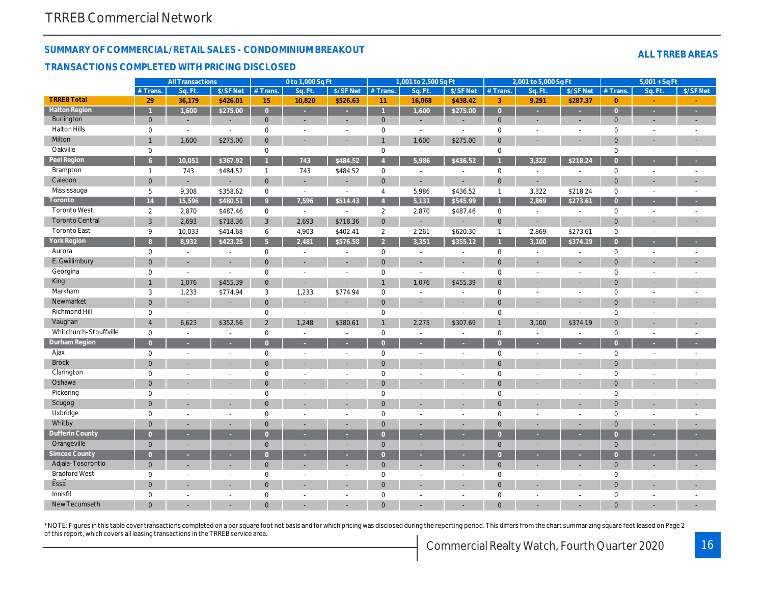## SUMMARY OF COMMERCIAL/RETAIL SALES - CONDOMINIUM BREAKOUT

### TRANSACTIONS COMPLETED WITH PRICING DISCLOSED

**ALL TRREB AREAS**

| | All Transactions | | | 0 to 1,000 Sq Ft | | | 1,001 to 2,500 Sq Ft | | | 2,001 to 5,000 Sq Ft | | | 5,001 + Sq Ft | | |
|---|---|---|---|---|---|---|---|---|---|---|---|---|---|---|---|
| | # Trans. | Sq. Ft. | $/SF Net | # Trans. | Sq. Ft. | $/SF Net | # Trans. | Sq. Ft. | $/SF Net | # Trans. | Sq. Ft. | $/SF Net | # Trans. | Sq. Ft. | $/SF Net |
| **TRREB Total** | 29 | 36,179 | $426.01 | 15 | 10,820 | $526.63 | 11 | 16,068 | $438.42 | 3 | 9,291 | $287.37 | 0 | - | - |
| **Halton Region** | 1 | 1,600 | $275.00 | 0 | - | - | 1 | 1,600 | $275.00 | 0 | - | - | 0 | - | - |
| Burlington | 0 | - | - | 0 | - | - | 0 | - | - | 0 | - | - | 0 | - | - |
| Halton Hills | 0 | - | - | 0 | - | - | 0 | - | - | 0 | - | - | 0 | - | - |
| Milton | 1 | 1,600 | $275.00 | 0 | - | - | 1 | 1,600 | $275.00 | 0 | - | - | 0 | - | - |
| Oakville | 0 | - | - | 0 | - | - | 0 | - | - | 0 | - | - | 0 | - | - |
| **Peel Region** | 6 | 10,051 | $367.92 | 1 | 743 | $484.52 | 4 | 5,986 | $436.52 | 1 | 3,322 | $218.24 | 0 | - | - |
| Brampton | 1 | 743 | $484.52 | 1 | 743 | $484.52 | 0 | - | - | 0 | - | - | 0 | - | - |
| Caledon | 0 | - | - | 0 | - | - | 0 | - | - | 0 | - | - | 0 | - | - |
| Mississauga | 5 | 9,308 | $358.62 | 0 | - | - | 4 | 5,986 | $436.52 | 1 | 3,322 | $218.24 | 0 | - | - |
| **Toronto** | 14 | 15,596 | $480.51 | 9 | 7,596 | $514.43 | 4 | 5,131 | $545.99 | 1 | 2,869 | $273.61 | 0 | - | - |
| Toronto West | 2 | 2,870 | $487.46 | 0 | - | - | 2 | 2,870 | $487.46 | 0 | - | - | 0 | - | - |
| Toronto Central | 3 | 2,693 | $718.36 | 3 | 2,693 | $718.36 | 0 | - | - | 0 | - | - | 0 | - | - |
| Toronto East | 9 | 10,033 | $414.68 | 6 | 4,903 | $402.41 | 2 | 2,261 | $620.30 | 1 | 2,869 | $273.61 | 0 | - | - |
| **York Region** | 8 | 8,932 | $423.25 | 5 | 2,481 | $576.58 | 2 | 3,351 | $355.12 | 1 | 3,100 | $374.19 | 0 | - | - |
| Aurora | 0 | - | - | 0 | - | - | 0 | - | - | 0 | - | - | 0 | - | - |
| E. Gwillimbury | 0 | - | - | 0 | - | - | 0 | - | - | 0 | - | - | 0 | - | - |
| Georgina | 0 | - | - | 0 | - | - | 0 | - | - | 0 | - | - | 0 | - | - |
| King | 1 | 1,076 | $455.39 | 0 | - | - | 1 | 1,076 | $455.39 | 0 | - | - | 0 | - | - |
| Markham | 3 | 1,233 | $774.94 | 3 | 1,233 | $774.94 | 0 | - | - | 0 | - | - | 0 | - | - |
| Newmarket | 0 | - | - | 0 | - | - | 0 | - | - | 0 | - | - | 0 | - | - |
| Richmond Hill | 0 | - | - | 0 | - | - | 0 | - | - | 0 | - | - | 0 | - | - |
| Vaughan | 4 | 6,623 | $352.56 | 2 | 1,248 | $380.61 | 1 | 2,275 | $307.69 | 1 | 3,100 | $374.19 | 0 | - | - |
| Whitchurch-Stouffville | 0 | - | - | 0 | - | - | 0 | - | - | 0 | - | - | 0 | - | - |
| **Durham Region** | 0 | - | - | 0 | - | - | 0 | - | - | 0 | - | - | 0 | - | - |
| Ajax | 0 | - | - | 0 | - | - | 0 | - | - | 0 | - | - | 0 | - | - |
| Brock | 0 | - | - | 0 | - | - | 0 | - | - | 0 | - | - | 0 | - | - |
| Clarington | 0 | - | - | 0 | - | - | 0 | - | - | 0 | - | - | 0 | - | - |
| Oshawa | 0 | - | - | 0 | - | - | 0 | - | - | 0 | - | - | 0 | - | - |
| Pickering | 0 | - | - | 0 | - | - | 0 | - | - | 0 | - | - | 0 | - | - |
| Scugog | 0 | - | - | 0 | - | - | 0 | - | - | 0 | - | - | 0 | - | - |
| Uxbridge | 0 | - | - | 0 | - | - | 0 | - | - | 0 | - | - | 0 | - | - |
| Whitby | 0 | - | - | 0 | - | - | 0 | - | - | 0 | - | - | 0 | - | - |
| **Dufferin County** | 0 | - | - | 0 | - | - | 0 | - | - | 0 | - | - | 0 | - | - |
| Orangeville | 0 | - | - | 0 | - | - | 0 | - | - | 0 | - | - | 0 | - | - |
| **Simcoe County** | 0 | - | - | 0 | - | - | 0 | - | - | 0 | - | - | 0 | - | - |
| Adjala-Tosorontio | 0 | - | - | 0 | - | - | 0 | - | - | 0 | - | - | 0 | - | - |
| Bradford West Gwillimbury | 0 | - | - | 0 | - | - | 0 | - | - | 0 | - | - | 0 | - | - |
| Essa | 0 | - | - | 0 | - | - | 0 | - | - | 0 | - | - | 0 | - | - |
| Innisfil | 0 | - | - | 0 | - | - | 0 | - | - | 0 | - | - | 0 | - | - |
| New Tecumseth | 0 | - | - | 0 | - | - | 0 | - | - | 0 | - | - | 0 | - | - |

*NOTE: Figures in this table cover transactions completed on a per square foot net basis and for which pricing was disclosed during the reporting period. This differs from the chart summarizing square feet leased on Page 2 of this report, which covers all leasing transactions in the TRREB service area.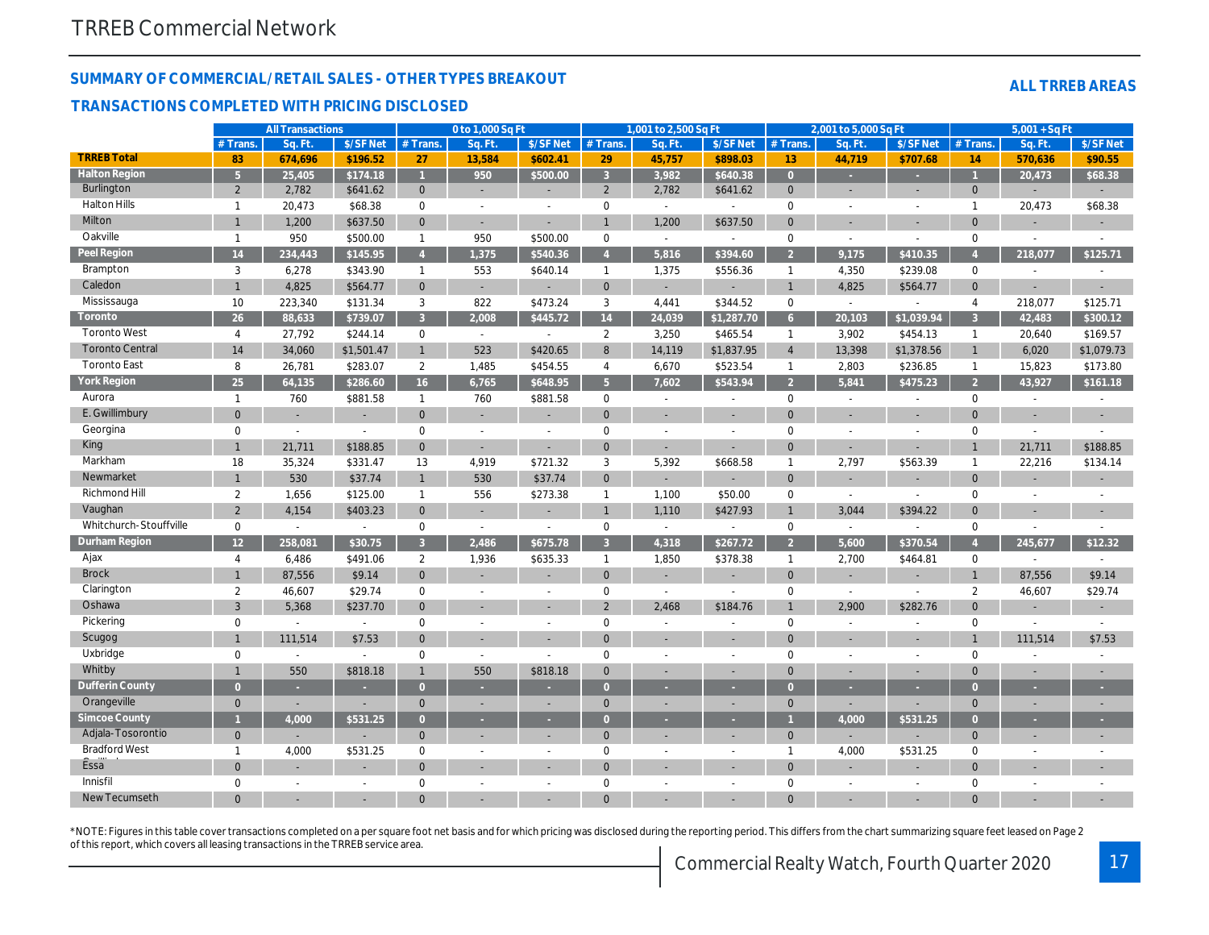## SUMMARY OF COMMERCIAL/RETAIL SALES - OTHER TYPES BREAKOUT

### TRANSACTIONS COMPLETED WITH PRICING DISCLOSED

**ALL TRREB AREAS**

| | All Transactions | | | 0 to 1,000 Sq Ft | | | 1,001 to 2,500 Sq Ft | | | 2,001 to 5,000 Sq Ft | | | 5,001 + Sq Ft | | |
|---|---|---|---|---|---|---|---|---|---|---|---|---|---|---|---|
| | # Trans. | Sq. Ft. | $/SF Net | # Trans. | Sq. Ft. | $/SF Net | # Trans. | Sq. Ft. | $/SF Net | # Trans. | Sq. Ft. | $/SF Net | # Trans. | Sq. Ft. | $/SF Net |
| **TRREB Total** | 83 | 674,696 | $196.52 | 27 | 13,584 | $602.41 | 29 | 45,757 | $898.03 | 13 | 44,719 | $707.68 | 14 | 570,636 | $90.55 |
| **Halton Region** | 5 | 25,405 | $174.18 | 1 | 950 | $500.00 | 3 | 3,982 | $640.38 | 0 | - | - | 1 | 20,473 | $68.38 |
| Burlington | 2 | 2,782 | $641.62 | 0 | - | - | 2 | 2,782 | $641.62 | 0 | - | - | 0 | - | - |
| Halton Hills | 1 | 20,473 | $68.38 | 0 | - | - | 0 | - | - | 0 | - | - | 1 | 20,473 | $68.38 |
| Milton | 1 | 1,200 | $637.50 | 0 | - | - | 1 | 1,200 | $637.50 | 0 | - | - | 0 | - | - |
| Oakville | 1 | 950 | $500.00 | 1 | 950 | $500.00 | 0 | - | - | 0 | - | - | 0 | - | - |
| **Peel Region** | 14 | 234,443 | $145.95 | 4 | 1,375 | $540.36 | 4 | 5,816 | $394.60 | 2 | 9,175 | $410.35 | 4 | 218,077 | $125.71 |
| Brampton | 3 | 6,278 | $343.90 | 1 | 553 | $640.14 | 1 | 1,375 | $556.36 | 1 | 4,350 | $239.08 | 0 | - | - |
| Caledon | 1 | 4,825 | $564.77 | 0 | - | - | 0 | - | - | 1 | 4,825 | $564.77 | 0 | - | - |
| Mississauga | 10 | 223,340 | $131.34 | 3 | 822 | $473.24 | 3 | 4,441 | $344.52 | 0 | - | - | 4 | 218,077 | $125.71 |
| **Toronto** | 26 | 88,633 | $739.07 | 3 | 2,008 | $445.72 | 14 | 24,039 | $1,287.70 | 6 | 20,103 | $1,039.94 | 3 | 42,483 | $300.12 |
| Toronto West | 4 | 27,792 | $244.14 | 0 | - | - | 2 | 3,250 | $465.54 | 1 | 3,902 | $454.13 | 1 | 20,640 | $169.57 |
| Toronto Central | 14 | 34,060 | $1,501.47 | 1 | 523 | $420.65 | 8 | 14,119 | $1,837.95 | 4 | 13,398 | $1,378.56 | 1 | 6,020 | $1,079.73 |
| Toronto East | 8 | 26,781 | $283.07 | 2 | 1,485 | $454.55 | 4 | 6,670 | $523.54 | 1 | 2,803 | $236.85 | 1 | 15,823 | $173.80 |
| **York Region** | 25 | 64,135 | $286.60 | 16 | 6,765 | $648.95 | 5 | 7,602 | $543.94 | 2 | 5,841 | $475.23 | 2 | 43,927 | $161.18 |
| Aurora | 1 | 760 | $881.58 | 1 | 760 | $881.58 | 0 | - | - | 0 | - | - | 0 | - | - |
| E. Gwillimbury | 0 | - | - | 0 | - | - | 0 | - | - | 0 | - | - | 0 | - | - |
| Georgina | 0 | - | - | 0 | - | - | 0 | - | - | 0 | - | - | 0 | - | - |
| King | 1 | 21,711 | $188.85 | 0 | - | - | 0 | - | - | 0 | - | - | 1 | 21,711 | $188.85 |
| Markham | 18 | 35,324 | $331.47 | 13 | 4,919 | $721.32 | 3 | 5,392 | $668.58 | 1 | 2,797 | $563.39 | 1 | 22,216 | $134.14 |
| Newmarket | 1 | 530 | $37.74 | 1 | 530 | $37.74 | 0 | - | - | 0 | - | - | 0 | - | - |
| Richmond Hill | 2 | 1,656 | $125.00 | 1 | 556 | $273.38 | 1 | 1,100 | $50.00 | 0 | - | - | 0 | - | - |
| Vaughan | 2 | 4,154 | $403.23 | 0 | - | - | 1 | 1,110 | $427.93 | 1 | 3,044 | $394.22 | 0 | - | - |
| Whitchurch-Stouffville | 0 | - | - | 0 | - | - | 0 | - | - | 0 | - | - | 0 | - | - |
| **Durham Region** | 12 | 258,081 | $30.75 | 3 | 2,486 | $675.78 | 3 | 4,318 | $267.72 | 2 | 5,600 | $370.54 | 4 | 245,677 | $12.32 |
| Ajax | 4 | 6,486 | $491.06 | 2 | 1,936 | $635.33 | 1 | 1,850 | $378.38 | 1 | 2,700 | $464.81 | 0 | - | - |
| Brock | 1 | 87,556 | $9.14 | 0 | - | - | 0 | - | - | 0 | - | - | 1 | 87,556 | $9.14 |
| Clarington | 2 | 46,607 | $29.74 | 0 | - | - | 0 | - | - | 0 | - | - | 2 | 46,607 | $29.74 |
| Oshawa | 3 | 5,368 | $237.70 | 0 | - | - | 2 | 2,468 | $184.76 | 1 | 2,900 | $282.76 | 0 | - | - |
| Pickering | 0 | - | - | 0 | - | - | 0 | - | - | 0 | - | - | 0 | - | - |
| Scugog | 1 | 111,514 | $7.53 | 0 | - | - | 0 | - | - | 0 | - | - | 1 | 111,514 | $7.53 |
| Uxbridge | 0 | - | - | 0 | - | - | 0 | - | - | 0 | - | - | 0 | - | - |
| Whitby | 1 | 550 | $818.18 | 1 | 550 | $818.18 | 0 | - | - | 0 | - | - | 0 | - | - |
| **Dufferin County** | 0 | - | - | 0 | - | - | 0 | - | - | 0 | - | - | 0 | - | - |
| Orangeville | 0 | - | - | 0 | - | - | 0 | - | - | 0 | - | - | 0 | - | - |
| **Simcoe County** | 1 | 4,000 | $531.25 | 0 | - | - | 0 | - | - | 1 | 4,000 | $531.25 | 0 | - | - |
| Adjala-Tosorontio | 0 | - | - | 0 | - | - | 0 | - | - | 0 | - | - | 0 | - | - |
| Bradford West Gwillimbury | 1 | 4,000 | $531.25 | 0 | - | - | 0 | - | - | 1 | 4,000 | $531.25 | 0 | - | - |
| Essa | 0 | - | - | 0 | - | - | 0 | - | - | 0 | - | - | 0 | - | - |
| Innisfil | 0 | - | - | 0 | - | - | 0 | - | - | 0 | - | - | 0 | - | - |
| New Tecumseth | 0 | - | - | 0 | - | - | 0 | - | - | 0 | - | - | 0 | - | - |

*NOTE: Figures in this table cover transactions completed on a per square foot net basis and for which pricing was disclosed during the reporting period. This differs from the chart summarizing square feet leased on Page 2 of this report, which covers all leasing transactions in the TRREB service area.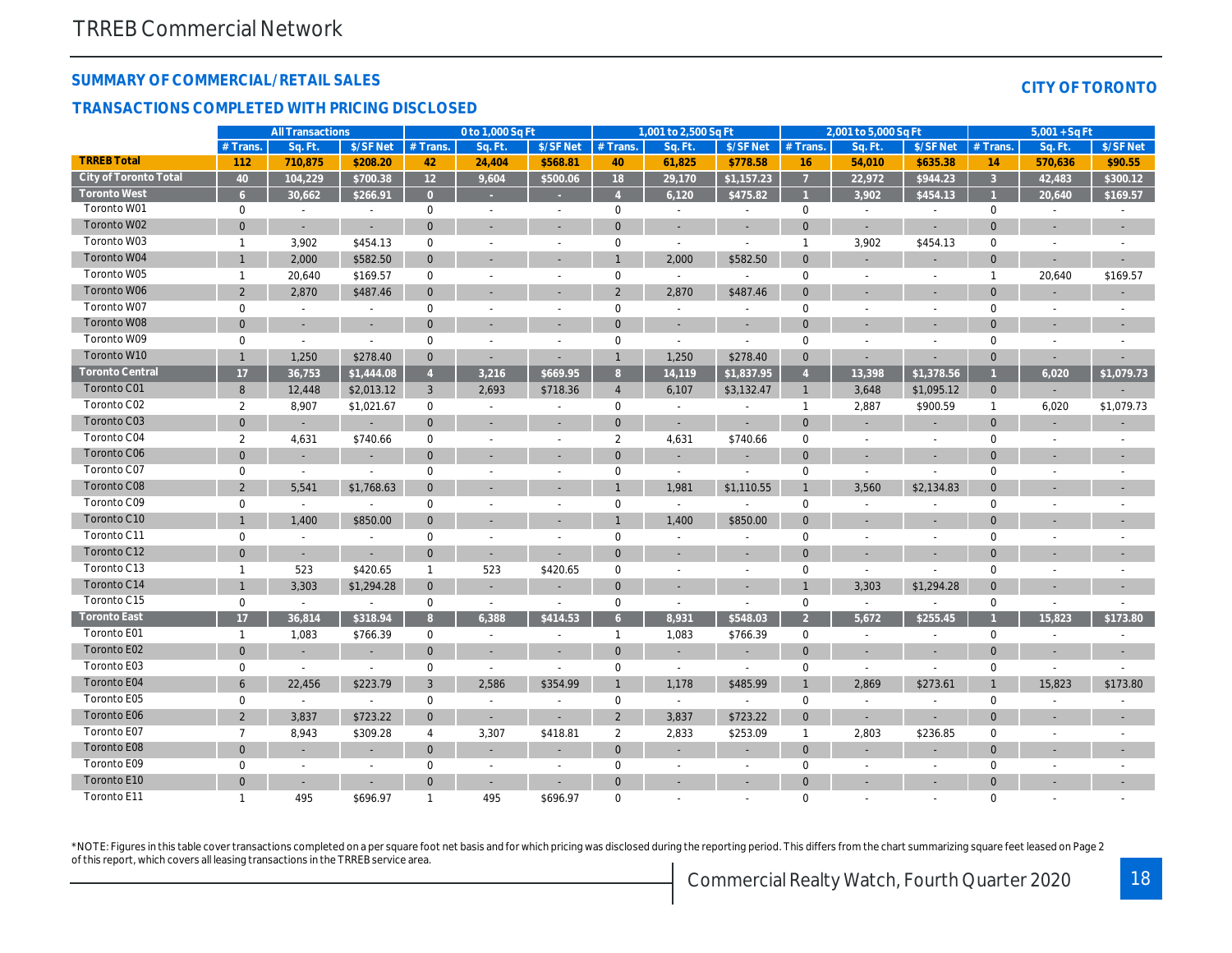# TRREB Commercial Network

## SUMMARY OF COMMERCIAL/RETAIL SALES

## TRANSACTIONS COMPLETED WITH PRICING DISCLOSED

**CITY OF TORONTO**

| | All Transactions | | | 0 to 1,000 Sq Ft | | | 1,001 to 2,500 Sq Ft | | | 2,001 to 5,000 Sq Ft | | | 5,001 + Sq Ft | | |
|---|---|---|---|---|---|---|---|---|---|---|---|---|---|---|---|
| | # Trans. | Sq. Ft. | $/SF Net | # Trans. | Sq. Ft. | $/SF Net | # Trans. | Sq. Ft. | $/SF Net | # Trans. | Sq. Ft. | $/SF Net | # Trans. | Sq. Ft. | $/SF Net |
| **TRREB Total** | 112 | 710,875 | $208.20 | 42 | 24,404 | $568.81 | 40 | 61,825 | $778.58 | 16 | 54,010 | $635.38 | 14 | 570,636 | $90.55 |
| **City of Toronto Total** | 40 | 104,229 | $700.38 | 12 | 9,604 | $500.06 | 18 | 29,170 | $1,157.23 | 7 | 22,972 | $944.23 | 3 | 42,483 | $300.12 |
| **Toronto West** | 6 | 30,662 | $266.91 | 0 | - | - | 4 | 6,120 | $475.82 | 1 | 3,902 | $454.13 | 1 | 20,640 | $169.57 |
| Toronto W01 | 0 | - | - | 0 | - | - | 0 | - | - | 0 | - | - | 0 | - | - |
| Toronto W02 | 0 | - | - | 0 | - | - | 0 | - | - | 0 | - | - | 0 | - | - |
| Toronto W03 | 1 | 3,902 | $454.13 | 0 | - | - | 0 | - | - | 1 | 3,902 | $454.13 | 0 | - | - |
| Toronto W04 | 1 | 2,000 | $582.50 | 0 | - | - | 1 | 2,000 | $582.50 | 0 | - | - | 0 | - | - |
| Toronto W05 | 1 | 20,640 | $169.57 | 0 | - | - | 0 | - | - | 0 | - | - | 1 | 20,640 | $169.57 |
| Toronto W06 | 2 | 2,870 | $487.46 | 0 | - | - | 2 | 2,870 | $487.46 | 0 | - | - | 0 | - | - |
| Toronto W07 | 0 | - | - | 0 | - | - | 0 | - | - | 0 | - | - | 0 | - | - |
| Toronto W08 | 0 | - | - | 0 | - | - | 0 | - | - | 0 | - | - | 0 | - | - |
| Toronto W09 | 0 | - | - | 0 | - | - | 0 | - | - | 0 | - | - | 0 | - | - |
| Toronto W10 | 1 | 1,250 | $278.40 | 0 | - | - | 1 | 1,250 | $278.40 | 0 | - | - | 0 | - | - |
| **Toronto Central** | 17 | 36,753 | $1,444.08 | 4 | 3,216 | $669.95 | 8 | 14,119 | $1,837.95 | 4 | 13,398 | $1,378.56 | 1 | 6,020 | $1,079.73 |
| Toronto C01 | 8 | 12,448 | $2,013.12 | 3 | 2,693 | $718.36 | 4 | 6,107 | $3,132.47 | 1 | 3,648 | $1,095.12 | 0 | - | - |
| Toronto C02 | 2 | 8,907 | $1,021.67 | 0 | - | - | 0 | - | - | 1 | 2,887 | $900.59 | 1 | 6,020 | $1,079.73 |
| Toronto C03 | 0 | - | - | 0 | - | - | 0 | - | - | 0 | - | - | 0 | - | - |
| Toronto C04 | 2 | 4,631 | $740.66 | 0 | - | - | 2 | 4,631 | $740.66 | 0 | - | - | 0 | - | - |
| Toronto C06 | 0 | - | - | 0 | - | - | 0 | - | - | 0 | - | - | 0 | - | - |
| Toronto C07 | 0 | - | - | 0 | - | - | 0 | - | - | 0 | - | - | 0 | - | - |
| Toronto C08 | 2 | 5,541 | $1,768.63 | 0 | - | - | 1 | 1,981 | $1,110.55 | 1 | 3,560 | $2,134.83 | 0 | - | - |
| Toronto C09 | 0 | - | - | 0 | - | - | 0 | - | - | 0 | - | - | 0 | - | - |
| Toronto C10 | 1 | 1,400 | $850.00 | 0 | - | - | 1 | 1,400 | $850.00 | 0 | - | - | 0 | - | - |
| Toronto C11 | 0 | - | - | 0 | - | - | 0 | - | - | 0 | - | - | 0 | - | - |
| Toronto C12 | 0 | - | - | 0 | - | - | 0 | - | - | 0 | - | - | 0 | - | - |
| Toronto C13 | 1 | 523 | $420.65 | 1 | 523 | $420.65 | 0 | - | - | 0 | - | - | 0 | - | - |
| Toronto C14 | 1 | 3,303 | $1,294.28 | 0 | - | - | 0 | - | - | 1 | 3,303 | $1,294.28 | 0 | - | - |
| Toronto C15 | 0 | - | - | 0 | - | - | 0 | - | - | 0 | - | - | 0 | - | - |
| **Toronto East** | 17 | 36,814 | $318.94 | 8 | 6,388 | $414.53 | 6 | 8,931 | $548.03 | 2 | 5,672 | $255.45 | 1 | 15,823 | $173.80 |
| Toronto E01 | 1 | 1,083 | $766.39 | 0 | - | - | 1 | 1,083 | $766.39 | 0 | - | - | 0 | - | - |
| Toronto E02 | 0 | - | - | 0 | - | - | 0 | - | - | 0 | - | - | 0 | - | - |
| Toronto E03 | 0 | - | - | 0 | - | - | 0 | - | - | 0 | - | - | 0 | - | - |
| Toronto E04 | 6 | 22,456 | $223.79 | 3 | 2,586 | $354.99 | 1 | 1,178 | $485.99 | 1 | 2,869 | $273.61 | 1 | 15,823 | $173.80 |
| Toronto E05 | 0 | - | - | 0 | - | - | 0 | - | - | 0 | - | - | 0 | - | - |
| Toronto E06 | 2 | 3,837 | $723.22 | 0 | - | - | 2 | 3,837 | $723.22 | 0 | - | - | 0 | - | - |
| Toronto E07 | 7 | 8,943 | $309.28 | 4 | 3,307 | $418.81 | 2 | 2,833 | $253.09 | 1 | 2,803 | $236.85 | 0 | - | - |
| Toronto E08 | 0 | - | - | 0 | - | - | 0 | - | - | 0 | - | - | 0 | - | - |
| Toronto E09 | 0 | - | - | 0 | - | - | 0 | - | - | 0 | - | - | 0 | - | - |
| Toronto E10 | 0 | - | - | 0 | - | - | 0 | - | - | 0 | - | - | 0 | - | - |
| Toronto E11 | 1 | 495 | $696.97 | 1 | 495 | $696.97 | 0 | - | - | 0 | - | - | 0 | - | - |

*NOTE: Figures in this table cover transactions completed on a per square foot net basis and for which pricing was disclosed during the reporting period. This differs from the chart summarizing square feet leased on Page 2 of this report, which covers all leasing transactions in the TRREB service area.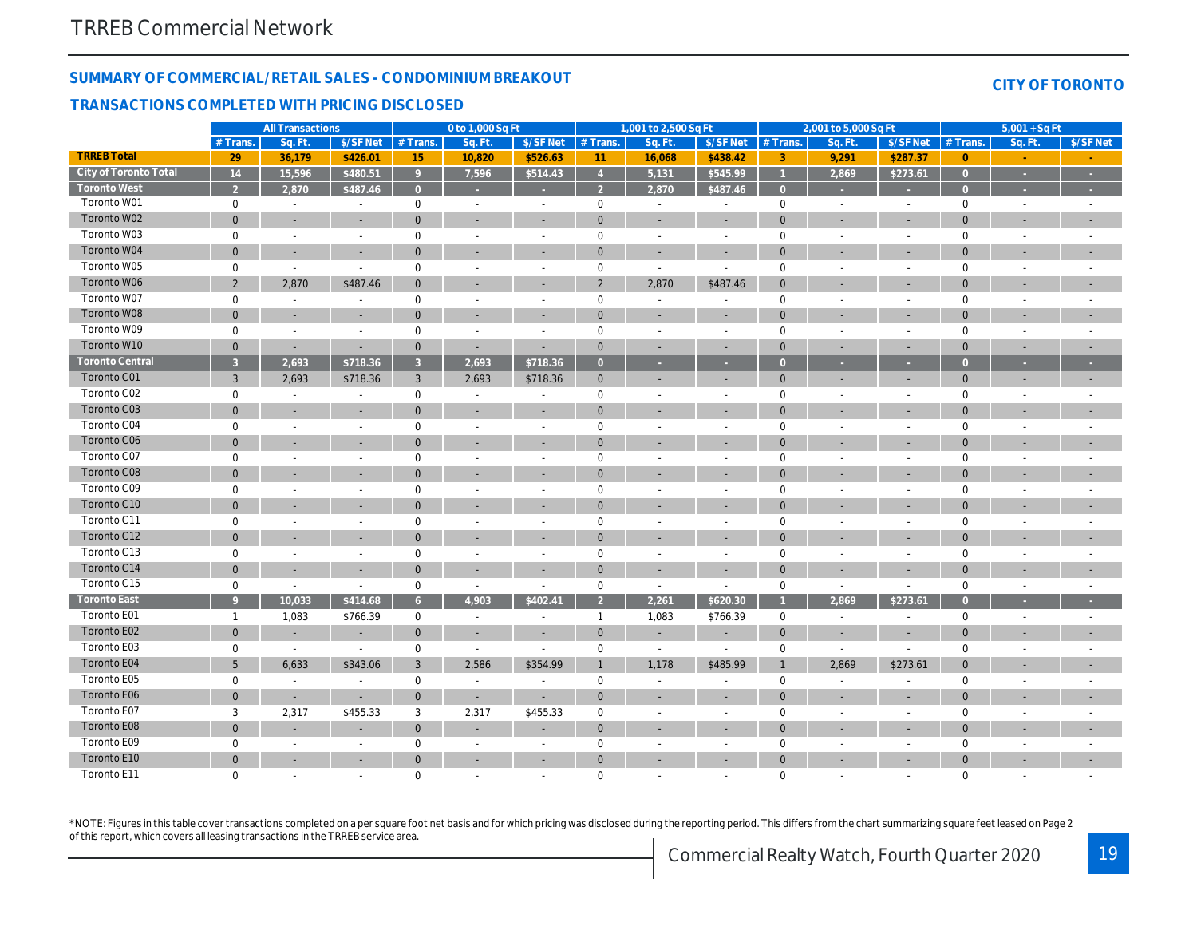## SUMMARY OF COMMERCIAL/RETAIL SALES - CONDOMINIUM BREAKOUT

**CITY OF TORONTO**

### TRANSACTIONS COMPLETED WITH PRICING DISCLOSED

| | All Transactions | | | 0 to 1,000 Sq Ft | | | 1,001 to 2,500 Sq Ft | | | 2,001 to 5,000 Sq Ft | | | 5,001 + Sq Ft | | |
|---|---|---|---|---|---|---|---|---|---|---|---|---|---|---|---|
| | # Trans. | Sq. Ft. | $/SF Net | # Trans. | Sq. Ft. | $/SF Net | # Trans. | Sq. Ft. | $/SF Net | # Trans. | Sq. Ft. | $/SF Net | # Trans. | Sq. Ft. | $/SF Net |
| **TRREB Total** | 29 | 36,179 | $426.01 | 15 | 10,820 | $526.63 | 11 | 16,068 | $438.42 | 3 | 9,291 | $287.37 | 0 | - | - |
| **City of Toronto Total** | 14 | 15,596 | $480.51 | 9 | 7,596 | $514.43 | 4 | 5,131 | $545.99 | 1 | 2,869 | $273.61 | 0 | - | - |
| **Toronto West** | 2 | 2,870 | $487.46 | 0 | - | - | 2 | 2,870 | $487.46 | 0 | - | - | 0 | - | - |
| Toronto W01 | 0 | - | - | 0 | - | - | 0 | - | - | 0 | - | - | 0 | - | - |
| Toronto W02 | 0 | - | - | 0 | - | - | 0 | - | - | 0 | - | - | 0 | - | - |
| Toronto W03 | 0 | - | - | 0 | - | - | 0 | - | - | 0 | - | - | 0 | - | - |
| Toronto W04 | 0 | - | - | 0 | - | - | 0 | - | - | 0 | - | - | 0 | - | - |
| Toronto W05 | 0 | - | - | 0 | - | - | 0 | - | - | 0 | - | - | 0 | - | - |
| Toronto W06 | 2 | 2,870 | $487.46 | 0 | - | - | 2 | 2,870 | $487.46 | 0 | - | - | 0 | - | - |
| Toronto W07 | 0 | - | - | 0 | - | - | 0 | - | - | 0 | - | - | 0 | - | - |
| Toronto W08 | 0 | - | - | 0 | - | - | 0 | - | - | 0 | - | - | 0 | - | - |
| Toronto W09 | 0 | - | - | 0 | - | - | 0 | - | - | 0 | - | - | 0 | - | - |
| Toronto W10 | 0 | - | - | 0 | - | - | 0 | - | - | 0 | - | - | 0 | - | - |
| **Toronto Central** | 3 | 2,693 | $718.36 | 3 | 2,693 | $718.36 | 0 | - | - | 0 | - | - | 0 | - | - |
| Toronto C01 | 3 | 2,693 | $718.36 | 3 | 2,693 | $718.36 | 0 | - | - | 0 | - | - | 0 | - | - |
| Toronto C02 | 0 | - | - | 0 | - | - | 0 | - | - | 0 | - | - | 0 | - | - |
| Toronto C03 | 0 | - | - | 0 | - | - | 0 | - | - | 0 | - | - | 0 | - | - |
| Toronto C04 | 0 | - | - | 0 | - | - | 0 | - | - | 0 | - | - | 0 | - | - |
| Toronto C06 | 0 | - | - | 0 | - | - | 0 | - | - | 0 | - | - | 0 | - | - |
| Toronto C07 | 0 | - | - | 0 | - | - | 0 | - | - | 0 | - | - | 0 | - | - |
| Toronto C08 | 0 | - | - | 0 | - | - | 0 | - | - | 0 | - | - | 0 | - | - |
| Toronto C09 | 0 | - | - | 0 | - | - | 0 | - | - | 0 | - | - | 0 | - | - |
| Toronto C10 | 0 | - | - | 0 | - | - | 0 | - | - | 0 | - | - | 0 | - | - |
| Toronto C11 | 0 | - | - | 0 | - | - | 0 | - | - | 0 | - | - | 0 | - | - |
| Toronto C12 | 0 | - | - | 0 | - | - | 0 | - | - | 0 | - | - | 0 | - | - |
| Toronto C13 | 0 | - | - | 0 | - | - | 0 | - | - | 0 | - | - | 0 | - | - |
| Toronto C14 | 0 | - | - | 0 | - | - | 0 | - | - | 0 | - | - | 0 | - | - |
| Toronto C15 | 0 | - | - | 0 | - | - | 0 | - | - | 0 | - | - | 0 | - | - |
| **Toronto East** | 9 | 10,033 | $414.68 | 6 | 4,903 | $402.41 | 2 | 2,261 | $620.30 | 1 | 2,869 | $273.61 | 0 | - | - |
| Toronto E01 | 1 | 1,083 | $766.39 | 0 | - | - | 1 | 1,083 | $766.39 | 0 | - | - | 0 | - | - |
| Toronto E02 | 0 | - | - | 0 | - | - | 0 | - | - | 0 | - | - | 0 | - | - |
| Toronto E03 | 0 | - | - | 0 | - | - | 0 | - | - | 0 | - | - | 0 | - | - |
| Toronto E04 | 5 | 6,633 | $343.06 | 3 | 2,586 | $354.99 | 1 | 1,178 | $485.99 | 1 | 2,869 | $273.61 | 0 | - | - |
| Toronto E05 | 0 | - | - | 0 | - | - | 0 | - | - | 0 | - | - | 0 | - | - |
| Toronto E06 | 0 | - | - | 0 | - | - | 0 | - | - | 0 | - | - | 0 | - | - |
| Toronto E07 | 3 | 2,317 | $455.33 | 3 | 2,317 | $455.33 | 0 | - | - | 0 | - | - | 0 | - | - |
| Toronto E08 | 0 | - | - | 0 | - | - | 0 | - | - | 0 | - | - | 0 | - | - |
| Toronto E09 | 0 | - | - | 0 | - | - | 0 | - | - | 0 | - | - | 0 | - | - |
| Toronto E10 | 0 | - | - | 0 | - | - | 0 | - | - | 0 | - | - | 0 | - | - |
| Toronto E11 | 0 | - | - | 0 | - | - | 0 | - | - | 0 | - | - | 0 | - | - |

*NOTE: Figures in this table cover transactions completed on a per square foot net basis and for which pricing was disclosed during the reporting period. This differs from the chart summarizing square feet leased on Page 2 of this report, which covers all leasing transactions in the TRREB service area.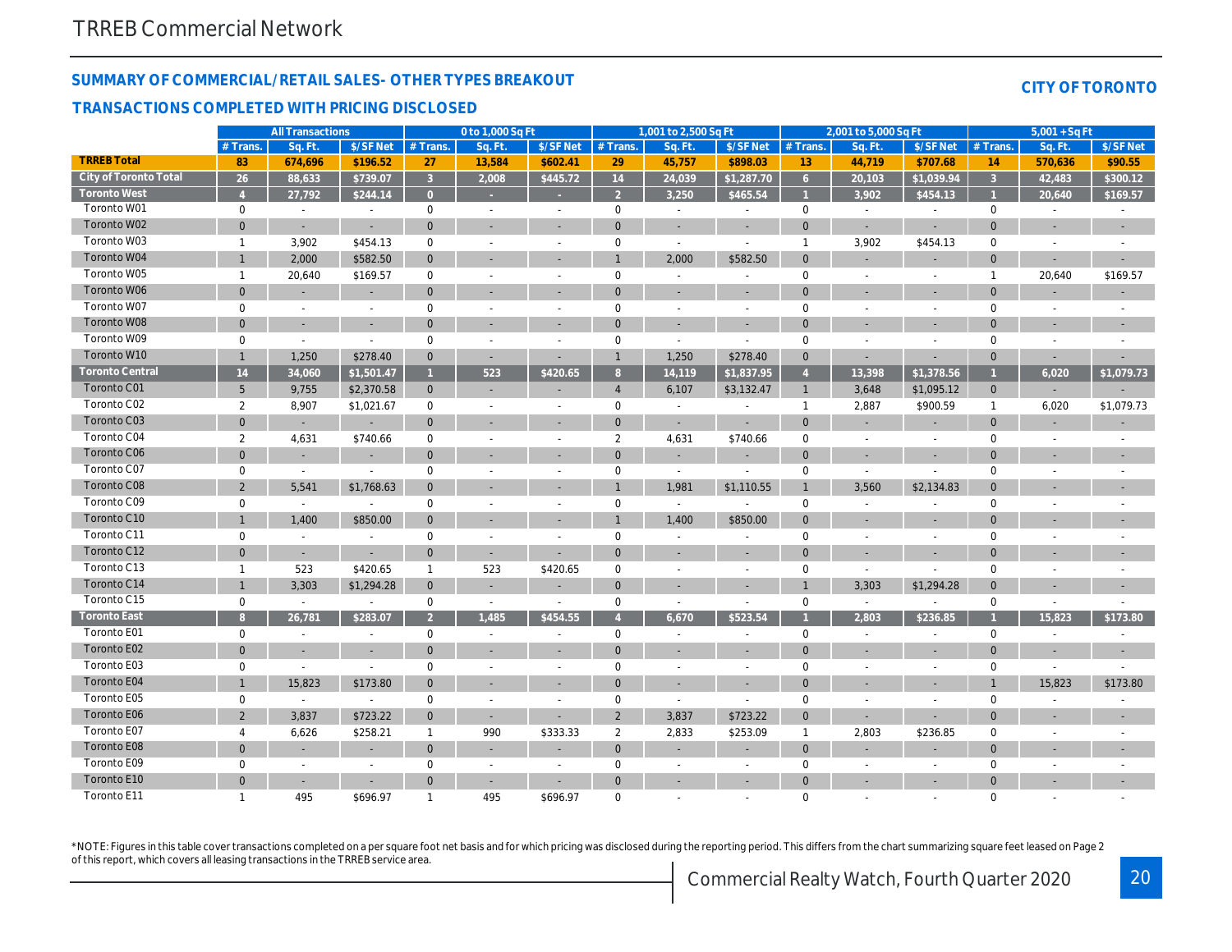TRREB Commercial Network

## SUMMARY OF COMMERCIAL/RETAIL SALES- OTHER TYPES BREAKOUT

## TRANSACTIONS COMPLETED WITH PRICING DISCLOSED

**CITY OF TORONTO**

| | All Transactions | | | 0 to 1,000 Sq Ft | | | 1,001 to 2,500 Sq Ft | | | 2,001 to 5,000 Sq Ft | | | 5,001 + Sq Ft | | |
|---|---|---|---|---|---|---|---|---|---|---|---|---|---|---|---|
| | # Trans. | Sq. Ft. | $/SF Net | # Trans. | Sq. Ft. | $/SF Net | # Trans. | Sq. Ft. | $/SF Net | # Trans. | Sq. Ft. | $/SF Net | # Trans. | Sq. Ft. | $/SF Net |
| **TRREB Total** | 83 | 674,696 | $196.52 | 27 | 13,584 | $602.41 | 29 | 45,757 | $898.03 | 13 | 44,719 | $707.68 | 14 | 570,636 | $90.55 |
| **City of Toronto Total** | 26 | 88,633 | $739.07 | 3 | 2,008 | $445.72 | 14 | 24,039 | $1,287.70 | 6 | 20,103 | $1,039.94 | 3 | 42,483 | $300.12 |
| **Toronto West** | 4 | 27,792 | $244.14 | 0 | - | - | 2 | 3,250 | $465.54 | 1 | 3,902 | $454.13 | 1 | 20,640 | $169.57 |
| Toronto W01 | 0 | - | - | 0 | - | - | 0 | - | - | 0 | - | - | 0 | - | - |
| Toronto W02 | 0 | - | - | 0 | - | - | 0 | - | - | 0 | - | - | 0 | - | - |
| Toronto W03 | 1 | 3,902 | $454.13 | 0 | - | - | 0 | - | - | 1 | 3,902 | $454.13 | 0 | - | - |
| Toronto W04 | 1 | 2,000 | $582.50 | 0 | - | - | 1 | 2,000 | $582.50 | 0 | - | - | 0 | - | - |
| Toronto W05 | 1 | 20,640 | $169.57 | 0 | - | - | 0 | - | - | 0 | - | - | 1 | 20,640 | $169.57 |
| Toronto W06 | 0 | - | - | 0 | - | - | 0 | - | - | 0 | - | - | 0 | - | - |
| Toronto W07 | 0 | - | - | 0 | - | - | 0 | - | - | 0 | - | - | 0 | - | - |
| Toronto W08 | 0 | - | - | 0 | - | - | 0 | - | - | 0 | - | - | 0 | - | - |
| Toronto W09 | 0 | - | - | 0 | - | - | 0 | - | - | 0 | - | - | 0 | - | - |
| Toronto W10 | 1 | 1,250 | $278.40 | 0 | - | - | 1 | 1,250 | $278.40 | 0 | - | - | 0 | - | - |
| **Toronto Central** | 14 | 34,060 | $1,501.47 | 1 | 523 | $420.65 | 8 | 14,119 | $1,837.95 | 4 | 13,398 | $1,378.56 | 1 | 6,020 | $1,079.73 |
| Toronto C01 | 5 | 9,755 | $2,370.58 | 0 | - | - | 4 | 6,107 | $3,132.47 | 1 | 3,648 | $1,095.12 | 0 | - | - |
| Toronto C02 | 2 | 8,907 | $1,021.67 | 0 | - | - | 0 | - | - | 1 | 2,887 | $900.59 | 1 | 6,020 | $1,079.73 |
| Toronto C03 | 0 | - | - | 0 | - | - | 0 | - | - | 0 | - | - | 0 | - | - |
| Toronto C04 | 2 | 4,631 | $740.66 | 0 | - | - | 2 | 4,631 | $740.66 | 0 | - | - | 0 | - | - |
| Toronto C06 | 0 | - | - | 0 | - | - | 0 | - | - | 0 | - | - | 0 | - | - |
| Toronto C07 | 0 | - | - | 0 | - | - | 0 | - | - | 0 | - | - | 0 | - | - |
| Toronto C08 | 2 | 5,541 | $1,768.63 | 0 | - | - | 1 | 1,981 | $1,110.55 | 1 | 3,560 | $2,134.83 | 0 | - | - |
| Toronto C09 | 0 | - | - | 0 | - | - | 0 | - | - | 0 | - | - | 0 | - | - |
| Toronto C10 | 1 | 1,400 | $850.00 | 0 | - | - | 1 | 1,400 | $850.00 | 0 | - | - | 0 | - | - |
| Toronto C11 | 0 | - | - | 0 | - | - | 0 | - | - | 0 | - | - | 0 | - | - |
| Toronto C12 | 0 | - | - | 0 | - | - | 0 | - | - | 0 | - | - | 0 | - | - |
| Toronto C13 | 1 | 523 | $420.65 | 1 | 523 | $420.65 | 0 | - | - | 0 | - | - | 0 | - | - |
| Toronto C14 | 1 | 3,303 | $1,294.28 | 0 | - | - | 0 | - | - | 1 | 3,303 | $1,294.28 | 0 | - | - |
| Toronto C15 | 0 | - | - | 0 | - | - | 0 | - | - | 0 | - | - | 0 | - | - |
| **Toronto East** | 8 | 26,781 | $283.07 | 2 | 1,485 | $454.55 | 4 | 6,670 | $523.54 | 1 | 2,803 | $236.85 | 1 | 15,823 | $173.80 |
| Toronto E01 | 0 | - | - | 0 | - | - | 0 | - | - | 0 | - | - | 0 | - | - |
| Toronto E02 | 0 | - | - | 0 | - | - | 0 | - | - | 0 | - | - | 0 | - | - |
| Toronto E03 | 0 | - | - | 0 | - | - | 0 | - | - | 0 | - | - | 0 | - | - |
| Toronto E04 | 1 | 15,823 | $173.80 | 0 | - | - | 0 | - | - | 0 | - | - | 1 | 15,823 | $173.80 |
| Toronto E05 | 0 | - | - | 0 | - | - | 0 | - | - | 0 | - | - | 0 | - | - |
| Toronto E06 | 2 | 3,837 | $723.22 | 0 | - | - | 2 | 3,837 | $723.22 | 0 | - | - | 0 | - | - |
| Toronto E07 | 4 | 6,626 | $258.21 | 1 | 990 | $333.33 | 2 | 2,833 | $253.09 | 1 | 2,803 | $236.85 | 0 | - | - |
| Toronto E08 | 0 | - | - | 0 | - | - | 0 | - | - | 0 | - | - | 0 | - | - |
| Toronto E09 | 0 | - | - | 0 | - | - | 0 | - | - | 0 | - | - | 0 | - | - |
| Toronto E10 | 0 | - | - | 0 | - | - | 0 | - | - | 0 | - | - | 0 | - | - |
| Toronto E11 | 1 | 495 | $696.97 | 1 | 495 | $696.97 | 0 | - | - | 0 | - | - | 0 | - | - |

*NOTE: Figures in this table cover transactions completed on a per square foot net basis and for which pricing was disclosed during the reporting period. This differs from the chart summarizing square feet leased on Page 2 of this report, which covers all leasing transactions in the TRREB service area.

Commercial Realty Watch, Fourth Quarter 2020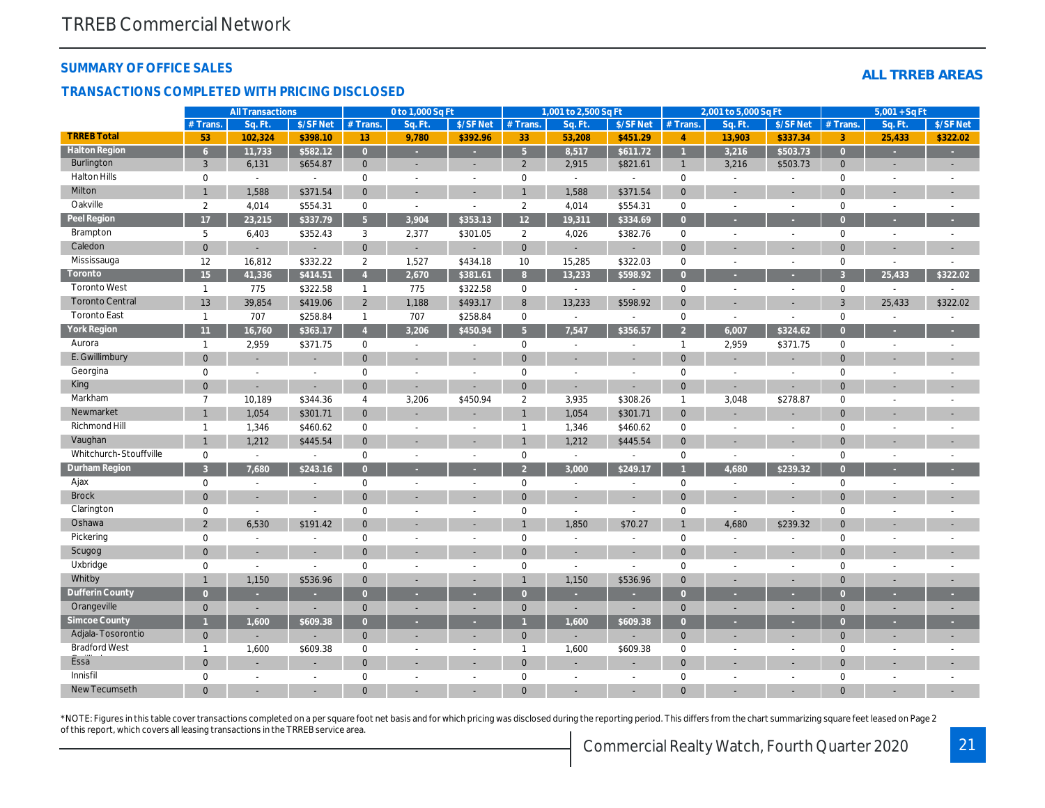## SUMMARY OF OFFICE SALES

## TRANSACTIONS COMPLETED WITH PRICING DISCLOSED

**ALL TRREB AREAS**

| | All Transactions | | | 0 to 1,000 Sq Ft | | | 1,001 to 2,500 Sq Ft | | | 2,001 to 5,000 Sq Ft | | | 5,001 + Sq Ft | | |
|---|---|---|---|---|---|---|---|---|---|---|---|---|---|---|---|
| | # Trans. | Sq. Ft. | $/SF Net | # Trans. | Sq. Ft. | $/SF Net | # Trans. | Sq. Ft. | $/SF Net | # Trans. | Sq. Ft. | $/SF Net | # Trans. | Sq. Ft. | $/SF Net |
| **TRREB Total** | **53** | **102,324** | **$398.10** | **13** | **9,780** | **$392.96** | **33** | **53,208** | **$451.29** | **4** | **13,903** | **$337.34** | **3** | **25,433** | **$322.02** |
| **Halton Region** | **6** | **11,733** | **$582.12** | **0** | **-** | **-** | **5** | **8,517** | **$611.72** | **1** | **3,216** | **$503.73** | **0** | **-** | **-** |
| Burlington | 3 | 6,131 | $654.87 | 0 | - | - | 2 | 2,915 | $821.61 | 1 | 3,216 | $503.73 | 0 | - | - |
| Halton Hills | 0 | - | - | 0 | - | - | 0 | - | - | 0 | - | - | 0 | - | - |
| Milton | 1 | 1,588 | $371.54 | 0 | - | - | 1 | 1,588 | $371.54 | 0 | - | - | 0 | - | - |
| Oakville | 2 | 4,014 | $554.31 | 0 | - | - | 2 | 4,014 | $554.31 | 0 | - | - | 0 | - | - |
| **Peel Region** | **17** | **23,215** | **$337.79** | **5** | **3,904** | **$353.13** | **12** | **19,311** | **$334.69** | **0** | **-** | **-** | **0** | **-** | **-** |
| Brampton | 5 | 6,403 | $352.43 | 3 | 2,377 | $301.05 | 2 | 4,026 | $382.76 | 0 | - | - | 0 | - | - |
| Caledon | 0 | - | - | 0 | - | - | 0 | - | - | 0 | - | - | 0 | - | - |
| Mississauga | 12 | 16,812 | $332.22 | 2 | 1,527 | $434.18 | 10 | 15,285 | $322.03 | 0 | - | - | 0 | - | - |
| **Toronto** | **15** | **41,336** | **$414.51** | **4** | **2,670** | **$381.61** | **8** | **13,233** | **$598.92** | **0** | **-** | **-** | **3** | **25,433** | **$322.02** |
| Toronto West | 1 | 775 | $322.58 | 1 | 775 | $322.58 | 0 | - | - | 0 | - | - | 0 | - | - |
| Toronto Central | 13 | 39,854 | $419.06 | 2 | 1,188 | $493.17 | 8 | 13,233 | $598.92 | 0 | - | - | 3 | 25,433 | $322.02 |
| Toronto East | 1 | 707 | $258.84 | 1 | 707 | $258.84 | 0 | - | - | 0 | - | - | 0 | - | - |
| **York Region** | **11** | **16,760** | **$363.17** | **4** | **3,206** | **$450.94** | **5** | **7,547** | **$356.57** | **2** | **6,007** | **$324.62** | **0** | **-** | **-** |
| Aurora | 1 | 2,959 | $371.75 | 0 | - | - | 0 | - | - | 1 | 2,959 | $371.75 | 0 | - | - |
| E. Gwillimbury | 0 | - | - | 0 | - | - | 0 | - | - | 0 | - | - | 0 | - | - |
| Georgina | 0 | - | - | 0 | - | - | 0 | - | - | 0 | - | - | 0 | - | - |
| King | 0 | - | - | 0 | - | - | 0 | - | - | 0 | - | - | 0 | - | - |
| Markham | 7 | 10,189 | $344.36 | 4 | 3,206 | $450.94 | 2 | 3,935 | $308.26 | 1 | 3,048 | $278.87 | 0 | - | - |
| Newmarket | 1 | 1,054 | $301.71 | 0 | - | - | 1 | 1,054 | $301.71 | 0 | - | - | 0 | - | - |
| Richmond Hill | 1 | 1,346 | $460.62 | 0 | - | - | 1 | 1,346 | $460.62 | 0 | - | - | 0 | - | - |
| Vaughan | 1 | 1,212 | $445.54 | 0 | - | - | 1 | 1,212 | $445.54 | 0 | - | - | 0 | - | - |
| Whitchurch-Stouffville | 0 | - | - | 0 | - | - | 0 | - | - | 0 | - | - | 0 | - | - |
| **Durham Region** | **3** | **7,680** | **$243.16** | **0** | **-** | **-** | **2** | **3,000** | **$249.17** | **1** | **4,680** | **$239.32** | **0** | **-** | **-** |
| Ajax | 0 | - | - | 0 | - | - | 0 | - | - | 0 | - | - | 0 | - | - |
| Brock | 0 | - | - | 0 | - | - | 0 | - | - | 0 | - | - | 0 | - | - |
| Clarington | 0 | - | - | 0 | - | - | 0 | - | - | 0 | - | - | 0 | - | - |
| Oshawa | 2 | 6,530 | $191.42 | 0 | - | - | 1 | 1,850 | $70.27 | 1 | 4,680 | $239.32 | 0 | - | - |
| Pickering | 0 | - | - | 0 | - | - | 0 | - | - | 0 | - | - | 0 | - | - |
| Scugog | 0 | - | - | 0 | - | - | 0 | - | - | 0 | - | - | 0 | - | - |
| Uxbridge | 0 | - | - | 0 | - | - | 0 | - | - | 0 | - | - | 0 | - | - |
| Whitby | 1 | 1,150 | $536.96 | 0 | - | - | 1 | 1,150 | $536.96 | 0 | - | - | 0 | - | - |
| **Dufferin County** | **0** | **-** | **-** | **0** | **-** | **-** | **0** | **-** | **-** | **0** | **-** | **-** | **0** | **-** | **-** |
| Orangeville | 0 | - | - | 0 | - | - | 0 | - | - | 0 | - | - | 0 | - | - |
| **Simcoe County** | **1** | **1,600** | **$609.38** | **0** | **-** | **-** | **1** | **1,600** | **$609.38** | **0** | **-** | **-** | **0** | **-** | **-** |
| Adjala-Tosorontio | 0 | - | - | 0 | - | - | 0 | - | - | 0 | - | - | 0 | - | - |
| Bradford West Gwillimbury | 1 | 1,600 | $609.38 | 0 | - | - | 1 | 1,600 | $609.38 | 0 | - | - | 0 | - | - |
| Essa | 0 | - | - | 0 | - | - | 0 | - | - | 0 | - | - | 0 | - | - |
| Innisfil | 0 | - | - | 0 | - | - | 0 | - | - | 0 | - | - | 0 | - | - |
| New Tecumseth | 0 | - | - | 0 | - | - | 0 | - | - | 0 | - | - | 0 | - | - |

*NOTE: Figures in this table cover transactions completed on a per square foot net basis and for which pricing was disclosed during the reporting period. This differs from the chart summarizing square feet leased on Page 2 of this report, which covers all leasing transactions in the TRREB service area.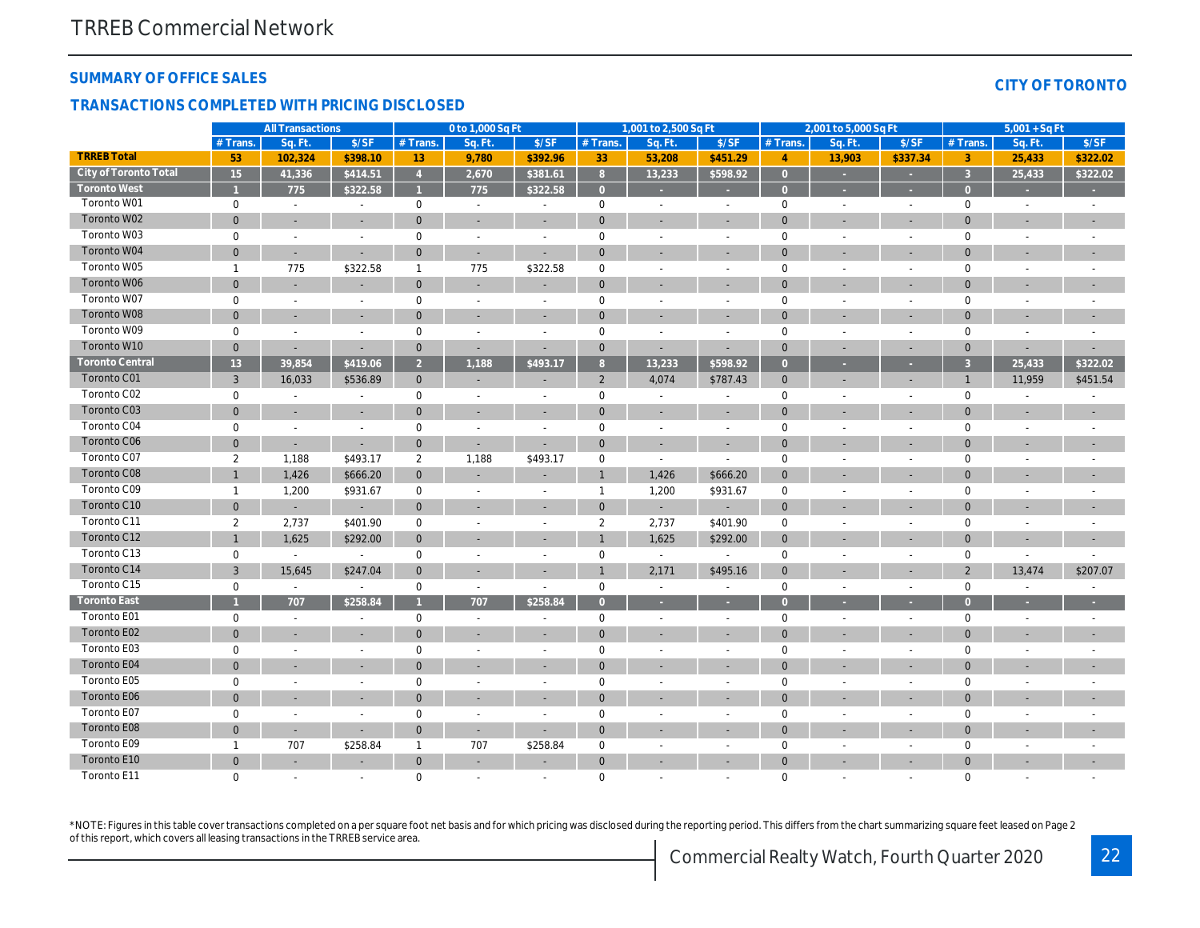TRREB Commercial Network

## SUMMARY OF OFFICE SALES

## TRANSACTIONS COMPLETED WITH PRICING DISCLOSED

**CITY OF TORONTO**

| | All Transactions | | | 0 to 1,000 Sq Ft | | | 1,001 to 2,500 Sq Ft | | | 2,001 to 5,000 Sq Ft | | | 5,001 + Sq Ft | | |
|---|---|---|---|---|---|---|---|---|---|---|---|---|---|---|---|
| | # Trans. | Sq. Ft. | $/SF | # Trans. | Sq. Ft. | $/SF | # Trans. | Sq. Ft. | $/SF | # Trans. | Sq. Ft. | $/SF | # Trans. | Sq. Ft. | $/SF |
| **TRREB Total** | **53** | **102,324** | **$398.10** | **13** | **9,780** | **$392.96** | **33** | **53,208** | **$451.29** | **4** | **13,903** | **$337.34** | **3** | **25,433** | **$322.02** |
| **City of Toronto Total** | **15** | **41,336** | **$414.51** | **4** | **2,670** | **$381.61** | **8** | **13,233** | **$598.92** | **0** | **-** | **-** | **3** | **25,433** | **$322.02** |
| **Toronto West** | **1** | **775** | **$322.58** | **1** | **775** | **$322.58** | **0** | **-** | **-** | **0** | **-** | **-** | **0** | **-** | **-** |
| Toronto W01 | 0 | - | - | 0 | - | - | 0 | - | - | 0 | - | - | 0 | - | - |
| Toronto W02 | 0 | - | - | 0 | - | - | 0 | - | - | 0 | - | - | 0 | - | - |
| Toronto W03 | 0 | - | - | 0 | - | - | 0 | - | - | 0 | - | - | 0 | - | - |
| Toronto W04 | 0 | - | - | 0 | - | - | 0 | - | - | 0 | - | - | 0 | - | - |
| Toronto W05 | 1 | 775 | $322.58 | 1 | 775 | $322.58 | 0 | - | - | 0 | - | - | 0 | - | - |
| Toronto W06 | 0 | - | - | 0 | - | - | 0 | - | - | 0 | - | - | 0 | - | - |
| Toronto W07 | 0 | - | - | 0 | - | - | 0 | - | - | 0 | - | - | 0 | - | - |
| Toronto W08 | 0 | - | - | 0 | - | - | 0 | - | - | 0 | - | - | 0 | - | - |
| Toronto W09 | 0 | - | - | 0 | - | - | 0 | - | - | 0 | - | - | 0 | - | - |
| Toronto W10 | 0 | - | - | 0 | - | - | 0 | - | - | 0 | - | - | 0 | - | - |
| **Toronto Central** | **13** | **39,854** | **$419.06** | **2** | **1,188** | **$493.17** | **8** | **13,233** | **$598.92** | **0** | **-** | **-** | **3** | **25,433** | **$322.02** |
| Toronto C01 | 3 | 16,033 | $536.89 | 0 | - | - | 2 | 4,074 | $787.43 | 0 | - | - | 1 | 11,959 | $451.54 |
| Toronto C02 | 0 | - | - | 0 | - | - | 0 | - | - | 0 | - | - | 0 | - | - |
| Toronto C03 | 0 | - | - | 0 | - | - | 0 | - | - | 0 | - | - | 0 | - | - |
| Toronto C04 | 0 | - | - | 0 | - | - | 0 | - | - | 0 | - | - | 0 | - | - |
| Toronto C06 | 0 | - | - | 0 | - | - | 0 | - | - | 0 | - | - | 0 | - | - |
| Toronto C07 | 2 | 1,188 | $493.17 | 2 | 1,188 | $493.17 | 0 | - | - | 0 | - | - | 0 | - | - |
| Toronto C08 | 1 | 1,426 | $666.20 | 0 | - | - | 1 | 1,426 | $666.20 | 0 | - | - | 0 | - | - |
| Toronto C09 | 1 | 1,200 | $931.67 | 0 | - | - | 1 | 1,200 | $931.67 | 0 | - | - | 0 | - | - |
| Toronto C10 | 0 | - | - | 0 | - | - | 0 | - | - | 0 | - | - | 0 | - | - |
| Toronto C11 | 2 | 2,737 | $401.90 | 0 | - | - | 2 | 2,737 | $401.90 | 0 | - | - | 0 | - | - |
| Toronto C12 | 1 | 1,625 | $292.00 | 0 | - | - | 1 | 1,625 | $292.00 | 0 | - | - | 0 | - | - |
| Toronto C13 | 0 | - | - | 0 | - | - | 0 | - | - | 0 | - | - | 0 | - | - |
| Toronto C14 | 3 | 15,645 | $247.04 | 0 | - | - | 1 | 2,171 | $495.16 | 0 | - | - | 2 | 13,474 | $207.07 |
| Toronto C15 | 0 | - | - | 0 | - | - | 0 | - | - | 0 | - | - | 0 | - | - |
| **Toronto East** | **1** | **707** | **$258.84** | **1** | **707** | **$258.84** | **0** | **-** | **-** | **0** | **-** | **-** | **0** | **-** | **-** |
| Toronto E01 | 0 | - | - | 0 | - | - | 0 | - | - | 0 | - | - | 0 | - | - |
| Toronto E02 | 0 | - | - | 0 | - | - | 0 | - | - | 0 | - | - | 0 | - | - |
| Toronto E03 | 0 | - | - | 0 | - | - | 0 | - | - | 0 | - | - | 0 | - | - |
| Toronto E04 | 0 | - | - | 0 | - | - | 0 | - | - | 0 | - | - | 0 | - | - |
| Toronto E05 | 0 | - | - | 0 | - | - | 0 | - | - | 0 | - | - | 0 | - | - |
| Toronto E06 | 0 | - | - | 0 | - | - | 0 | - | - | 0 | - | - | 0 | - | - |
| Toronto E07 | 0 | - | - | 0 | - | - | 0 | - | - | 0 | - | - | 0 | - | - |
| Toronto E08 | 0 | - | - | 0 | - | - | 0 | - | - | 0 | - | - | 0 | - | - |
| Toronto E09 | 1 | 707 | $258.84 | 1 | 707 | $258.84 | 0 | - | - | 0 | - | - | 0 | - | - |
| Toronto E10 | 0 | - | - | 0 | - | - | 0 | - | - | 0 | - | - | 0 | - | - |
| Toronto E11 | 0 | - | - | 0 | - | - | 0 | - | - | 0 | - | - | 0 | - | - |

*NOTE: Figures in this table cover transactions completed on a per square foot net basis and for which pricing was disclosed during the reporting period. This differs from the chart summarizing square feet leased on Page 2 of this report, which covers all leasing transactions in the TRREB service area.

Commercial Realty Watch, Fourth Quarter 2020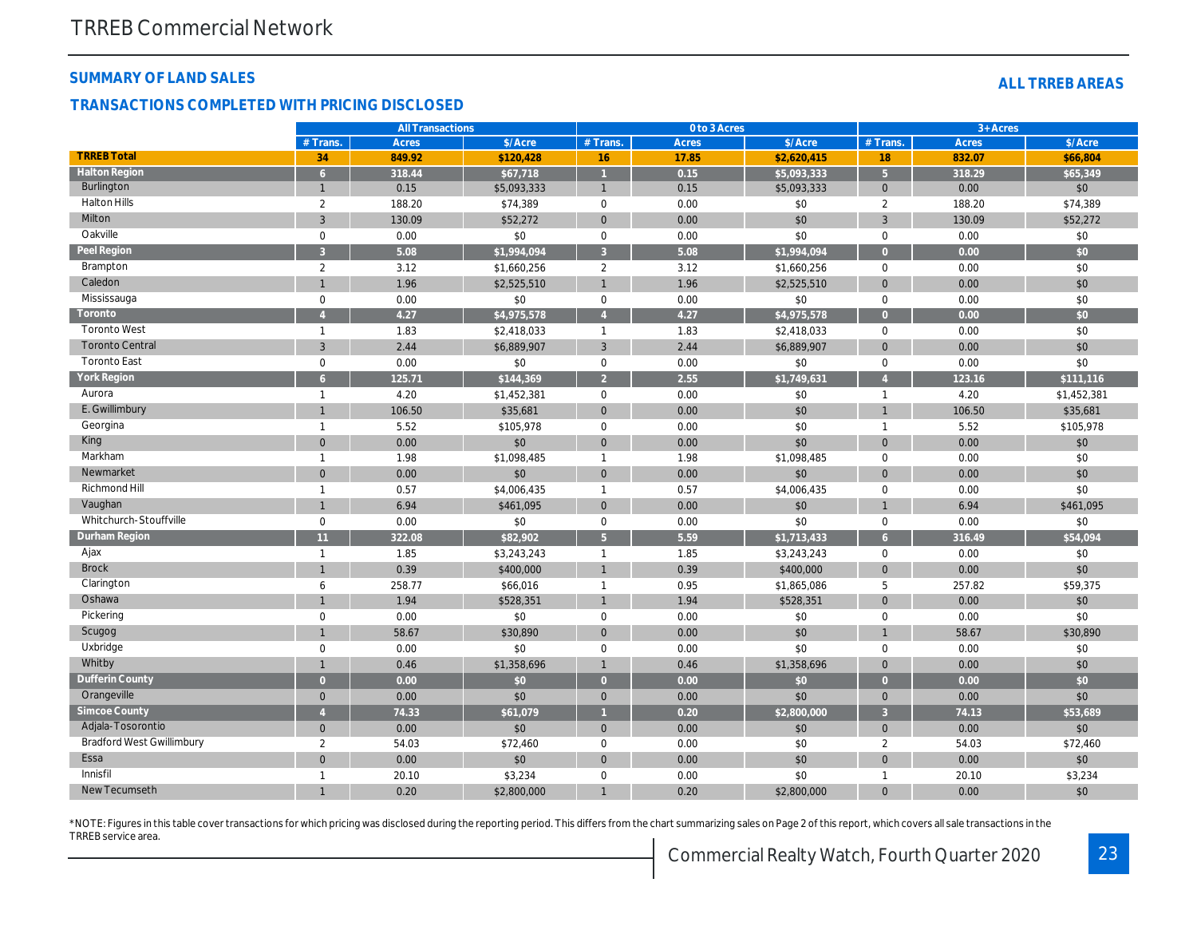## SUMMARY OF LAND SALES

## ALL TRREB AREAS

### TRANSACTIONS COMPLETED WITH PRICING DISCLOSED

| | All Transactions | | | 0 to 3 Acres | | | 3+ Acres | | |
|---|---|---|---|---|---|---|---|---|---|
| | # Trans. | Acres | $/Acre | # Trans. | Acres | $/Acre | # Trans. | Acres | $/Acre |
| **TRREB Total** | **34** | **849.92** | **$120,428** | **16** | **17.85** | **$2,620,415** | **18** | **832.07** | **$66,804** |
| **Halton Region** | **6** | **318.44** | **$67,718** | **1** | **0.15** | **$5,093,333** | **5** | **318.29** | **$65,349** |
| Burlington | 1 | 0.15 | $5,093,333 | 1 | 0.15 | $5,093,333 | 0 | 0.00 | $0 |
| Halton Hills | 2 | 188.20 | $74,389 | 0 | 0.00 | $0 | 2 | 188.20 | $74,389 |
| Milton | 3 | 130.09 | $52,272 | 0 | 0.00 | $0 | 3 | 130.09 | $52,272 |
| Oakville | 0 | 0.00 | $0 | 0 | 0.00 | $0 | 0 | 0.00 | $0 |
| **Peel Region** | **3** | **5.08** | **$1,994,094** | **3** | **5.08** | **$1,994,094** | **0** | **0.00** | **$0** |
| Brampton | 2 | 3.12 | $1,660,256 | 2 | 3.12 | $1,660,256 | 0 | 0.00 | $0 |
| Caledon | 1 | 1.96 | $2,525,510 | 1 | 1.96 | $2,525,510 | 0 | 0.00 | $0 |
| Mississauga | 0 | 0.00 | $0 | 0 | 0.00 | $0 | 0 | 0.00 | $0 |
| **Toronto** | **4** | **4.27** | **$4,975,578** | **4** | **4.27** | **$4,975,578** | **0** | **0.00** | **$0** |
| Toronto West | 1 | 1.83 | $2,418,033 | 1 | 1.83 | $2,418,033 | 0 | 0.00 | $0 |
| Toronto Central | 3 | 2.44 | $6,889,907 | 3 | 2.44 | $6,889,907 | 0 | 0.00 | $0 |
| Toronto East | 0 | 0.00 | $0 | 0 | 0.00 | $0 | 0 | 0.00 | $0 |
| **York Region** | **6** | **125.71** | **$144,369** | **2** | **2.55** | **$1,749,631** | **4** | **123.16** | **$111,116** |
| Aurora | 1 | 4.20 | $1,452,381 | 0 | 0.00 | $0 | 1 | 4.20 | $1,452,381 |
| E. Gwillimbury | 1 | 106.50 | $35,681 | 0 | 0.00 | $0 | 1 | 106.50 | $35,681 |
| Georgina | 1 | 5.52 | $105,978 | 0 | 0.00 | $0 | 1 | 5.52 | $105,978 |
| King | 0 | 0.00 | $0 | 0 | 0.00 | $0 | 0 | 0.00 | $0 |
| Markham | 1 | 1.98 | $1,098,485 | 1 | 1.98 | $1,098,485 | 0 | 0.00 | $0 |
| Newmarket | 0 | 0.00 | $0 | 0 | 0.00 | $0 | 0 | 0.00 | $0 |
| Richmond Hill | 1 | 0.57 | $4,006,435 | 1 | 0.57 | $4,006,435 | 0 | 0.00 | $0 |
| Vaughan | 1 | 6.94 | $461,095 | 0 | 0.00 | $0 | 1 | 6.94 | $461,095 |
| Whitchurch-Stouffville | 0 | 0.00 | $0 | 0 | 0.00 | $0 | 0 | 0.00 | $0 |
| **Durham Region** | **11** | **322.08** | **$82,902** | **5** | **5.59** | **$1,713,433** | **6** | **316.49** | **$54,094** |
| Ajax | 1 | 1.85 | $3,243,243 | 1 | 1.85 | $3,243,243 | 0 | 0.00 | $0 |
| Brock | 1 | 0.39 | $400,000 | 1 | 0.39 | $400,000 | 0 | 0.00 | $0 |
| Clarington | 6 | 258.77 | $66,016 | 1 | 0.95 | $1,865,086 | 5 | 257.82 | $59,375 |
| Oshawa | 1 | 1.94 | $528,351 | 1 | 1.94 | $528,351 | 0 | 0.00 | $0 |
| Pickering | 0 | 0.00 | $0 | 0 | 0.00 | $0 | 0 | 0.00 | $0 |
| Scugog | 1 | 58.67 | $30,890 | 0 | 0.00 | $0 | 1 | 58.67 | $30,890 |
| Uxbridge | 0 | 0.00 | $0 | 0 | 0.00 | $0 | 0 | 0.00 | $0 |
| Whitby | 1 | 0.46 | $1,358,696 | 1 | 0.46 | $1,358,696 | 0 | 0.00 | $0 |
| **Dufferin County** | **0** | **0.00** | **$0** | **0** | **0.00** | **$0** | **0** | **0.00** | **$0** |
| Orangeville | 0 | 0.00 | $0 | 0 | 0.00 | $0 | 0 | 0.00 | $0 |
| **Simcoe County** | **4** | **74.33** | **$61,079** | **1** | **0.20** | **$2,800,000** | **3** | **74.13** | **$53,689** |
| Adjala-Tosorontio | 0 | 0.00 | $0 | 0 | 0.00 | $0 | 0 | 0.00 | $0 |
| Bradford West Gwillimbury | 2 | 54.03 | $72,460 | 0 | 0.00 | $0 | 2 | 54.03 | $72,460 |
| Essa | 0 | 0.00 | $0 | 0 | 0.00 | $0 | 0 | 0.00 | $0 |
| Innisfil | 1 | 20.10 | $3,234 | 0 | 0.00 | $0 | 1 | 20.10 | $3,234 |
| New Tecumseth | 1 | 0.20 | $2,800,000 | 1 | 0.20 | $2,800,000 | 0 | 0.00 | $0 |

*NOTE: Figures in this table cover transactions for which pricing was disclosed during the reporting period. This differs from the chart summarizing sales on Page 2 of this report, which covers all sale transactions in the TRREB service area.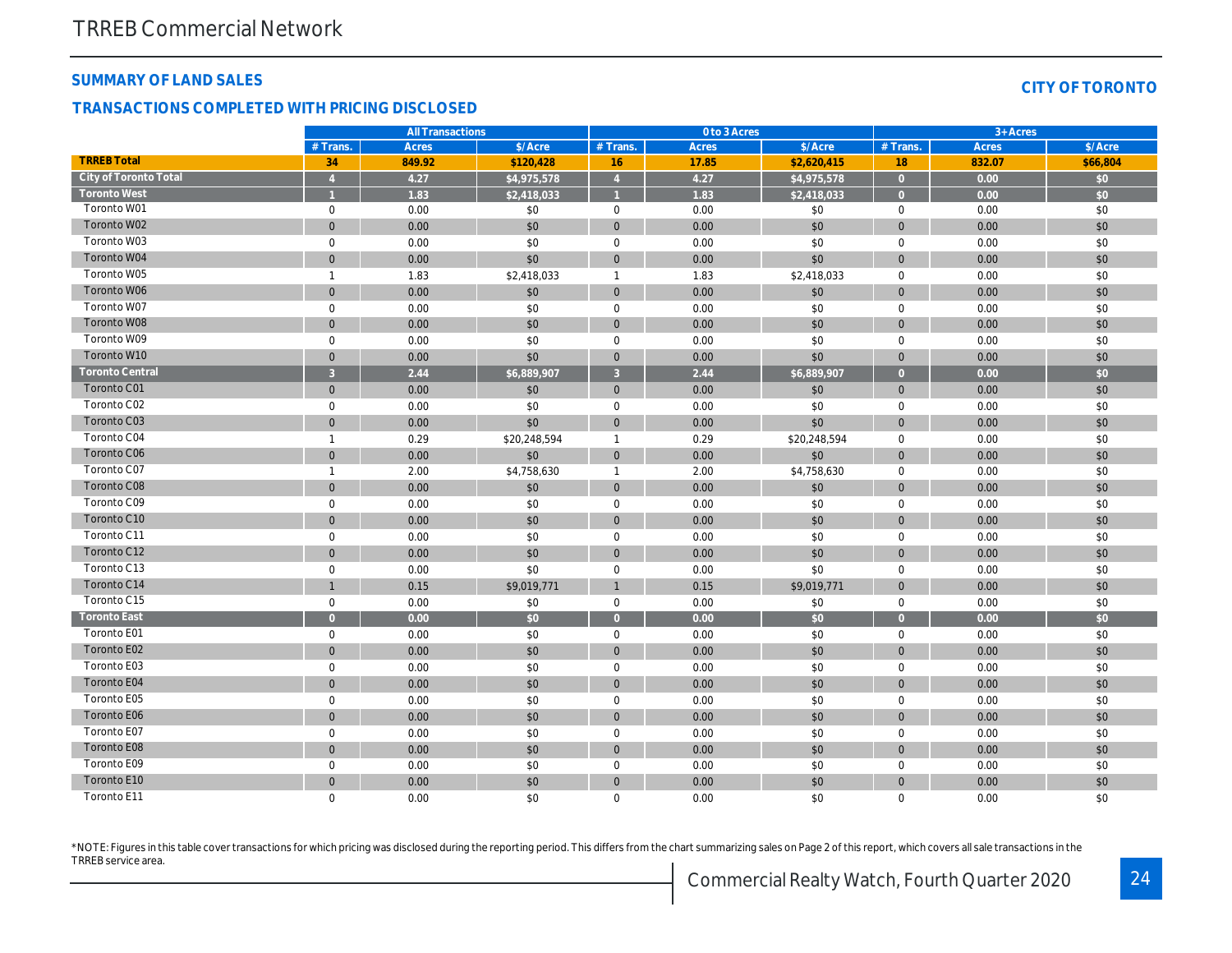# TRREB Commercial Network

## SUMMARY OF LAND SALES

## CITY OF TORONTO

### TRANSACTIONS COMPLETED WITH PRICING DISCLOSED

| | All Transactions | | | 0 to 3 Acres | | | 3+ Acres | | |
|---|---|---|---|---|---|---|---|---|---|
| | # Trans. | Acres | $/Acre | # Trans. | Acres | $/Acre | # Trans. | Acres | $/Acre |
| **TRREB Total** | **34** | **849.92** | **$120,428** | **16** | **17.85** | **$2,620,415** | **18** | **832.07** | **$66,804** |
| **City of Toronto Total** | **4** | **4.27** | **$4,975,578** | **4** | **4.27** | **$4,975,578** | **0** | **0.00** | **$0** |
| **Toronto West** | **1** | **1.83** | **$2,418,033** | **1** | **1.83** | **$2,418,033** | **0** | **0.00** | **$0** |
| Toronto W01 | 0 | 0.00 | $0 | 0 | 0.00 | $0 | 0 | 0.00 | $0 |
| Toronto W02 | 0 | 0.00 | $0 | 0 | 0.00 | $0 | 0 | 0.00 | $0 |
| Toronto W03 | 0 | 0.00 | $0 | 0 | 0.00 | $0 | 0 | 0.00 | $0 |
| Toronto W04 | 0 | 0.00 | $0 | 0 | 0.00 | $0 | 0 | 0.00 | $0 |
| Toronto W05 | 1 | 1.83 | $2,418,033 | 1 | 1.83 | $2,418,033 | 0 | 0.00 | $0 |
| Toronto W06 | 0 | 0.00 | $0 | 0 | 0.00 | $0 | 0 | 0.00 | $0 |
| Toronto W07 | 0 | 0.00 | $0 | 0 | 0.00 | $0 | 0 | 0.00 | $0 |
| Toronto W08 | 0 | 0.00 | $0 | 0 | 0.00 | $0 | 0 | 0.00 | $0 |
| Toronto W09 | 0 | 0.00 | $0 | 0 | 0.00 | $0 | 0 | 0.00 | $0 |
| Toronto W10 | 0 | 0.00 | $0 | 0 | 0.00 | $0 | 0 | 0.00 | $0 |
| **Toronto Central** | **3** | **2.44** | **$6,889,907** | **3** | **2.44** | **$6,889,907** | **0** | **0.00** | **$0** |
| Toronto C01 | 0 | 0.00 | $0 | 0 | 0.00 | $0 | 0 | 0.00 | $0 |
| Toronto C02 | 0 | 0.00 | $0 | 0 | 0.00 | $0 | 0 | 0.00 | $0 |
| Toronto C03 | 0 | 0.00 | $0 | 0 | 0.00 | $0 | 0 | 0.00 | $0 |
| Toronto C04 | 1 | 0.29 | $20,248,594 | 1 | 0.29 | $20,248,594 | 0 | 0.00 | $0 |
| Toronto C06 | 0 | 0.00 | $0 | 0 | 0.00 | $0 | 0 | 0.00 | $0 |
| Toronto C07 | 1 | 2.00 | $4,758,630 | 1 | 2.00 | $4,758,630 | 0 | 0.00 | $0 |
| Toronto C08 | 0 | 0.00 | $0 | 0 | 0.00 | $0 | 0 | 0.00 | $0 |
| Toronto C09 | 0 | 0.00 | $0 | 0 | 0.00 | $0 | 0 | 0.00 | $0 |
| Toronto C10 | 0 | 0.00 | $0 | 0 | 0.00 | $0 | 0 | 0.00 | $0 |
| Toronto C11 | 0 | 0.00 | $0 | 0 | 0.00 | $0 | 0 | 0.00 | $0 |
| Toronto C12 | 0 | 0.00 | $0 | 0 | 0.00 | $0 | 0 | 0.00 | $0 |
| Toronto C13 | 0 | 0.00 | $0 | 0 | 0.00 | $0 | 0 | 0.00 | $0 |
| Toronto C14 | 1 | 0.15 | $9,019,771 | 1 | 0.15 | $9,019,771 | 0 | 0.00 | $0 |
| Toronto C15 | 0 | 0.00 | $0 | 0 | 0.00 | $0 | 0 | 0.00 | $0 |
| **Toronto East** | **0** | **0.00** | **$0** | **0** | **0.00** | **$0** | **0** | **0.00** | **$0** |
| Toronto E01 | 0 | 0.00 | $0 | 0 | 0.00 | $0 | 0 | 0.00 | $0 |
| Toronto E02 | 0 | 0.00 | $0 | 0 | 0.00 | $0 | 0 | 0.00 | $0 |
| Toronto E03 | 0 | 0.00 | $0 | 0 | 0.00 | $0 | 0 | 0.00 | $0 |
| Toronto E04 | 0 | 0.00 | $0 | 0 | 0.00 | $0 | 0 | 0.00 | $0 |
| Toronto E05 | 0 | 0.00 | $0 | 0 | 0.00 | $0 | 0 | 0.00 | $0 |
| Toronto E06 | 0 | 0.00 | $0 | 0 | 0.00 | $0 | 0 | 0.00 | $0 |
| Toronto E07 | 0 | 0.00 | $0 | 0 | 0.00 | $0 | 0 | 0.00 | $0 |
| Toronto E08 | 0 | 0.00 | $0 | 0 | 0.00 | $0 | 0 | 0.00 | $0 |
| Toronto E09 | 0 | 0.00 | $0 | 0 | 0.00 | $0 | 0 | 0.00 | $0 |
| Toronto E10 | 0 | 0.00 | $0 | 0 | 0.00 | $0 | 0 | 0.00 | $0 |
| Toronto E11 | 0 | 0.00 | $0 | 0 | 0.00 | $0 | 0 | 0.00 | $0 |

*NOTE: Figures in this table cover transactions for which pricing was disclosed during the reporting period. This differs from the chart summarizing sales on Page 2 of this report, which covers all sale transactions in the TRREB service area.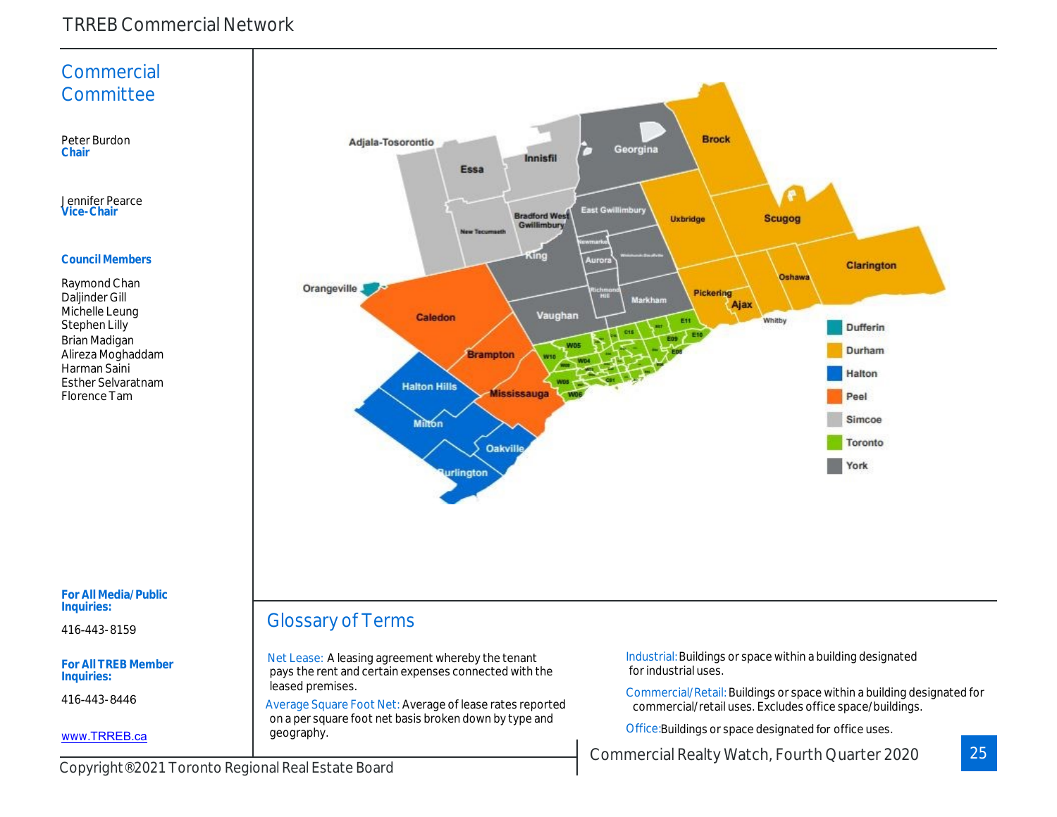# TRREB Commercial Network

## Commercial Committee

Peter Burdon
**Chair**

Jennifer Pearce
**Vice-Chair**

**Council Members**

Raymond Chan
Daljinder Gill
Michelle Leung
Stephen Lilly
Brian Madigan
Alireza Moghaddam
Harman Saini
Esther Selvaratnam
Florence Tam

Adjala-Tosorontio
Essa
Innisfil
Georgina
Brock
Bradford West Gwillimbury
East Gwillimbury
New Tecumseth
Newmarket
Whitchurch-Stouffville
Uxbridge
Scugog
King
Aurora
Richmond Hill
Markham
Pickering
Ajax
Whitby
Oshawa
Clarington
Orangeville
Caledon
Vaughan
Brampton
Halton Hills
Mississauga
Milton
Oakville
Burlington
W05
W10
W04
W03
W02
W01
W06
C15
C07
C01
E11
E10
E09
E08

Dufferin
Durham
Halton
Peel
Simcoe
Toronto
York

**For All Media/Public Inquiries:**

416-443-8159

**For All TREB Member Inquiries:**

416-443-8446

www.TRREB.ca

## Glossary of Terms

Net Lease: A leasing agreement whereby the tenant pays the rent and certain expenses connected with the leased premises.

Average Square Foot Net: Average of lease rates reported on a per square foot net basis broken down by type and geography.

Industrial: Buildings or space within a building designated for industrial uses.

Commercial/Retail: Buildings or space within a building designated for commercial/retail uses. Excludes office space/buildings.

Office: Buildings or space designated for office uses.

Copyright®2021 Toronto Regional Real Estate Board